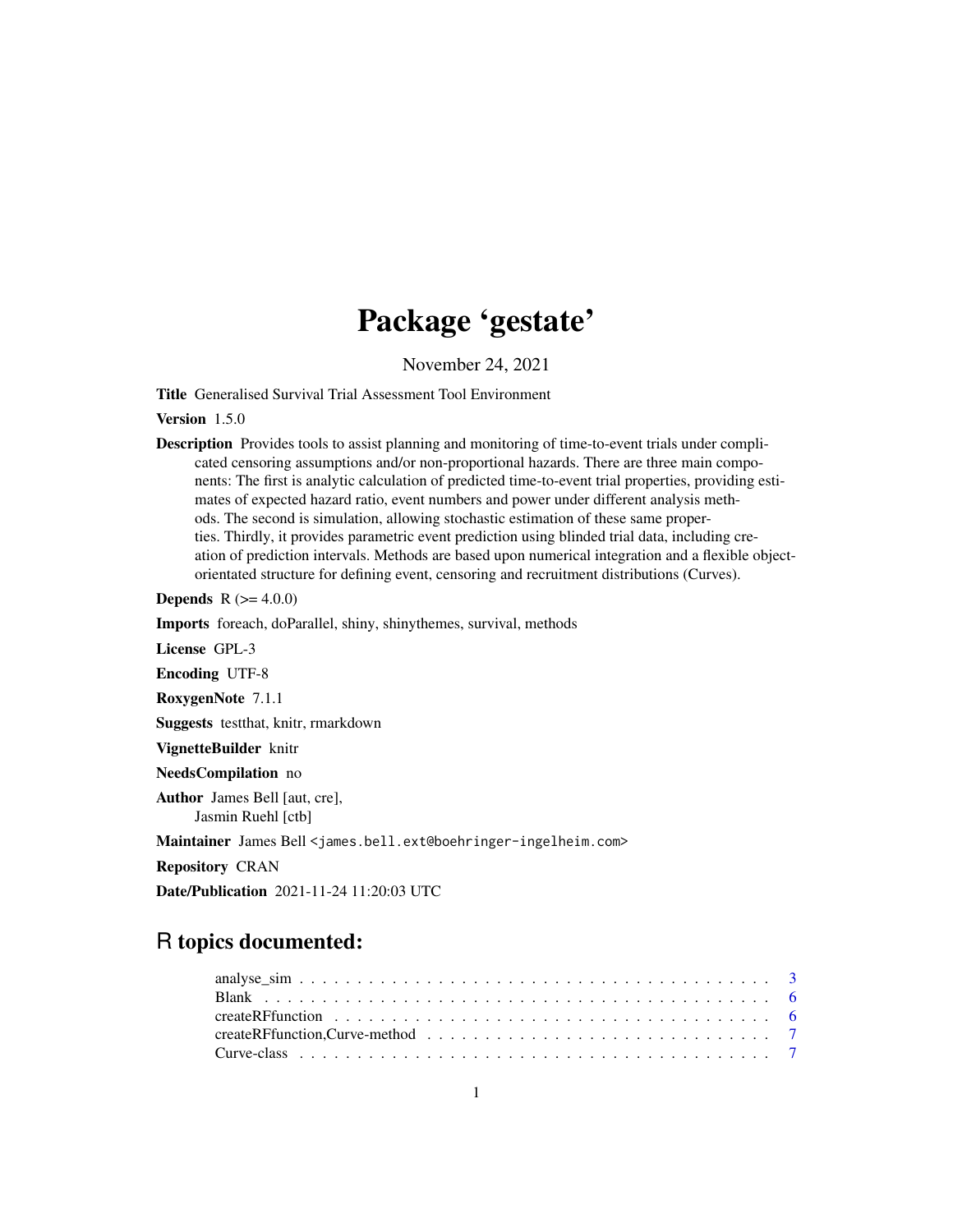# Package 'gestate'

November 24, 2021

**Title** Generalised Survival Trial Assessment Tool Environment

**Version** 1.5.0

**Description** Provides tools to assist planning and monitoring of time-to-event trials under complicated censoring assumptions and/or non-proportional hazards. There are three main components: The first is analytic calculation of predicted time-to-event trial properties, providing estimates of expected hazard ratio, event numbers and power under different analysis methods. The second is simulation, allowing stochastic estimation of these same properties. Thirdly, it provides parametric event prediction using blinded trial data, including creation of prediction intervals. Methods are based upon numerical integration and a flexible object-orientated structure for defining event, censoring and recruitment distributions (Curves).

**Depends** R (>= 4.0.0)

**Imports** foreach, doParallel, shiny, shinythemes, survival, methods

**License** GPL-3

**Encoding** UTF-8

**RoxygenNote** 7.1.1

**Suggests** testthat, knitr, rmarkdown

**VignetteBuilder** knitr

**NeedsCompilation** no

**Author** James Bell [aut, cre],
Jasmin Ruehl [ctb]

**Maintainer** James Bell <james.bell.ext@boehringer-ingelheim.com>

**Repository** CRAN

**Date/Publication** 2021-11-24 11:20:03 UTC

## R topics documented:

| | |
|---|---|
| analyse_sim | 3 |
| Blank | 6 |
| createRFfunction | 6 |
| createRFfunction,Curve-method | 7 |
| Curve-class | 7 |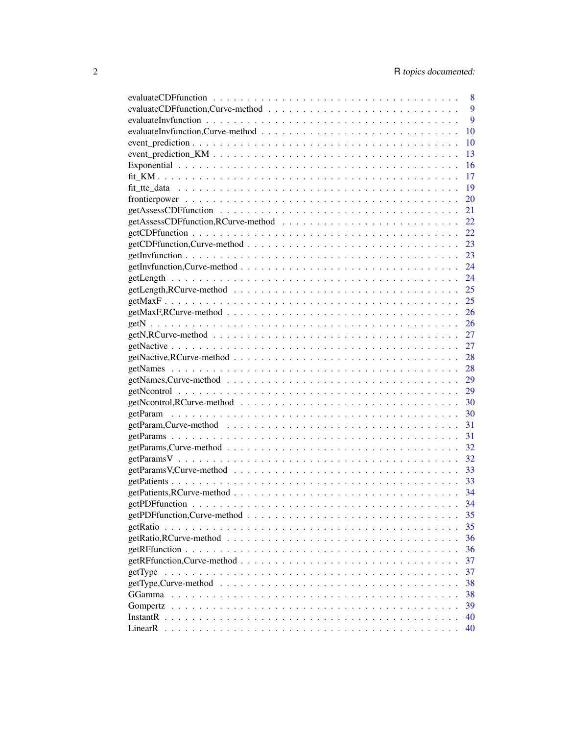| | |
|---|---|
| evaluateCDFfunction | 8 |
| evaluateCDFfunction,Curve-method | 9 |
| evaluateInvfunction | 9 |
| evaluateInvfunction,Curve-method | 10 |
| event_prediction | 10 |
| event_prediction_KM | 13 |
| Exponential | 16 |
| fit_KM | 17 |
| fit_tte_data | 19 |
| frontierpower | 20 |
| getAssessCDFfunction | 21 |
| getAssessCDFfunction,RCurve-method | 22 |
| getCDFfunction | 22 |
| getCDFfunction,Curve-method | 23 |
| getInvfunction | 23 |
| getInvfunction,Curve-method | 24 |
| getLength | 24 |
| getLength,RCurve-method | 25 |
| getMaxF | 25 |
| getMaxF,RCurve-method | 26 |
| getN | 26 |
| getN,RCurve-method | 27 |
| getNactive | 27 |
| getNactive,RCurve-method | 28 |
| getNames | 28 |
| getNames,Curve-method | 29 |
| getNcontrol | 29 |
| getNcontrol,RCurve-method | 30 |
| getParam | 30 |
| getParam,Curve-method | 31 |
| getParams | 31 |
| getParams,Curve-method | 32 |
| getParamsV | 32 |
| getParamsV,Curve-method | 33 |
| getPatients | 33 |
| getPatients,RCurve-method | 34 |
| getPDFfunction | 34 |
| getPDFfunction,Curve-method | 35 |
| getRatio | 35 |
| getRatio,RCurve-method | 36 |
| getRFfunction | 36 |
| getRFfunction,Curve-method | 37 |
| getType | 37 |
| getType,Curve-method | 38 |
| GGamma | 38 |
| Gompertz | 39 |
| InstantR | 40 |
| LinearR | 40 |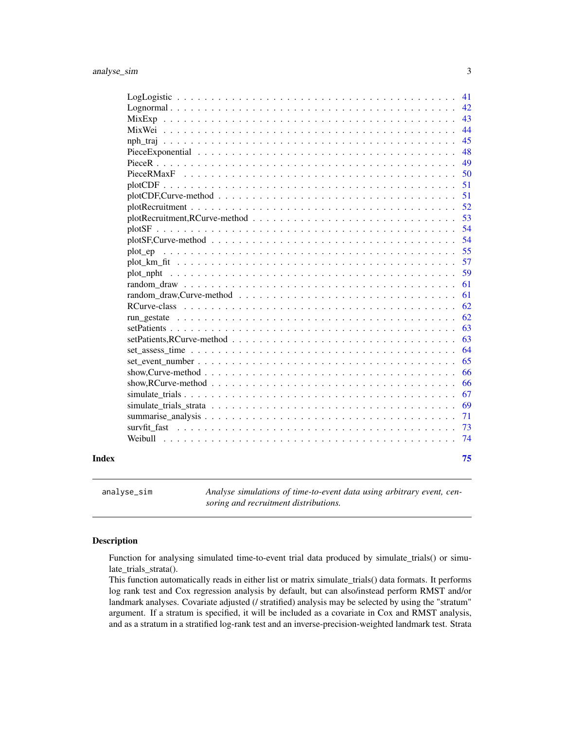| | |
|---|---|
| LogLogistic | 41 |
| Lognormal | 42 |
| MixExp | 43 |
| MixWei | 44 |
| nph_traj | 45 |
| PieceExponential | 48 |
| PieceR | 49 |
| PieceRMaxF | 50 |
| plotCDF | 51 |
| plotCDF,Curve-method | 51 |
| plotRecruitment | 52 |
| plotRecruitment,RCurve-method | 53 |
| plotSF | 54 |
| plotSF,Curve-method | 54 |
| plot_ep | 55 |
| plot_km_fit | 57 |
| plot_npht | 59 |
| random_draw | 61 |
| random_draw,Curve-method | 61 |
| RCurve-class | 62 |
| run_gestate | 62 |
| setPatients | 63 |
| setPatients,RCurve-method | 63 |
| set_assess_time | 64 |
| set_event_number | 65 |
| show,Curve-method | 66 |
| show,RCurve-method | 66 |
| simulate_trials | 67 |
| simulate_trials_strata | 69 |
| summarise_analysis | 71 |
| survfit_fast | 73 |
| Weibull | 74 |

**Index** 75

---

`analyse_sim` *Analyse simulations of time-to-event data using arbitrary event, censoring and recruitment distributions.*

---

## Description

Function for analysing simulated time-to-event trial data produced by simulate_trials() or simulate_trials_strata().
This function automatically reads in either list or matrix simulate_trials() data formats. It performs log rank test and Cox regression analysis by default, but can also/instead perform RMST and/or landmark analyses. Covariate adjusted (/ stratified) analysis may be selected by using the "stratum" argument. If a stratum is specified, it will be included as a covariate in Cox and RMST analysis, and as a stratum in a stratified log-rank test and an inverse-precision-weighted landmark test. Strata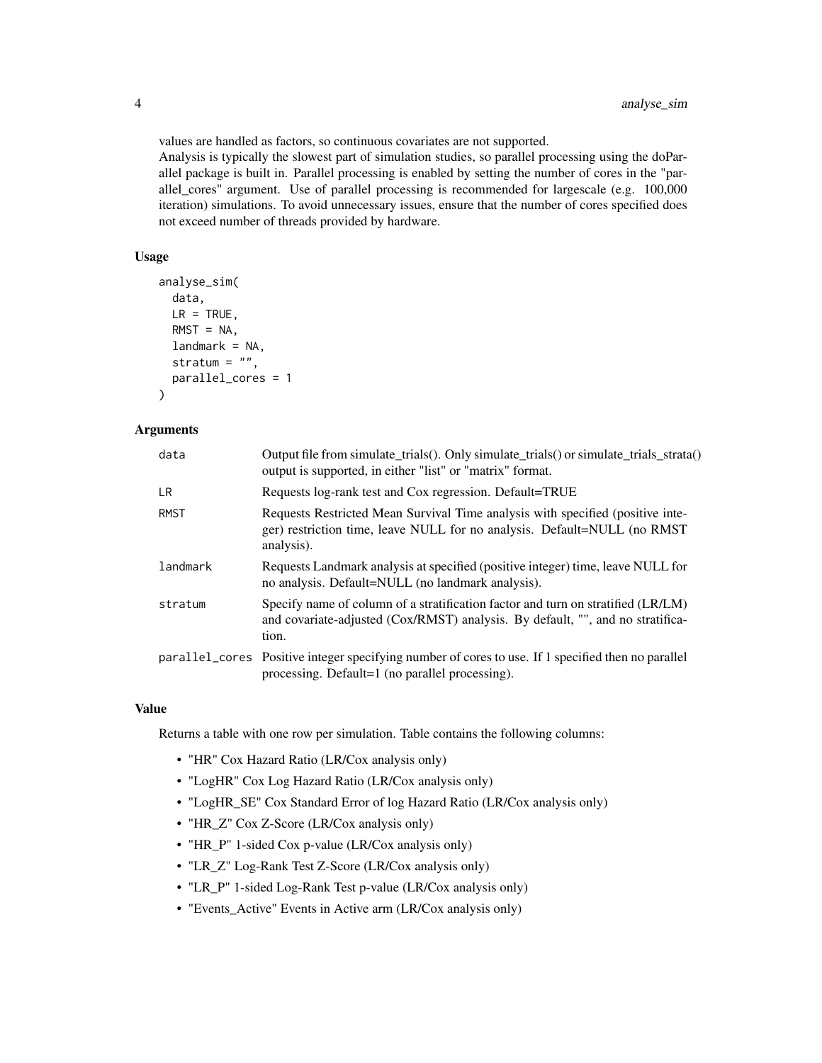values are handled as factors, so continuous covariates are not supported.
Analysis is typically the slowest part of simulation studies, so parallel processing using the doParallel package is built in. Parallel processing is enabled by setting the number of cores in the "parallel_cores" argument. Use of parallel processing is recommended for largescale (e.g. 100,000 iteration) simulations. To avoid unnecessary issues, ensure that the number of cores specified does not exceed number of threads provided by hardware.

### Usage

```
analyse_sim(
  data,
  LR = TRUE,
  RMST = NA,
  landmark = NA,
  stratum = "",
  parallel_cores = 1
)
```

### Arguments

| | |
|---|---|
| `data` | Output file from simulate_trials(). Only simulate_trials() or simulate_trials_strata() output is supported, in either "list" or "matrix" format. |
| `LR` | Requests log-rank test and Cox regression. Default=TRUE |
| `RMST` | Requests Restricted Mean Survival Time analysis with specified (positive integer) restriction time, leave NULL for no analysis. Default=NULL (no RMST analysis). |
| `landmark` | Requests Landmark analysis at specified (positive integer) time, leave NULL for no analysis. Default=NULL (no landmark analysis). |
| `stratum` | Specify name of column of a stratification factor and turn on stratified (LR/LM) and covariate-adjusted (Cox/RMST) analysis. By default, "", and no stratification. |
| `parallel_cores` | Positive integer specifying number of cores to use. If 1 specified then no parallel processing. Default=1 (no parallel processing). |

### Value

Returns a table with one row per simulation. Table contains the following columns:

- "HR" Cox Hazard Ratio (LR/Cox analysis only)
- "LogHR" Cox Log Hazard Ratio (LR/Cox analysis only)
- "LogHR_SE" Cox Standard Error of log Hazard Ratio (LR/Cox analysis only)
- "HR_Z" Cox Z-Score (LR/Cox analysis only)
- "HR_P" 1-sided Cox p-value (LR/Cox analysis only)
- "LR_Z" Log-Rank Test Z-Score (LR/Cox analysis only)
- "LR_P" 1-sided Log-Rank Test p-value (LR/Cox analysis only)
- "Events_Active" Events in Active arm (LR/Cox analysis only)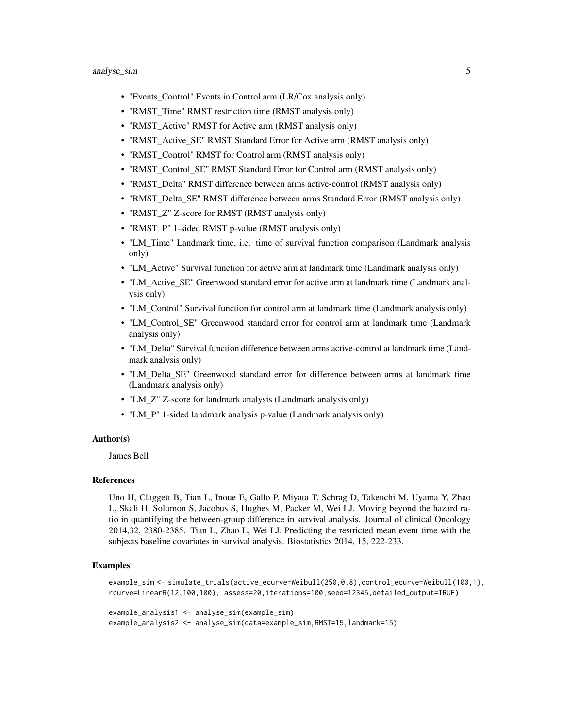- "Events_Control" Events in Control arm (LR/Cox analysis only)
- "RMST_Time" RMST restriction time (RMST analysis only)
- "RMST_Active" RMST for Active arm (RMST analysis only)
- "RMST_Active_SE" RMST Standard Error for Active arm (RMST analysis only)
- "RMST_Control" RMST for Control arm (RMST analysis only)
- "RMST_Control_SE" RMST Standard Error for Control arm (RMST analysis only)
- "RMST_Delta" RMST difference between arms active-control (RMST analysis only)
- "RMST_Delta_SE" RMST difference between arms Standard Error (RMST analysis only)
- "RMST_Z" Z-score for RMST (RMST analysis only)
- "RMST_P" 1-sided RMST p-value (RMST analysis only)
- "LM_Time" Landmark time, i.e. time of survival function comparison (Landmark analysis only)
- "LM_Active" Survival function for active arm at landmark time (Landmark analysis only)
- "LM_Active_SE" Greenwood standard error for active arm at landmark time (Landmark analysis only)
- "LM_Control" Survival function for control arm at landmark time (Landmark analysis only)
- "LM_Control_SE" Greenwood standard error for control arm at landmark time (Landmark analysis only)
- "LM_Delta" Survival function difference between arms active-control at landmark time (Landmark analysis only)
- "LM_Delta_SE" Greenwood standard error for difference between arms at landmark time (Landmark analysis only)
- "LM_Z" Z-score for landmark analysis (Landmark analysis only)
- "LM_P" 1-sided landmark analysis p-value (Landmark analysis only)

### Author(s)

James Bell

### References

Uno H, Claggett B, Tian L, Inoue E, Gallo P, Miyata T, Schrag D, Takeuchi M, Uyama Y, Zhao L, Skali H, Solomon S, Jacobus S, Hughes M, Packer M, Wei LJ. Moving beyond the hazard ratio in quantifying the between-group difference in survival analysis. Journal of clinical Oncology 2014,32, 2380-2385. Tian L, Zhao L, Wei LJ. Predicting the restricted mean event time with the subjects baseline covariates in survival analysis. Biostatistics 2014, 15, 222-233.

### Examples

```
example_sim <- simulate_trials(active_ecurve=Weibull(250,0.8),control_ecurve=Weibull(100,1),
rcurve=LinearR(12,100,100), assess=20,iterations=100,seed=12345,detailed_output=TRUE)

example_analysis1 <- analyse_sim(example_sim)
example_analysis2 <- analyse_sim(data=example_sim,RMST=15,landmark=15)
```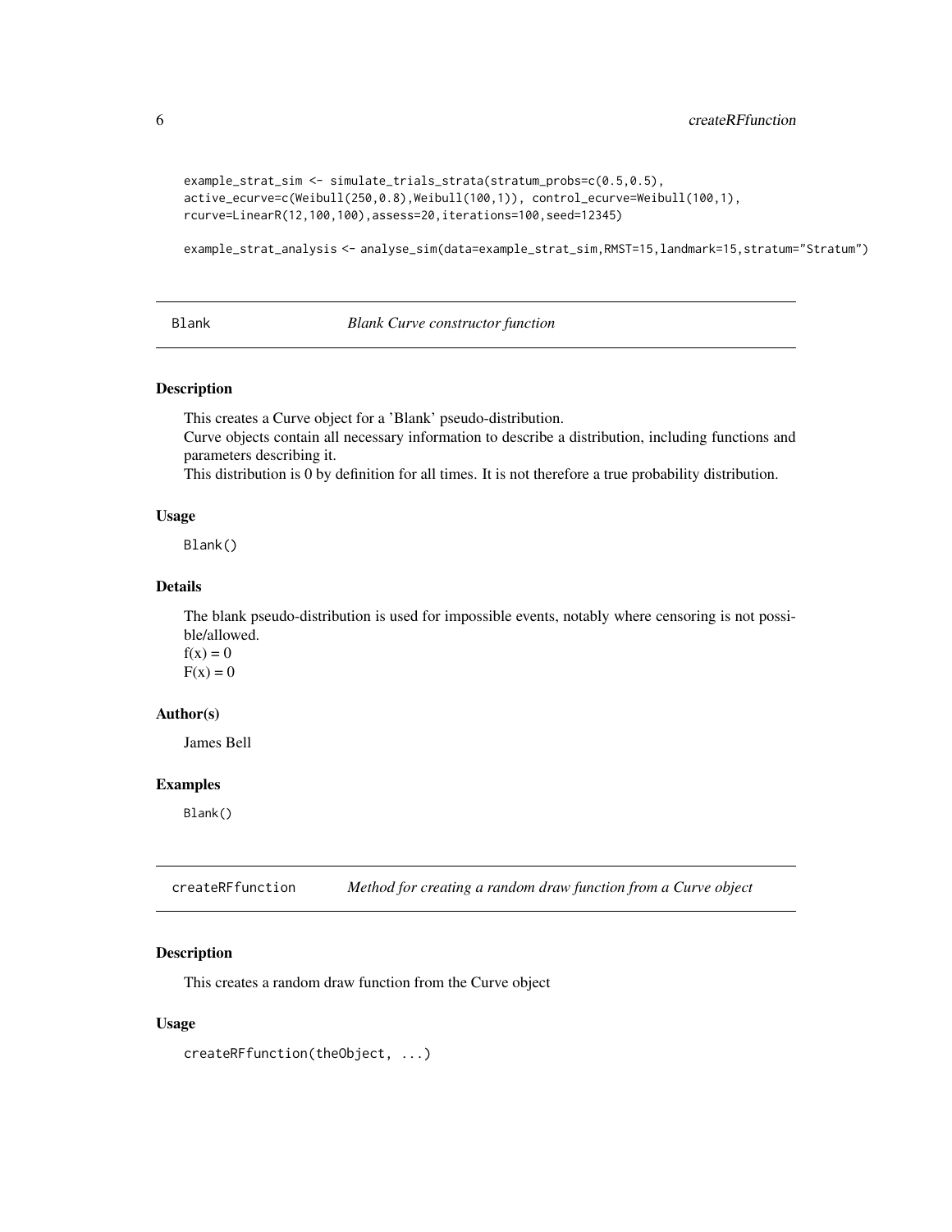```
example_strat_sim <- simulate_trials_strata(stratum_probs=c(0.5,0.5),
active_ecurve=c(Weibull(250,0.8),Weibull(100,1)), control_ecurve=Weibull(100,1),
rcurve=LinearR(12,100,100),assess=20,iterations=100,seed=12345)

example_strat_analysis <- analyse_sim(data=example_strat_sim,RMST=15,landmark=15,stratum="Stratum")
```

## Blank — *Blank Curve constructor function*

### Description

This creates a Curve object for a 'Blank' pseudo-distribution.
Curve objects contain all necessary information to describe a distribution, including functions and parameters describing it.
This distribution is 0 by definition for all times. It is not therefore a true probability distribution.

### Usage

```
Blank()
```

### Details

The blank pseudo-distribution is used for impossible events, notably where censoring is not possible/allowed.
$f(x) = 0$
$F(x) = 0$

### Author(s)

James Bell

### Examples

```
Blank()
```

## createRFfunction — *Method for creating a random draw function from a Curve object*

### Description

This creates a random draw function from the Curve object

### Usage

```
createRFfunction(theObject, ...)
```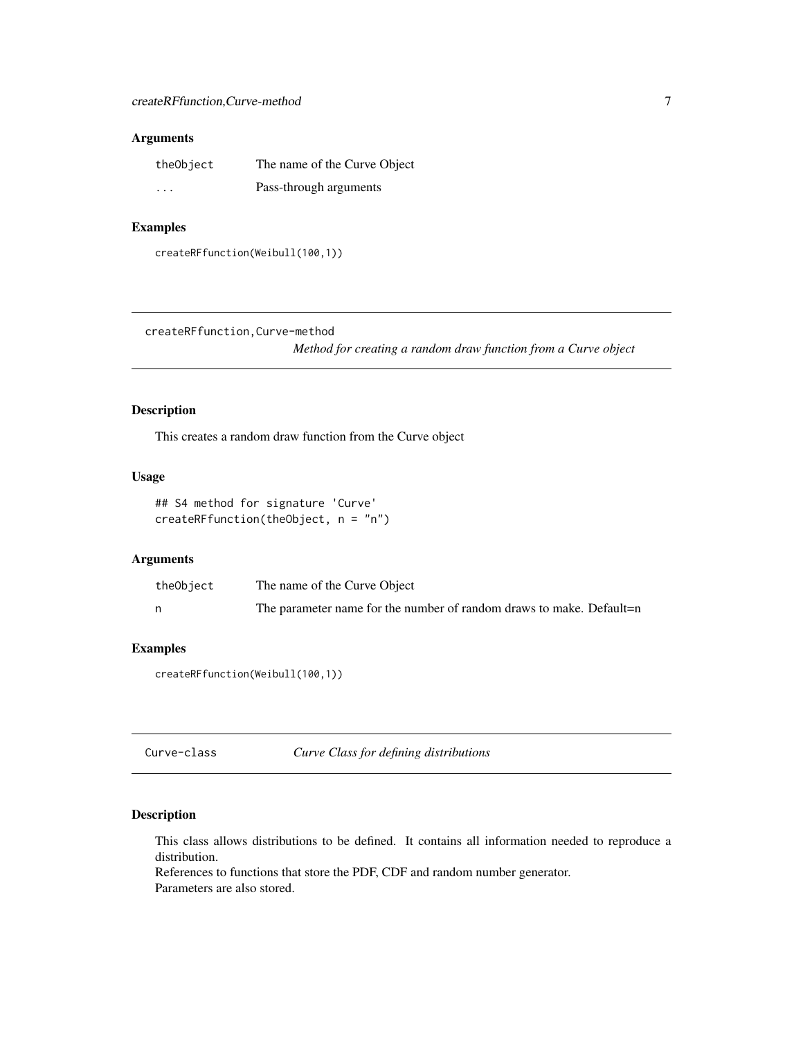### Arguments

| | |
|---|---|
| theObject | The name of the Curve Object |
| ... | Pass-through arguments |

### Examples

```
createRFfunction(Weibull(100,1))
```

---

## createRFfunction,Curve-method

*Method for creating a random draw function from a Curve object*

### Description

This creates a random draw function from the Curve object

### Usage

```
## S4 method for signature 'Curve'
createRFfunction(theObject, n = "n")
```

### Arguments

| | |
|---|---|
| theObject | The name of the Curve Object |
| n | The parameter name for the number of random draws to make. Default=n |

### Examples

```
createRFfunction(Weibull(100,1))
```

---

## Curve-class

*Curve Class for defining distributions*

### Description

This class allows distributions to be defined. It contains all information needed to reproduce a distribution.
References to functions that store the PDF, CDF and random number generator.
Parameters are also stored.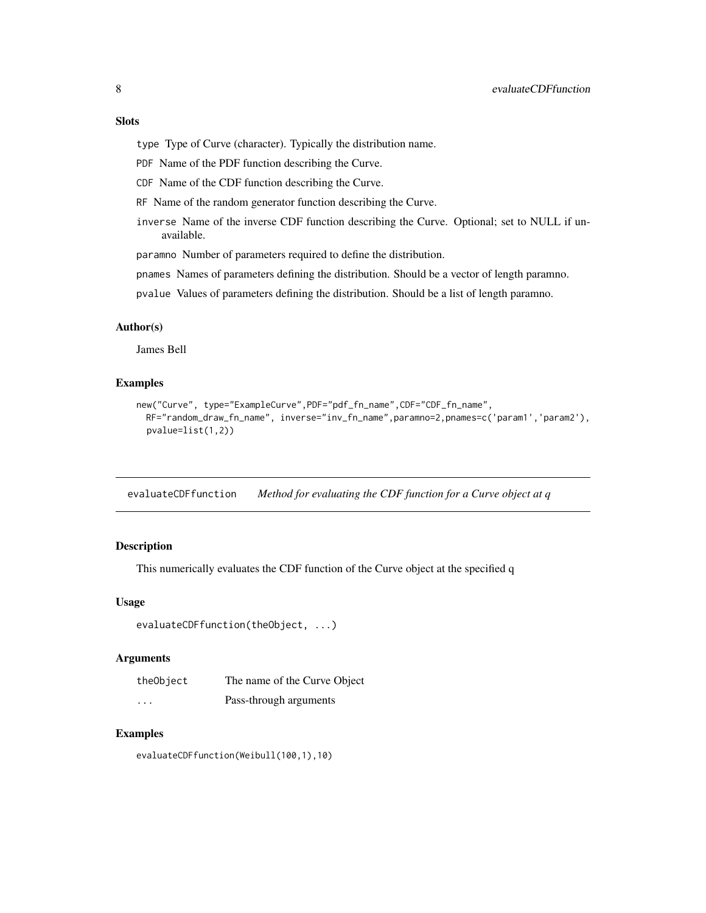### Slots

type Type of Curve (character). Typically the distribution name.

PDF Name of the PDF function describing the Curve.

CDF Name of the CDF function describing the Curve.

RF Name of the random generator function describing the Curve.

inverse Name of the inverse CDF function describing the Curve. Optional; set to NULL if unavailable.

paramno Number of parameters required to define the distribution.

pnames Names of parameters defining the distribution. Should be a vector of length paramno.

pvalue Values of parameters defining the distribution. Should be a list of length paramno.

### Author(s)

James Bell

### Examples

```
new("Curve", type="ExampleCurve",PDF="pdf_fn_name",CDF="CDF_fn_name",
  RF="random_draw_fn_name", inverse="inv_fn_name",paramno=2,pnames=c('param1','param2'),
  pvalue=list(1,2))
```

---

## evaluateCDFfunction *Method for evaluating the CDF function for a Curve object at q*

### Description

This numerically evaluates the CDF function of the Curve object at the specified q

### Usage

```
evaluateCDFfunction(theObject, ...)
```

### Arguments

| | |
|---|---|
| theObject | The name of the Curve Object |
| ... | Pass-through arguments |

### Examples

```
evaluateCDFfunction(Weibull(100,1),10)
```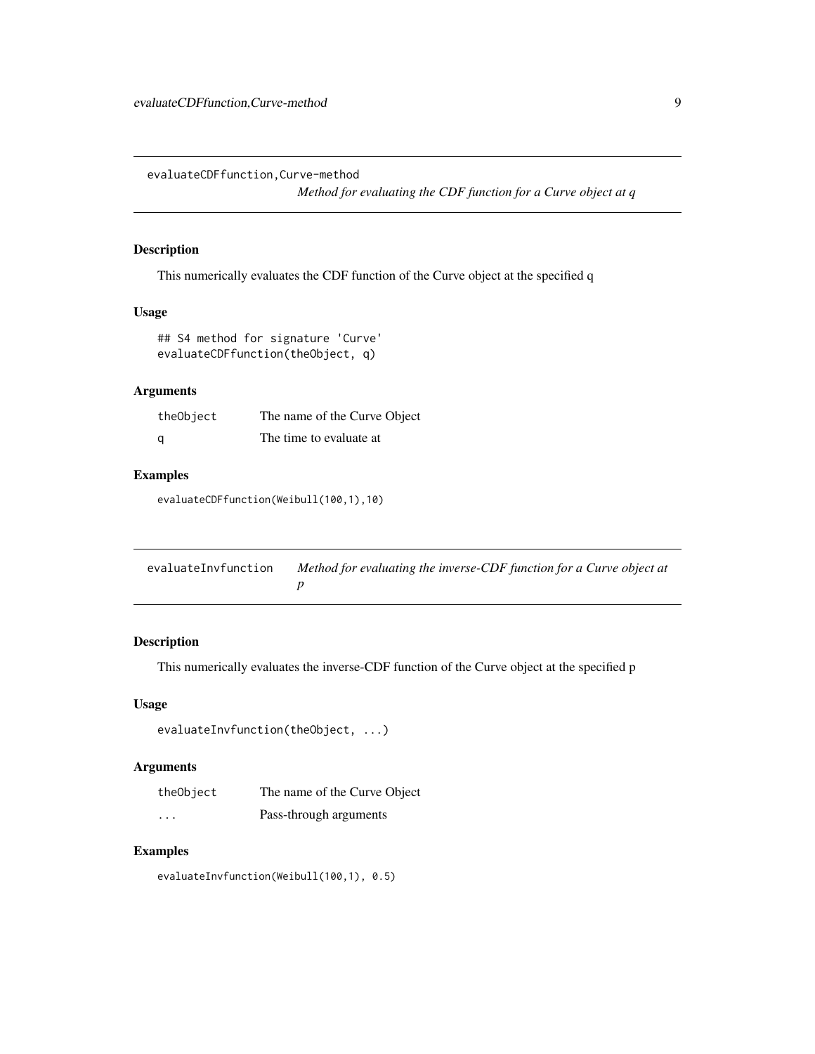## evaluateCDFfunction,Curve-method

*Method for evaluating the CDF function for a Curve object at q*

### Description

This numerically evaluates the CDF function of the Curve object at the specified q

### Usage

```
## S4 method for signature 'Curve'
evaluateCDFfunction(theObject, q)
```

### Arguments

| | |
|---|---|
| theObject | The name of the Curve Object |
| q | The time to evaluate at |

### Examples

```
evaluateCDFfunction(Weibull(100,1),10)
```

## evaluateInvfunction

*Method for evaluating the inverse-CDF function for a Curve object at p*

### Description

This numerically evaluates the inverse-CDF function of the Curve object at the specified p

### Usage

```
evaluateInvfunction(theObject, ...)
```

### Arguments

| | |
|---|---|
| theObject | The name of the Curve Object |
| ... | Pass-through arguments |

### Examples

```
evaluateInvfunction(Weibull(100,1), 0.5)
```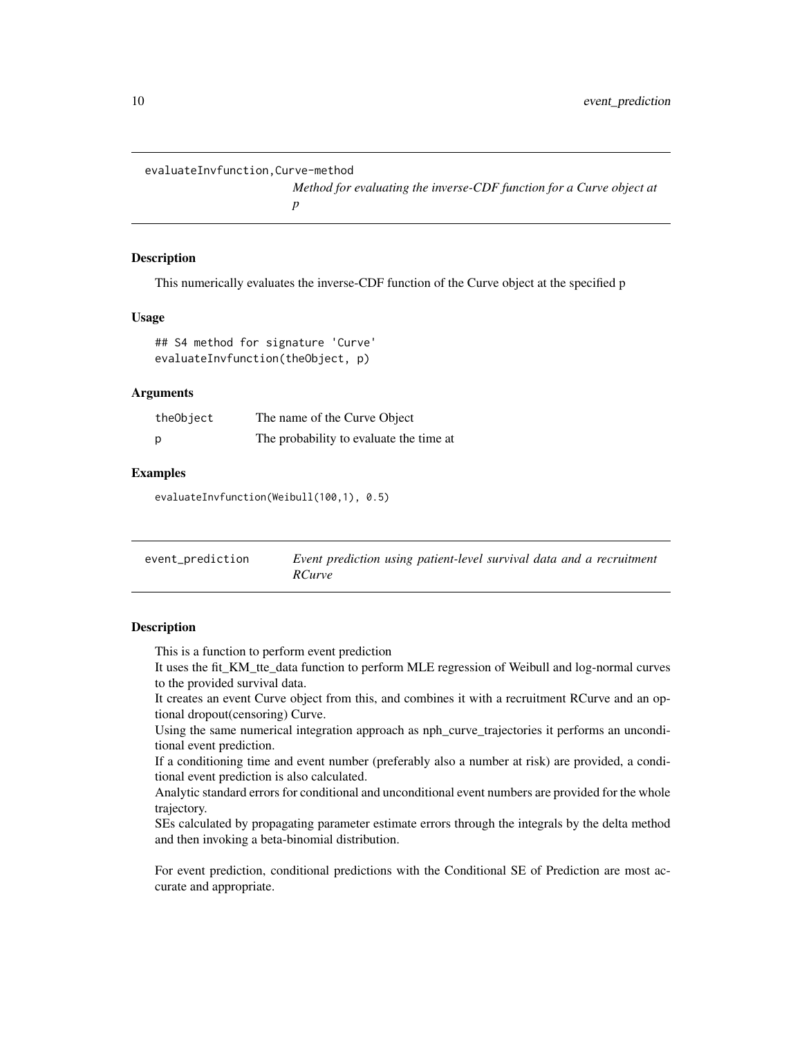## evaluateInvfunction,Curve-method

*Method for evaluating the inverse-CDF function for a Curve object at p*

### Description

This numerically evaluates the inverse-CDF function of the Curve object at the specified p

### Usage

```
## S4 method for signature 'Curve'
evaluateInvfunction(theObject, p)
```

### Arguments

| | |
|---|---|
| theObject | The name of the Curve Object |
| p | The probability to evaluate the time at |

### Examples

```
evaluateInvfunction(Weibull(100,1), 0.5)
```

## event_prediction

*Event prediction using patient-level survival data and a recruitment RCurve*

### Description

This is a function to perform event prediction

It uses the fit_KM_tte_data function to perform MLE regression of Weibull and log-normal curves to the provided survival data.

It creates an event Curve object from this, and combines it with a recruitment RCurve and an optional dropout(censoring) Curve.

Using the same numerical integration approach as nph_curve_trajectories it performs an unconditional event prediction.

If a conditioning time and event number (preferably also a number at risk) are provided, a conditional event prediction is also calculated.

Analytic standard errors for conditional and unconditional event numbers are provided for the whole trajectory.

SEs calculated by propagating parameter estimate errors through the integrals by the delta method and then invoking a beta-binomial distribution.

For event prediction, conditional predictions with the Conditional SE of Prediction are most accurate and appropriate.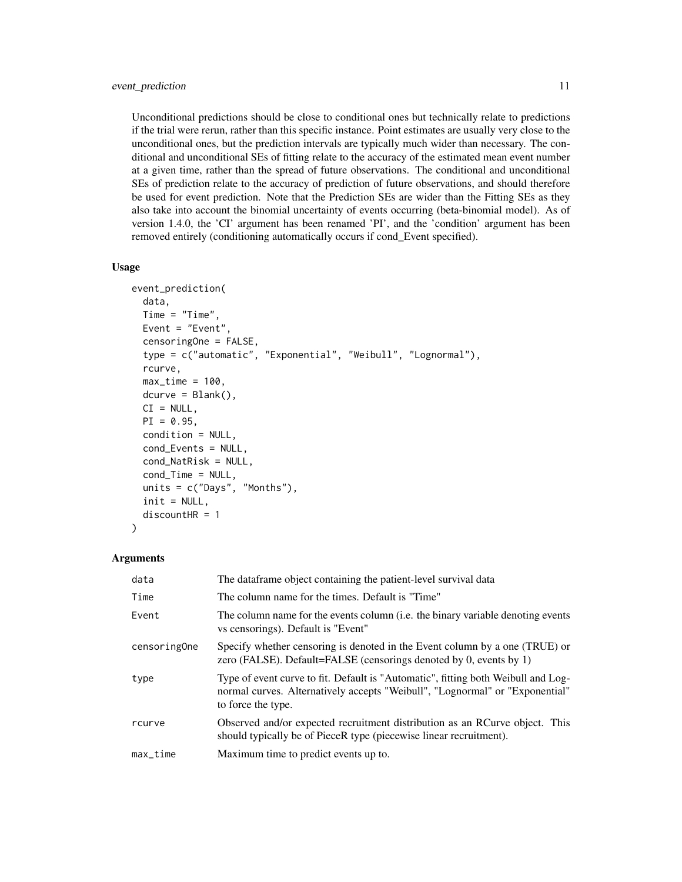Unconditional predictions should be close to conditional ones but technically relate to predictions if the trial were rerun, rather than this specific instance. Point estimates are usually very close to the unconditional ones, but the prediction intervals are typically much wider than necessary. The conditional and unconditional SEs of fitting relate to the accuracy of the estimated mean event number at a given time, rather than the spread of future observations. The conditional and unconditional SEs of prediction relate to the accuracy of prediction of future observations, and should therefore be used for event prediction. Note that the Prediction SEs are wider than the Fitting SEs as they also take into account the binomial uncertainty of events occurring (beta-binomial model). As of version 1.4.0, the 'CI' argument has been renamed 'PI', and the 'condition' argument has been removed entirely (conditioning automatically occurs if cond_Event specified).

### Usage

```
event_prediction(
  data,
  Time = "Time",
  Event = "Event",
  censoringOne = FALSE,
  type = c("automatic", "Exponential", "Weibull", "Lognormal"),
  rcurve,
  max_time = 100,
  dcurve = Blank(),
  CI = NULL,
  PI = 0.95,
  condition = NULL,
  cond_Events = NULL,
  cond_NatRisk = NULL,
  cond_Time = NULL,
  units = c("Days", "Months"),
  init = NULL,
  discountHR = 1
)
```

### Arguments

| | |
|---|---|
| data | The dataframe object containing the patient-level survival data |
| Time | The column name for the times. Default is "Time" |
| Event | The column name for the events column (i.e. the binary variable denoting events vs censorings). Default is "Event" |
| censoringOne | Specify whether censoring is denoted in the Event column by a one (TRUE) or zero (FALSE). Default=FALSE (censorings denoted by 0, events by 1) |
| type | Type of event curve to fit. Default is "Automatic", fitting both Weibull and Lognormal curves. Alternatively accepts "Weibull", "Lognormal" or "Exponential" to force the type. |
| rcurve | Observed and/or expected recruitment distribution as an RCurve object. This should typically be of PieceR type (piecewise linear recruitment). |
| max_time | Maximum time to predict events up to. |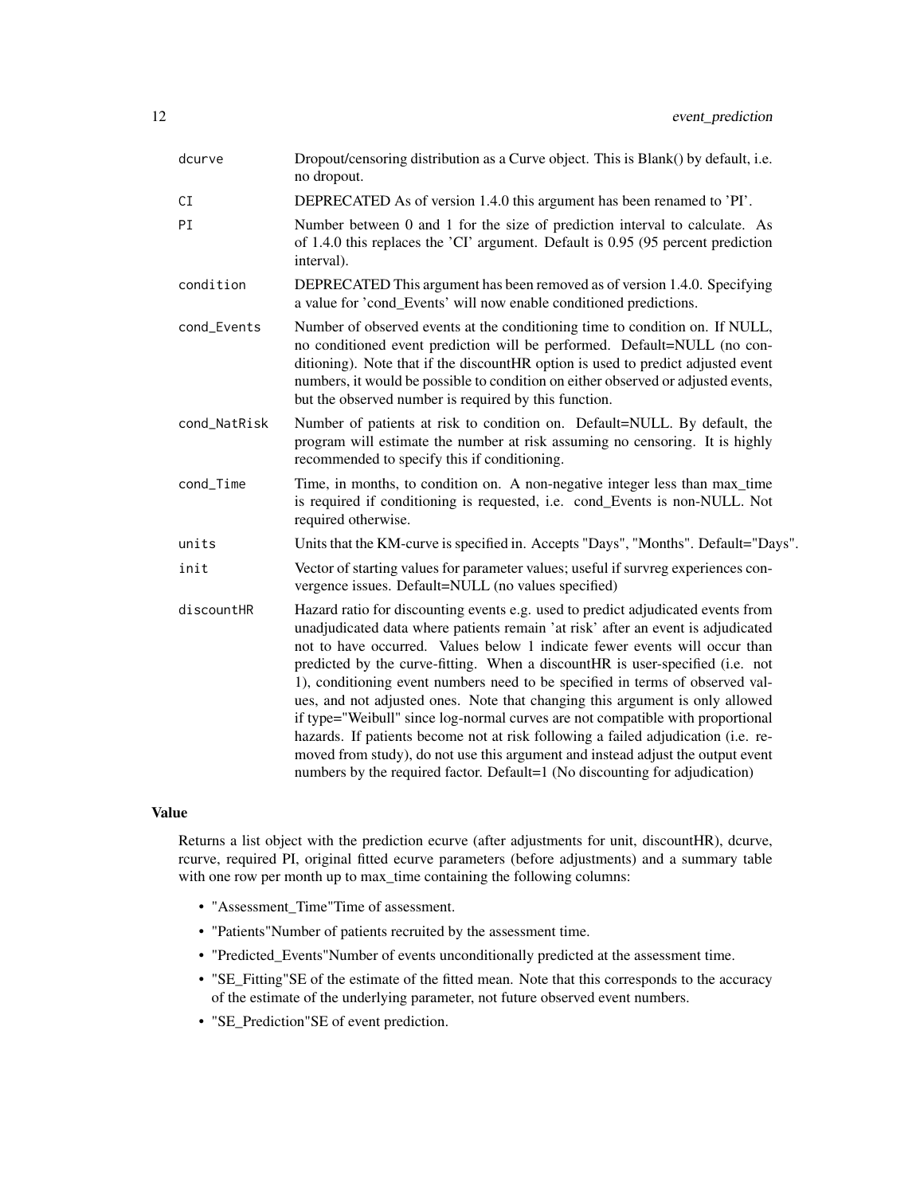| | |
|---|---|
| dcurve | Dropout/censoring distribution as a Curve object. This is Blank() by default, i.e. no dropout. |
| CI | DEPRECATED As of version 1.4.0 this argument has been renamed to 'PI'. |
| PI | Number between 0 and 1 for the size of prediction interval to calculate. As of 1.4.0 this replaces the 'CI' argument. Default is 0.95 (95 percent prediction interval). |
| condition | DEPRECATED This argument has been removed as of version 1.4.0. Specifying a value for 'cond_Events' will now enable conditioned predictions. |
| cond_Events | Number of observed events at the conditioning time to condition on. If NULL, no conditioned event prediction will be performed. Default=NULL (no conditioning). Note that if the discountHR option is used to predict adjusted event numbers, it would be possible to condition on either observed or adjusted events, but the observed number is required by this function. |
| cond_NatRisk | Number of patients at risk to condition on. Default=NULL. By default, the program will estimate the number at risk assuming no censoring. It is highly recommended to specify this if conditioning. |
| cond_Time | Time, in months, to condition on. A non-negative integer less than max_time is required if conditioning is requested, i.e. cond_Events is non-NULL. Not required otherwise. |
| units | Units that the KM-curve is specified in. Accepts "Days", "Months". Default="Days". |
| init | Vector of starting values for parameter values; useful if survreg experiences convergence issues. Default=NULL (no values specified) |
| discountHR | Hazard ratio for discounting events e.g. used to predict adjudicated events from unadjudicated data where patients remain 'at risk' after an event is adjudicated not to have occurred. Values below 1 indicate fewer events will occur than predicted by the curve-fitting. When a discountHR is user-specified (i.e. not 1), conditioning event numbers need to be specified in terms of observed values, and not adjusted ones. Note that changing this argument is only allowed if type="Weibull" since log-normal curves are not compatible with proportional hazards. If patients become not at risk following a failed adjudication (i.e. removed from study), do not use this argument and instead adjust the output event numbers by the required factor. Default=1 (No discounting for adjudication) |

### Value

Returns a list object with the prediction ecurve (after adjustments for unit, discountHR), dcurve, rcurve, required PI, original fitted ecurve parameters (before adjustments) and a summary table with one row per month up to max_time containing the following columns:

- "Assessment_Time"Time of assessment.
- "Patients"Number of patients recruited by the assessment time.
- "Predicted_Events"Number of events unconditionally predicted at the assessment time.
- "SE_Fitting"SE of the estimate of the fitted mean. Note that this corresponds to the accuracy of the estimate of the underlying parameter, not future observed event numbers.
- "SE_Prediction"SE of event prediction.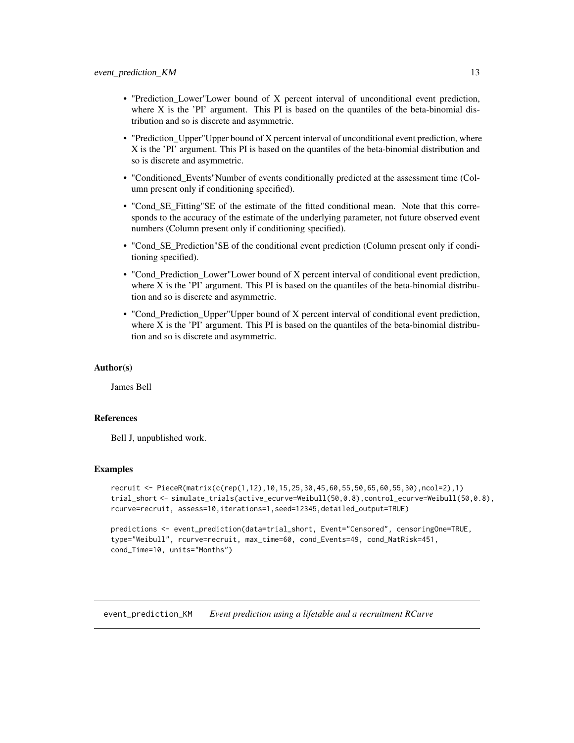- "Prediction_Lower"Lower bound of X percent interval of unconditional event prediction, where X is the 'PI' argument. This PI is based on the quantiles of the beta-binomial distribution and so is discrete and asymmetric.
- "Prediction_Upper"Upper bound of X percent interval of unconditional event prediction, where X is the 'PI' argument. This PI is based on the quantiles of the beta-binomial distribution and so is discrete and asymmetric.
- "Conditioned_Events"Number of events conditionally predicted at the assessment time (Column present only if conditioning specified).
- "Cond_SE_Fitting"SE of the estimate of the fitted conditional mean. Note that this corresponds to the accuracy of the estimate of the underlying parameter, not future observed event numbers (Column present only if conditioning specified).
- "Cond_SE_Prediction"SE of the conditional event prediction (Column present only if conditioning specified).
- "Cond_Prediction_Lower"Lower bound of X percent interval of conditional event prediction, where X is the 'PI' argument. This PI is based on the quantiles of the beta-binomial distribution and so is discrete and asymmetric.
- "Cond_Prediction_Upper"Upper bound of X percent interval of conditional event prediction, where X is the 'PI' argument. This PI is based on the quantiles of the beta-binomial distribution and so is discrete and asymmetric.

### Author(s)

James Bell

### References

Bell J, unpublished work.

### Examples

```
recruit <- PieceR(matrix(c(rep(1,12),10,15,25,30,45,60,55,50,65,60,55,30),ncol=2),1)
trial_short <- simulate_trials(active_ecurve=Weibull(50,0.8),control_ecurve=Weibull(50,0.8),
rcurve=recruit, assess=10,iterations=1,seed=12345,detailed_output=TRUE)

predictions <- event_prediction(data=trial_short, Event="Censored", censoringOne=TRUE,
type="Weibull", rcurve=recruit, max_time=60, cond_Events=49, cond_NatRisk=451,
cond_Time=10, units="Months")
```

## event_prediction_KM *Event prediction using a lifetable and a recruitment RCurve*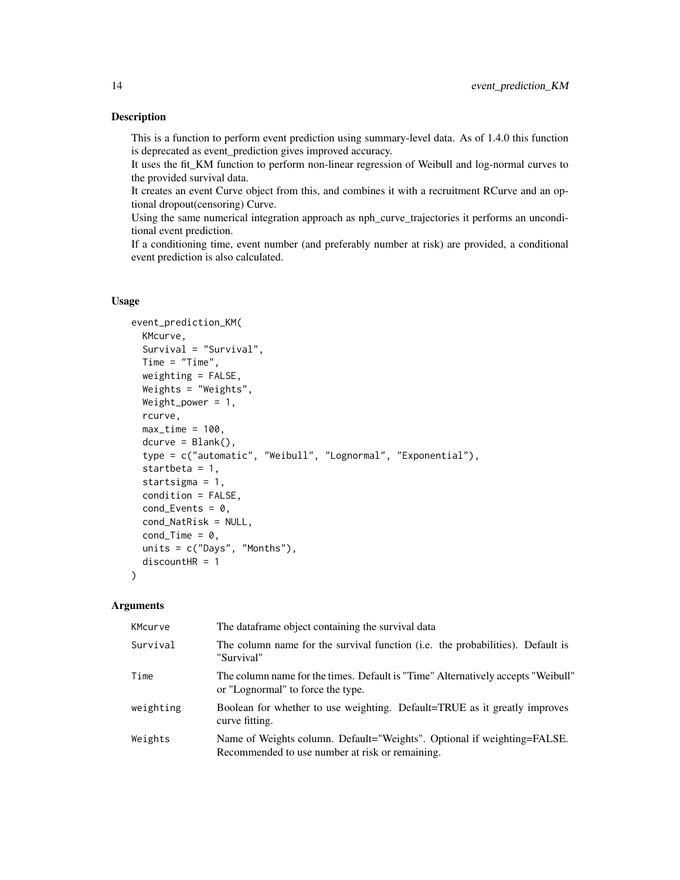## Description

This is a function to perform event prediction using summary-level data. As of 1.4.0 this function is deprecated as event_prediction gives improved accuracy.
It uses the fit_KM function to perform non-linear regression of Weibull and log-normal curves to the provided survival data.
It creates an event Curve object from this, and combines it with a recruitment RCurve and an optional dropout(censoring) Curve.
Using the same numerical integration approach as nph_curve_trajectories it performs an unconditional event prediction.
If a conditioning time, event number (and preferably number at risk) are provided, a conditional event prediction is also calculated.

## Usage

```
event_prediction_KM(
  KMcurve,
  Survival = "Survival",
  Time = "Time",
  weighting = FALSE,
  Weights = "Weights",
  Weight_power = 1,
  rcurve,
  max_time = 100,
  dcurve = Blank(),
  type = c("automatic", "Weibull", "Lognormal", "Exponential"),
  startbeta = 1,
  startsigma = 1,
  condition = FALSE,
  cond_Events = 0,
  cond_NatRisk = NULL,
  cond_Time = 0,
  units = c("Days", "Months"),
  discountHR = 1
)
```

## Arguments

| Argument | Description |
|---|---|
| KMcurve | The dataframe object containing the survival data |
| Survival | The column name for the survival function (i.e. the probabilities). Default is "Survival" |
| Time | The column name for the times. Default is "Time" Alternatively accepts "Weibull" or "Lognormal" to force the type. |
| weighting | Boolean for whether to use weighting. Default=TRUE as it greatly improves curve fitting. |
| Weights | Name of Weights column. Default="Weights". Optional if weighting=FALSE. Recommended to use number at risk or remaining. |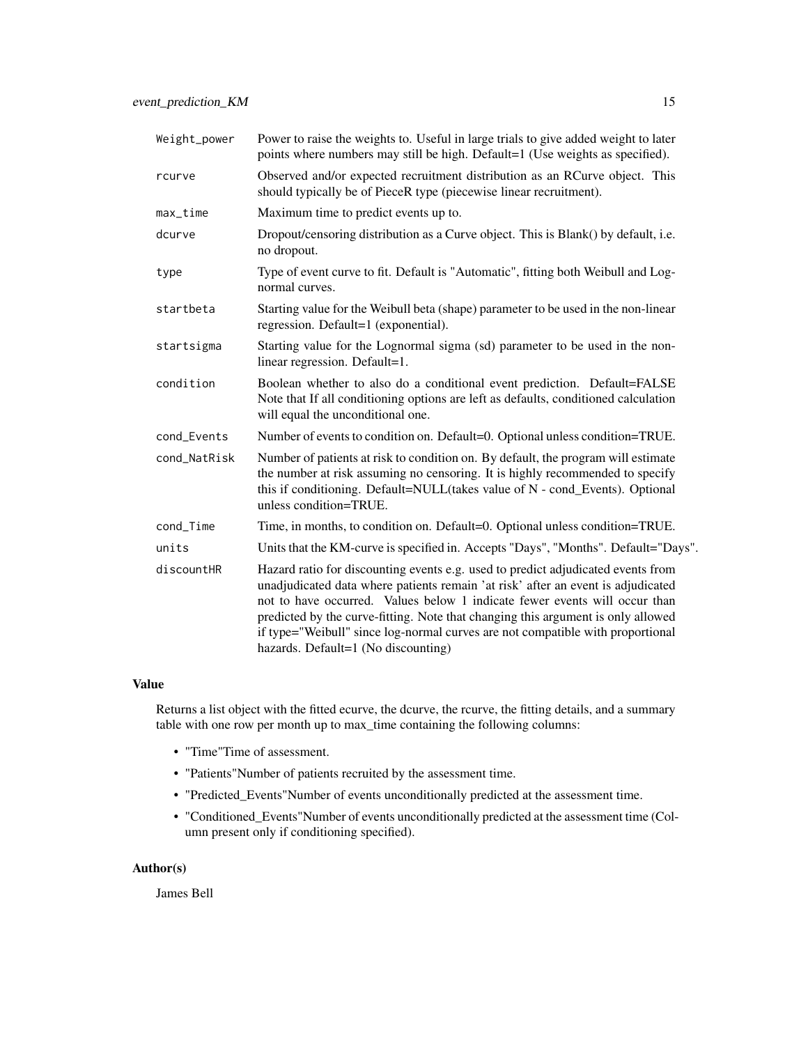| | |
|---|---|
| Weight_power | Power to raise the weights to. Useful in large trials to give added weight to later points where numbers may still be high. Default=1 (Use weights as specified). |
| rcurve | Observed and/or expected recruitment distribution as an RCurve object. This should typically be of PieceR type (piecewise linear recruitment). |
| max_time | Maximum time to predict events up to. |
| dcurve | Dropout/censoring distribution as a Curve object. This is Blank() by default, i.e. no dropout. |
| type | Type of event curve to fit. Default is "Automatic", fitting both Weibull and Log-normal curves. |
| startbeta | Starting value for the Weibull beta (shape) parameter to be used in the non-linear regression. Default=1 (exponential). |
| startsigma | Starting value for the Lognormal sigma (sd) parameter to be used in the non-linear regression. Default=1. |
| condition | Boolean whether to also do a conditional event prediction. Default=FALSE Note that If all conditioning options are left as defaults, conditioned calculation will equal the unconditional one. |
| cond_Events | Number of events to condition on. Default=0. Optional unless condition=TRUE. |
| cond_NatRisk | Number of patients at risk to condition on. By default, the program will estimate the number at risk assuming no censoring. It is highly recommended to specify this if conditioning. Default=NULL(takes value of N - cond_Events). Optional unless condition=TRUE. |
| cond_Time | Time, in months, to condition on. Default=0. Optional unless condition=TRUE. |
| units | Units that the KM-curve is specified in. Accepts "Days", "Months". Default="Days". |
| discountHR | Hazard ratio for discounting events e.g. used to predict adjudicated events from unadjudicated data where patients remain 'at risk' after an event is adjudicated not to have occurred. Values below 1 indicate fewer events will occur than predicted by the curve-fitting. Note that changing this argument is only allowed if type="Weibull" since log-normal curves are not compatible with proportional hazards. Default=1 (No discounting) |

## Value

Returns a list object with the fitted ecurve, the dcurve, the rcurve, the fitting details, and a summary table with one row per month up to max_time containing the following columns:

- "Time"Time of assessment.
- "Patients"Number of patients recruited by the assessment time.
- "Predicted_Events"Number of events unconditionally predicted at the assessment time.
- "Conditioned_Events"Number of events unconditionally predicted at the assessment time (Column present only if conditioning specified).

## Author(s)

James Bell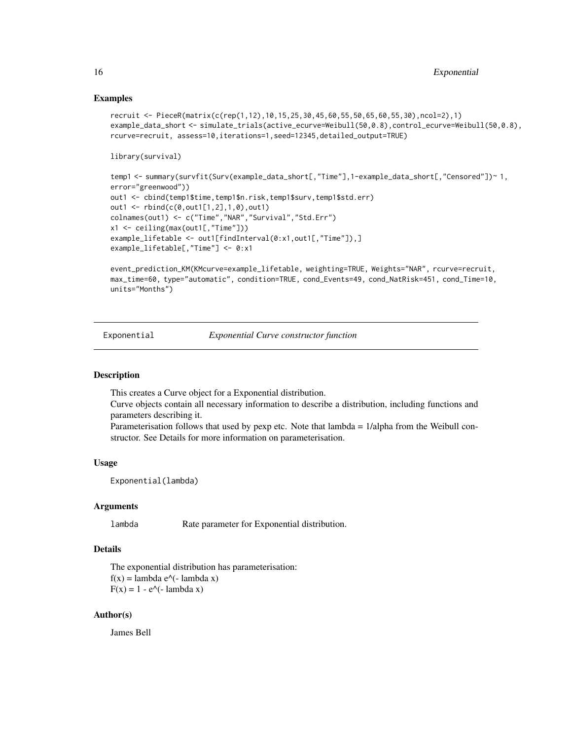## Examples

```
recruit <- PieceR(matrix(c(rep(1,12),10,15,25,30,45,60,55,50,65,60,55,30),ncol=2),1)
example_data_short <- simulate_trials(active_ecurve=Weibull(50,0.8),control_ecurve=Weibull(50,0.8),
rcurve=recruit, assess=10,iterations=1,seed=12345,detailed_output=TRUE)

library(survival)

temp1 <- summary(survfit(Surv(example_data_short[,"Time"],1-example_data_short[,"Censored"])~ 1,
error="greenwood"))
out1 <- cbind(temp1$time,temp1$n.risk,temp1$surv,temp1$std.err)
out1 <- rbind(c(0,out1[1,2],1,0),out1)
colnames(out1) <- c("Time","NAR","Survival","Std.Err")
x1 <- ceiling(max(out1[,"Time"]))
example_lifetable <- out1[findInterval(0:x1,out1[,"Time"]),]
example_lifetable[,"Time"] <- 0:x1

event_prediction_KM(KMcurve=example_lifetable, weighting=TRUE, Weights="NAR", rcurve=recruit,
max_time=60, type="automatic", condition=TRUE, cond_Events=49, cond_NatRisk=451, cond_Time=10,
units="Months")
```

---

# Exponential — *Exponential Curve constructor function*

---

## Description

This creates a Curve object for a Exponential distribution.
Curve objects contain all necessary information to describe a distribution, including functions and parameters describing it.
Parameterisation follows that used by pexp etc. Note that lambda = 1/alpha from the Weibull constructor. See Details for more information on parameterisation.

## Usage

```
Exponential(lambda)
```

## Arguments

| | |
|---|---|
| lambda | Rate parameter for Exponential distribution. |

## Details

The exponential distribution has parameterisation:
f(x) = lambda e^(- lambda x)
F(x) = 1 - e^(- lambda x)

## Author(s)

James Bell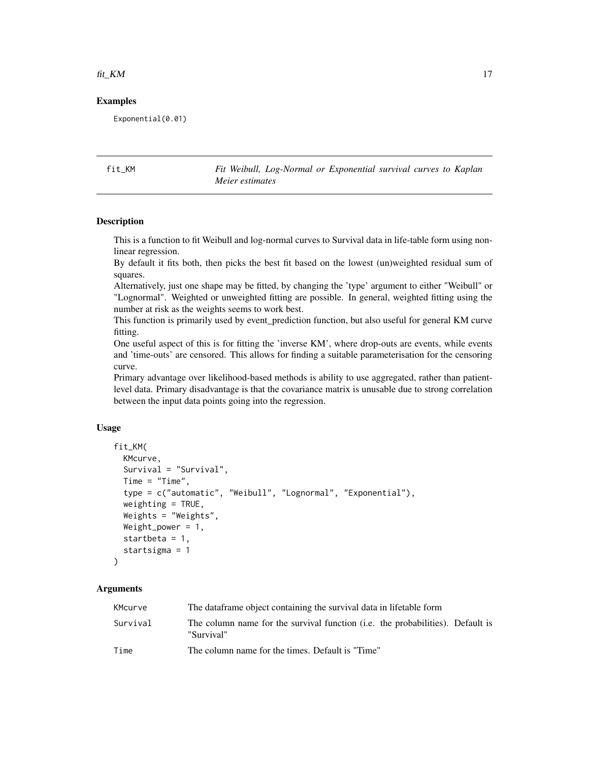### Examples

```
Exponential(0.01)
```

## fit_KM — *Fit Weibull, Log-Normal or Exponential survival curves to Kaplan Meier estimates*

### Description

This is a function to fit Weibull and log-normal curves to Survival data in life-table form using non-linear regression.
By default it fits both, then picks the best fit based on the lowest (un)weighted residual sum of squares.
Alternatively, just one shape may be fitted, by changing the 'type' argument to either "Weibull" or "Lognormal". Weighted or unweighted fitting are possible. In general, weighted fitting using the number at risk as the weights seems to work best.
This function is primarily used by event_prediction function, but also useful for general KM curve fitting.
One useful aspect of this is for fitting the 'inverse KM', where drop-outs are events, while events and 'time-outs' are censored. This allows for finding a suitable parameterisation for the censoring curve.
Primary advantage over likelihood-based methods is ability to use aggregated, rather than patient-level data. Primary disadvantage is that the covariance matrix is unusable due to strong correlation between the input data points going into the regression.

### Usage

```
fit_KM(
  KMcurve,
  Survival = "Survival",
  Time = "Time",
  type = c("automatic", "Weibull", "Lognormal", "Exponential"),
  weighting = TRUE,
  Weights = "Weights",
  Weight_power = 1,
  startbeta = 1,
  startsigma = 1
)
```

### Arguments

| | |
|---|---|
| KMcurve | The dataframe object containing the survival data in lifetable form |
| Survival | The column name for the survival function (i.e. the probabilities). Default is "Survival" |
| Time | The column name for the times. Default is "Time" |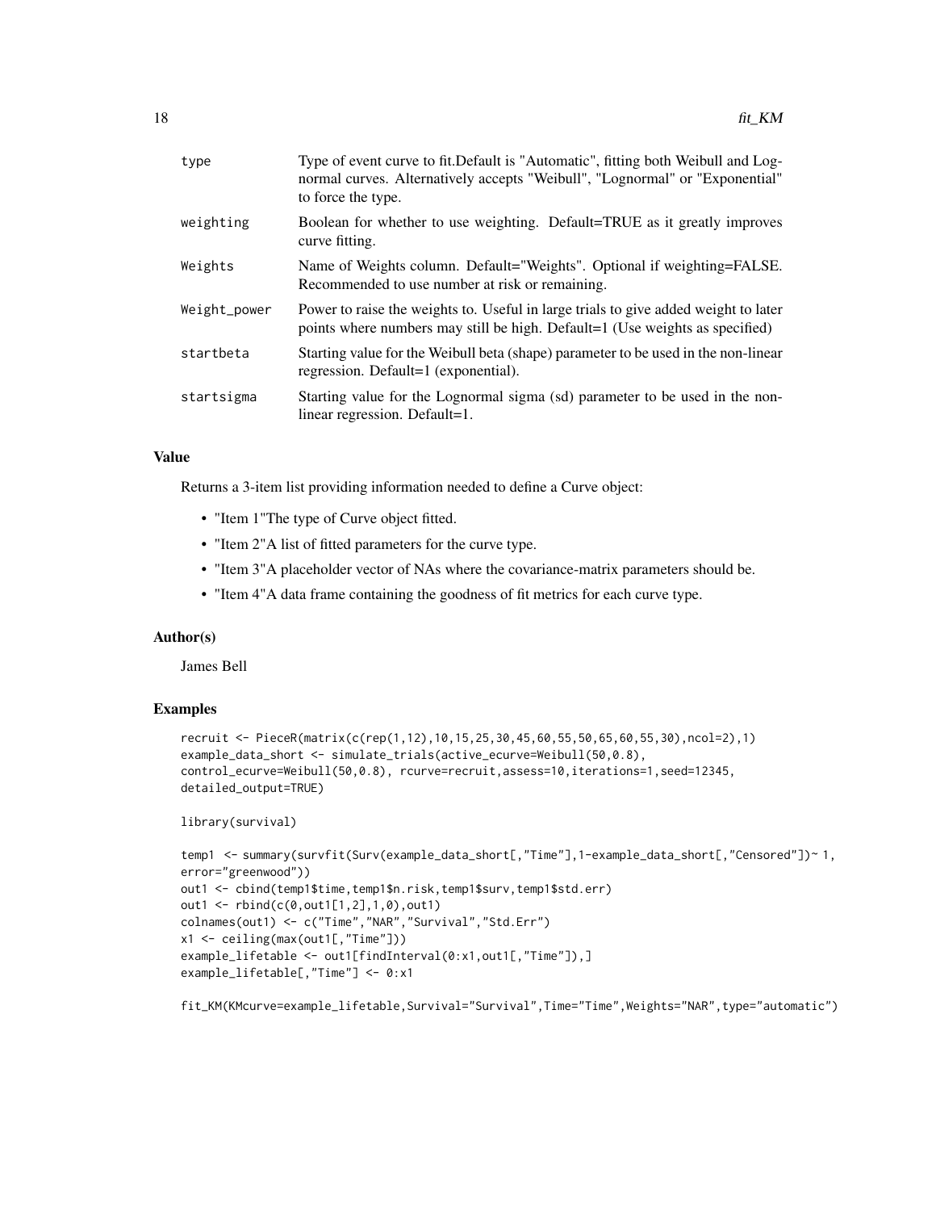| | |
|---|---|
| type | Type of event curve to fit.Default is "Automatic", fitting both Weibull and Lognormal curves. Alternatively accepts "Weibull", "Lognormal" or "Exponential" to force the type. |
| weighting | Boolean for whether to use weighting. Default=TRUE as it greatly improves curve fitting. |
| Weights | Name of Weights column. Default="Weights". Optional if weighting=FALSE. Recommended to use number at risk or remaining. |
| Weight_power | Power to raise the weights to. Useful in large trials to give added weight to later points where numbers may still be high. Default=1 (Use weights as specified) |
| startbeta | Starting value for the Weibull beta (shape) parameter to be used in the non-linear regression. Default=1 (exponential). |
| startsigma | Starting value for the Lognormal sigma (sd) parameter to be used in the non-linear regression. Default=1. |

## Value

Returns a 3-item list providing information needed to define a Curve object:

- "Item 1"The type of Curve object fitted.
- "Item 2"A list of fitted parameters for the curve type.
- "Item 3"A placeholder vector of NAs where the covariance-matrix parameters should be.
- "Item 4"A data frame containing the goodness of fit metrics for each curve type.

## Author(s)

James Bell

## Examples

```
recruit <- PieceR(matrix(c(rep(1,12),10,15,25,30,45,60,55,50,65,60,55,30),ncol=2),1)
example_data_short <- simulate_trials(active_ecurve=Weibull(50,0.8),
control_ecurve=Weibull(50,0.8), rcurve=recruit,assess=10,iterations=1,seed=12345,
detailed_output=TRUE)

library(survival)

temp1 <- summary(survfit(Surv(example_data_short[,"Time"],1-example_data_short[,"Censored"])~ 1,
error="greenwood"))
out1 <- cbind(temp1$time,temp1$n.risk,temp1$surv,temp1$std.err)
out1 <- rbind(c(0,out1[1,2],1,0),out1)
colnames(out1) <- c("Time","NAR","Survival","Std.Err")
x1 <- ceiling(max(out1[,"Time"]))
example_lifetable <- out1[findInterval(0:x1,out1[,"Time"]),]
example_lifetable[,"Time"] <- 0:x1

fit_KM(KMcurve=example_lifetable,Survival="Survival",Time="Time",Weights="NAR",type="automatic")
```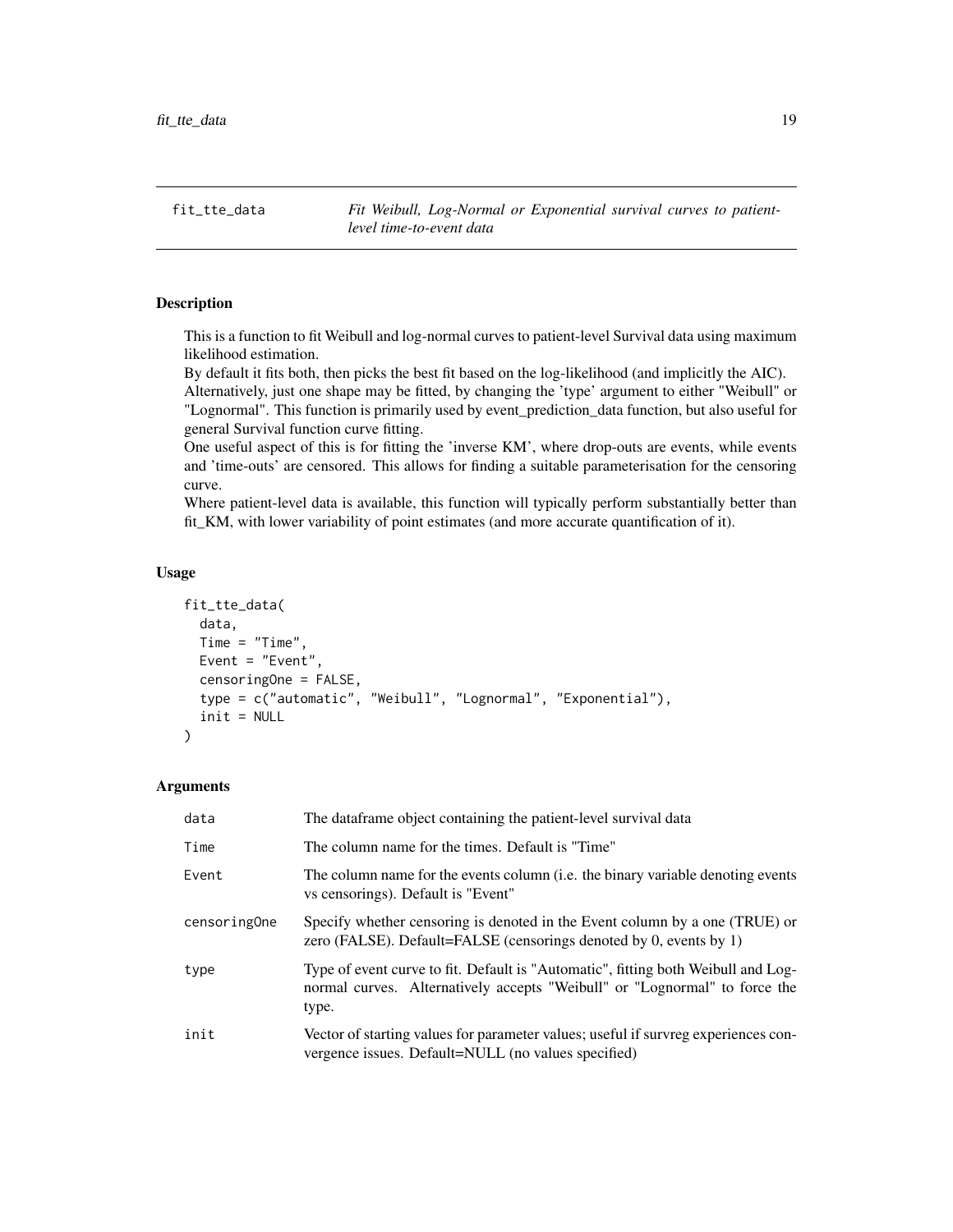`fit_tte_data` — *Fit Weibull, Log-Normal or Exponential survival curves to patient-level time-to-event data*

## Description

This is a function to fit Weibull and log-normal curves to patient-level Survival data using maximum likelihood estimation.
By default it fits both, then picks the best fit based on the log-likelihood (and implicitly the AIC).
Alternatively, just one shape may be fitted, by changing the 'type' argument to either "Weibull" or "Lognormal". This function is primarily used by event_prediction_data function, but also useful for general Survival function curve fitting.
One useful aspect of this is for fitting the 'inverse KM', where drop-outs are events, while events and 'time-outs' are censored. This allows for finding a suitable parameterisation for the censoring curve.
Where patient-level data is available, this function will typically perform substantially better than fit_KM, with lower variability of point estimates (and more accurate quantification of it).

## Usage

```
fit_tte_data(
  data,
  Time = "Time",
  Event = "Event",
  censoringOne = FALSE,
  type = c("automatic", "Weibull", "Lognormal", "Exponential"),
  init = NULL
)
```

## Arguments

| | |
|---|---|
| `data` | The dataframe object containing the patient-level survival data |
| `Time` | The column name for the times. Default is "Time" |
| `Event` | The column name for the events column (i.e. the binary variable denoting events vs censorings). Default is "Event" |
| `censoringOne` | Specify whether censoring is denoted in the Event column by a one (TRUE) or zero (FALSE). Default=FALSE (censorings denoted by 0, events by 1) |
| `type` | Type of event curve to fit. Default is "Automatic", fitting both Weibull and Log-normal curves. Alternatively accepts "Weibull" or "Lognormal" to force the type. |
| `init` | Vector of starting values for parameter values; useful if survreg experiences convergence issues. Default=NULL (no values specified) |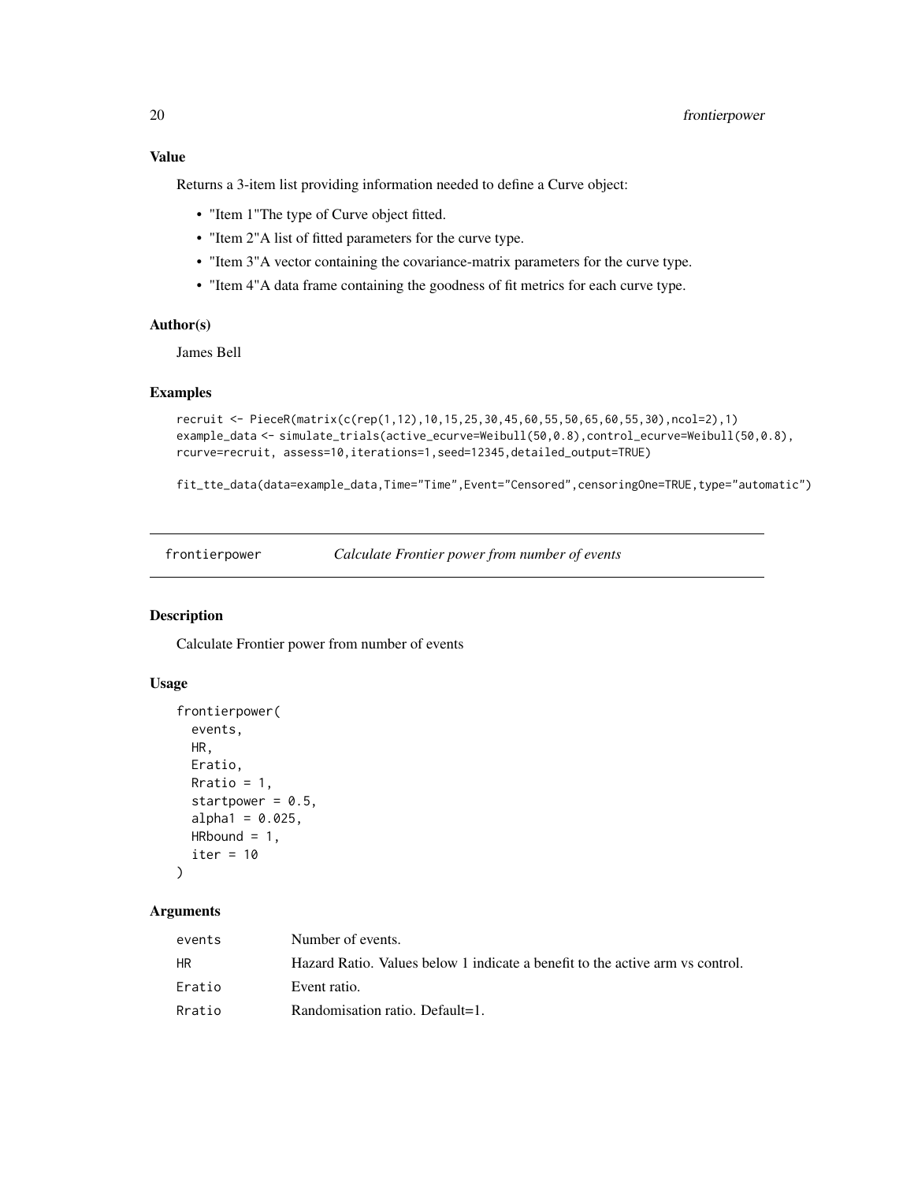### Value

Returns a 3-item list providing information needed to define a Curve object:

- "Item 1"The type of Curve object fitted.
- "Item 2"A list of fitted parameters for the curve type.
- "Item 3"A vector containing the covariance-matrix parameters for the curve type.
- "Item 4"A data frame containing the goodness of fit metrics for each curve type.

### Author(s)

James Bell

### Examples

```
recruit <- PieceR(matrix(c(rep(1,12),10,15,25,30,45,60,55,50,65,60,55,30),ncol=2),1)
example_data <- simulate_trials(active_ecurve=Weibull(50,0.8),control_ecurve=Weibull(50,0.8),
rcurve=recruit, assess=10,iterations=1,seed=12345,detailed_output=TRUE)

fit_tte_data(data=example_data,Time="Time",Event="Censored",censoringOne=TRUE,type="automatic")
```

---

## frontierpower — *Calculate Frontier power from number of events*

### Description

Calculate Frontier power from number of events

### Usage

```
frontierpower(
  events,
  HR,
  Eratio,
  Rratio = 1,
  startpower = 0.5,
  alpha1 = 0.025,
  HRbound = 1,
  iter = 10
)
```

### Arguments

| | |
|---|---|
| events | Number of events. |
| HR | Hazard Ratio. Values below 1 indicate a benefit to the active arm vs control. |
| Eratio | Event ratio. |
| Rratio | Randomisation ratio. Default=1. |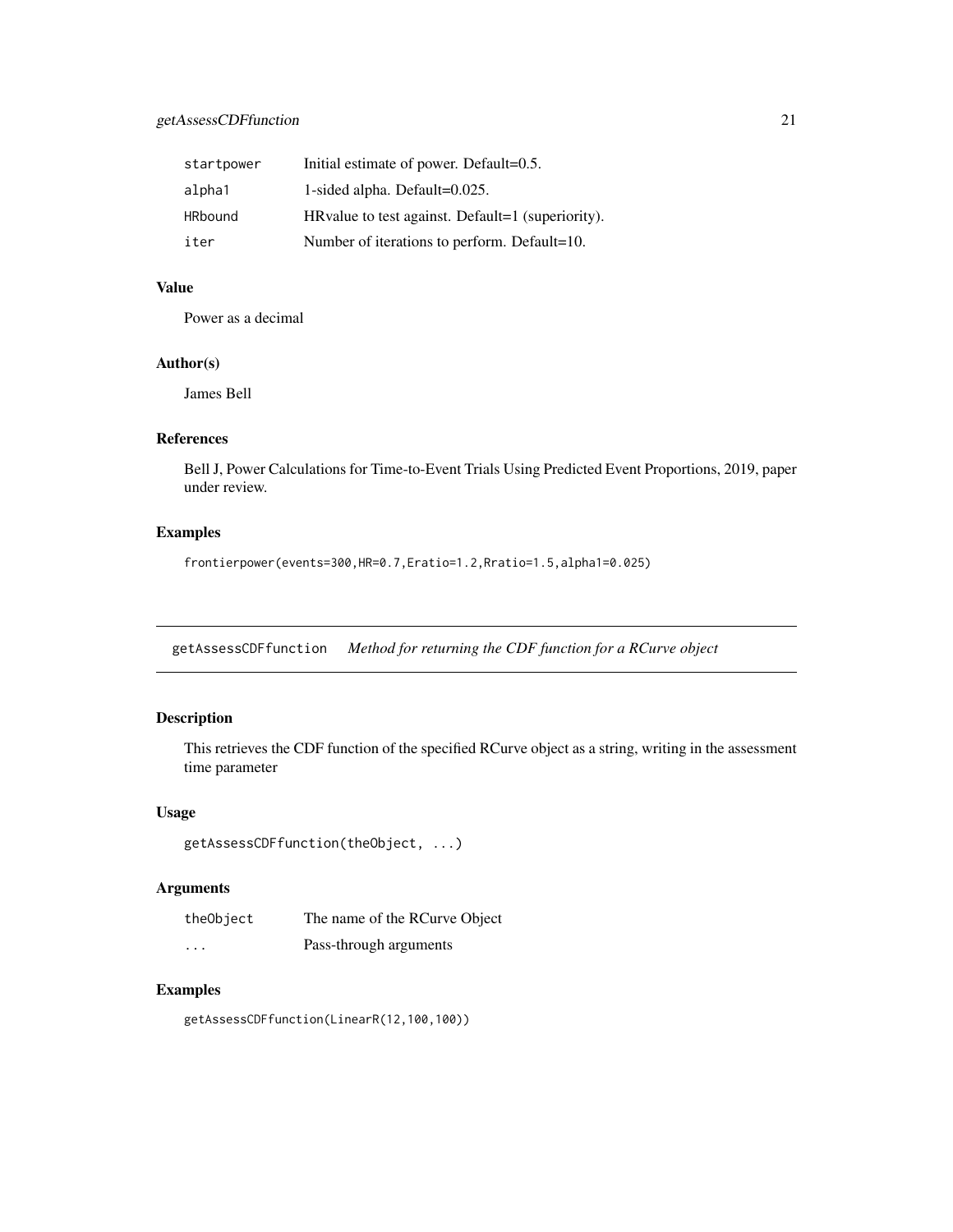| | |
|---|---|
| startpower | Initial estimate of power. Default=0.5. |
| alpha1 | 1-sided alpha. Default=0.025. |
| HRbound | HRvalue to test against. Default=1 (superiority). |
| iter | Number of iterations to perform. Default=10. |

### Value

Power as a decimal

### Author(s)

James Bell

### References

Bell J, Power Calculations for Time-to-Event Trials Using Predicted Event Proportions, 2019, paper under review.

### Examples

```
frontierpower(events=300,HR=0.7,Eratio=1.2,Rratio=1.5,alpha1=0.025)
```

---

## getAssessCDFfunction *Method for returning the CDF function for a RCurve object*

### Description

This retrieves the CDF function of the specified RCurve object as a string, writing in the assessment time parameter

### Usage

```
getAssessCDFfunction(theObject, ...)
```

### Arguments

| | |
|---|---|
| theObject | The name of the RCurve Object |
| ... | Pass-through arguments |

### Examples

```
getAssessCDFfunction(LinearR(12,100,100))
```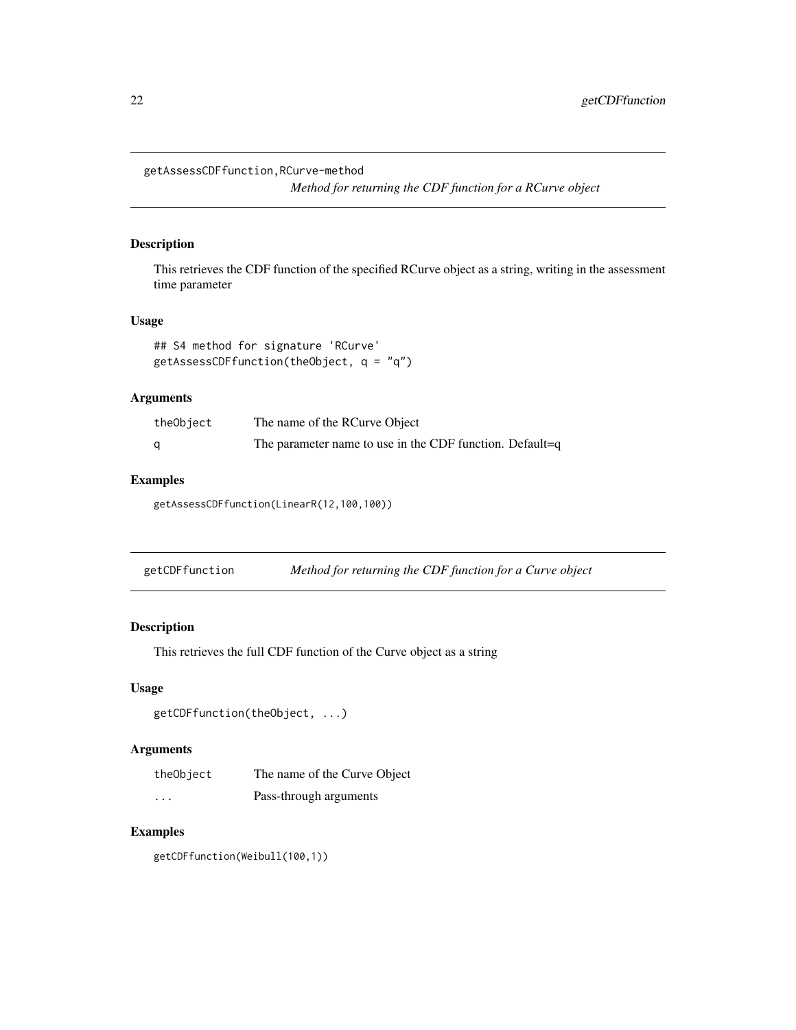## getAssessCDFfunction,RCurve-method

*Method for returning the CDF function for a RCurve object*

### Description

This retrieves the CDF function of the specified RCurve object as a string, writing in the assessment time parameter

### Usage

```
## S4 method for signature 'RCurve'
getAssessCDFfunction(theObject, q = "q")
```

### Arguments

| | |
|---|---|
| theObject | The name of the RCurve Object |
| q | The parameter name to use in the CDF function. Default=q |

### Examples

```
getAssessCDFfunction(LinearR(12,100,100))
```

## getCDFfunction

*Method for returning the CDF function for a Curve object*

### Description

This retrieves the full CDF function of the Curve object as a string

### Usage

```
getCDFfunction(theObject, ...)
```

### Arguments

| | |
|---|---|
| theObject | The name of the Curve Object |
| ... | Pass-through arguments |

### Examples

```
getCDFfunction(Weibull(100,1))
```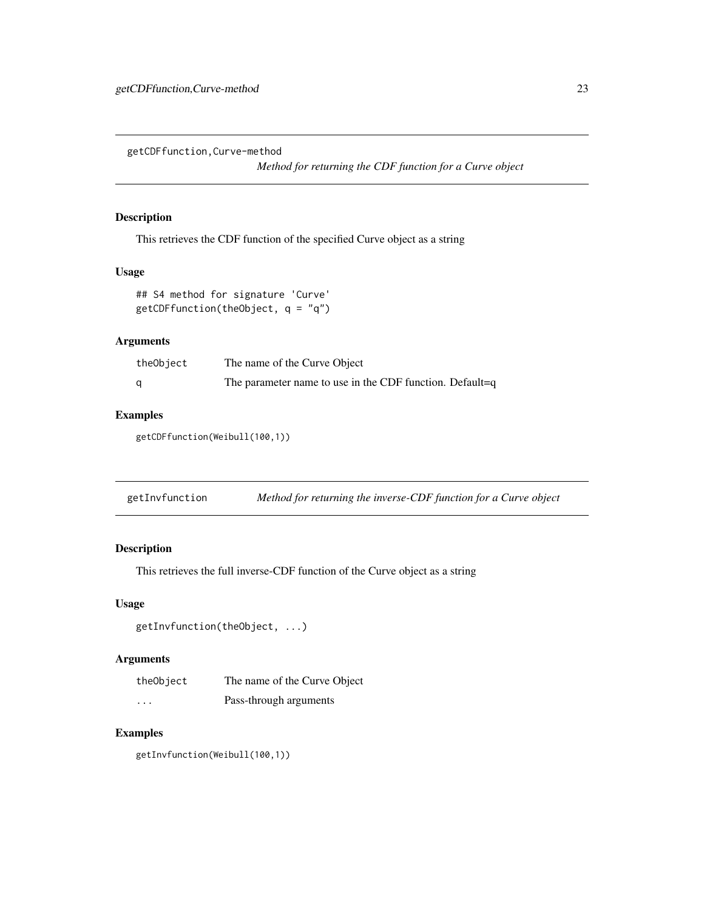## getCDFfunction,Curve-method

*Method for returning the CDF function for a Curve object*

### Description

This retrieves the CDF function of the specified Curve object as a string

### Usage

```
## S4 method for signature 'Curve'
getCDFfunction(theObject, q = "q")
```

### Arguments

| | |
|---|---|
| theObject | The name of the Curve Object |
| q | The parameter name to use in the CDF function. Default=q |

### Examples

```
getCDFfunction(Weibull(100,1))
```

## getInvfunction

*Method for returning the inverse-CDF function for a Curve object*

### Description

This retrieves the full inverse-CDF function of the Curve object as a string

### Usage

```
getInvfunction(theObject, ...)
```

### Arguments

| | |
|---|---|
| theObject | The name of the Curve Object |
| ... | Pass-through arguments |

### Examples

```
getInvfunction(Weibull(100,1))
```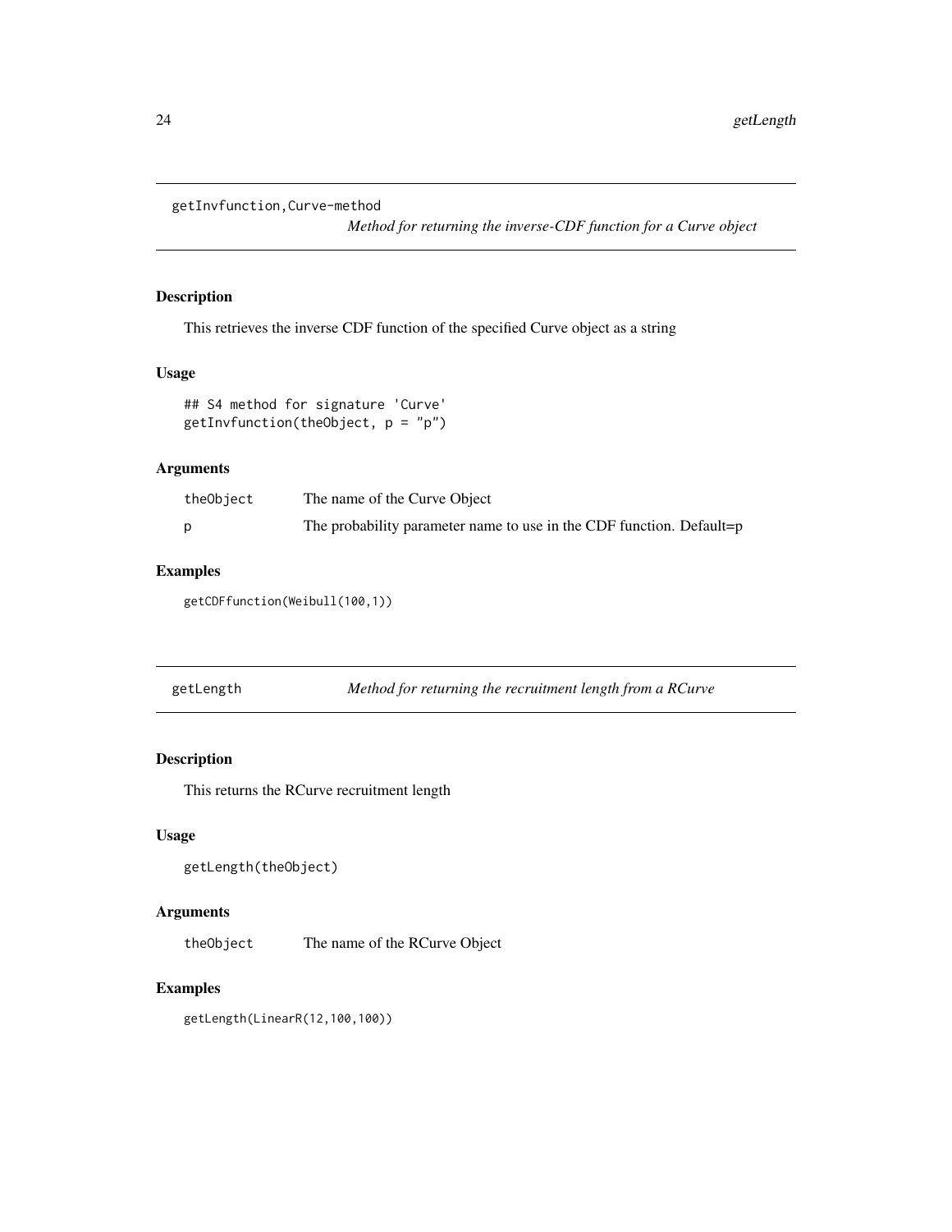## getInvfunction,Curve-method

*Method for returning the inverse-CDF function for a Curve object*

### Description

This retrieves the inverse CDF function of the specified Curve object as a string

### Usage

```
## S4 method for signature 'Curve'
getInvfunction(theObject, p = "p")
```

### Arguments

| | |
|---|---|
| theObject | The name of the Curve Object |
| p | The probability parameter name to use in the CDF function. Default=p |

### Examples

```
getCDFfunction(Weibull(100,1))
```

## getLength

*Method for returning the recruitment length from a RCurve*

### Description

This returns the RCurve recruitment length

### Usage

```
getLength(theObject)
```

### Arguments

| | |
|---|---|
| theObject | The name of the RCurve Object |

### Examples

```
getLength(LinearR(12,100,100))
```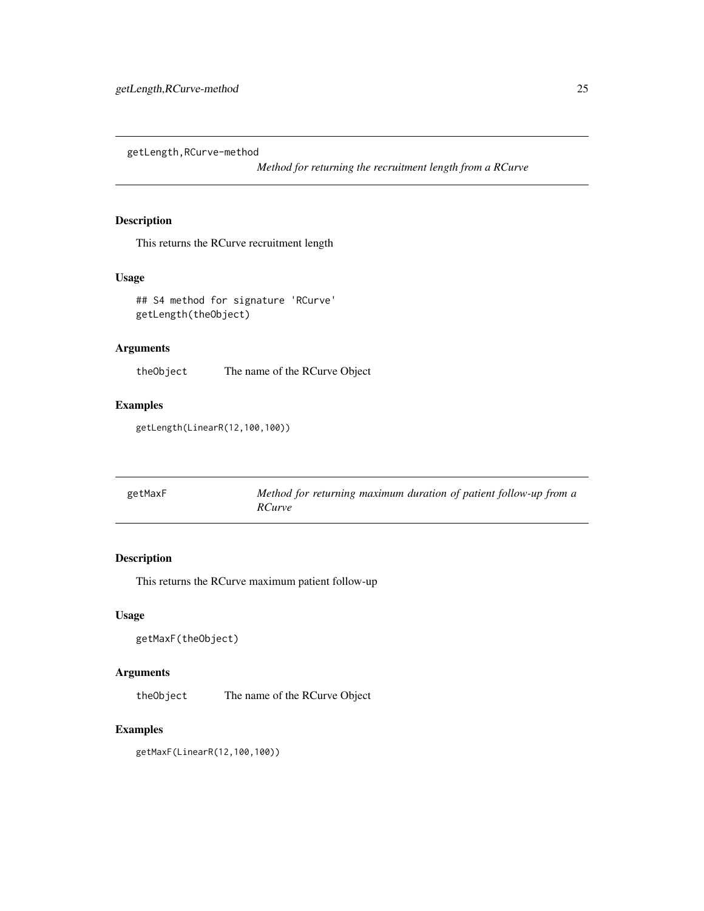## getLength,RCurve-method

*Method for returning the recruitment length from a RCurve*

### Description

This returns the RCurve recruitment length

### Usage

```
## S4 method for signature 'RCurve'
getLength(theObject)
```

### Arguments

| | |
|---|---|
| theObject | The name of the RCurve Object |

### Examples

```
getLength(LinearR(12,100,100))
```

## getMaxF

*Method for returning maximum duration of patient follow-up from a RCurve*

### Description

This returns the RCurve maximum patient follow-up

### Usage

```
getMaxF(theObject)
```

### Arguments

| | |
|---|---|
| theObject | The name of the RCurve Object |

### Examples

```
getMaxF(LinearR(12,100,100))
```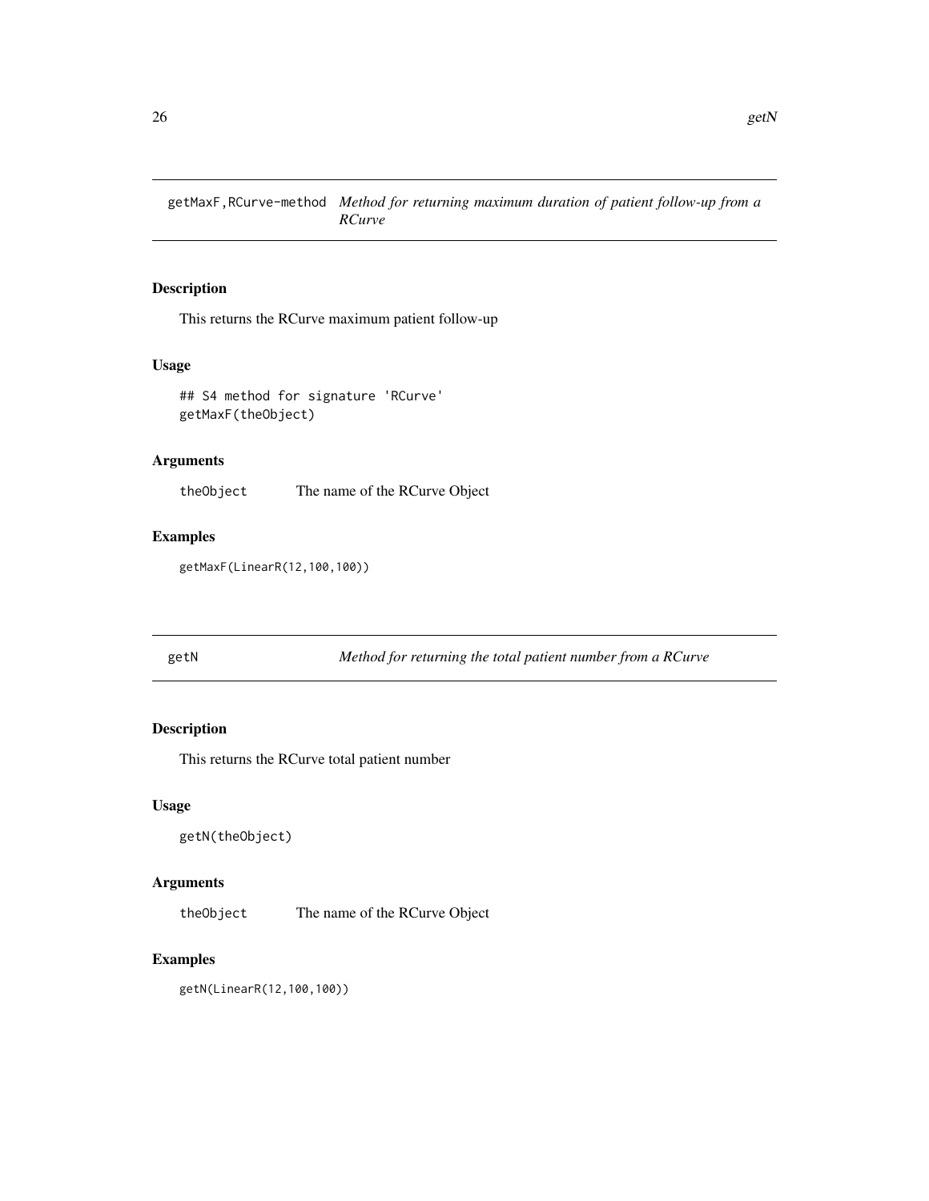## getMaxF,RCurve-method *Method for returning maximum duration of patient follow-up from a RCurve*

### Description

This returns the RCurve maximum patient follow-up

### Usage

```
## S4 method for signature 'RCurve'
getMaxF(theObject)
```

### Arguments

theObject    The name of the RCurve Object

### Examples

```
getMaxF(LinearR(12,100,100))
```

## getN *Method for returning the total patient number from a RCurve*

### Description

This returns the RCurve total patient number

### Usage

```
getN(theObject)
```

### Arguments

theObject    The name of the RCurve Object

### Examples

```
getN(LinearR(12,100,100))
```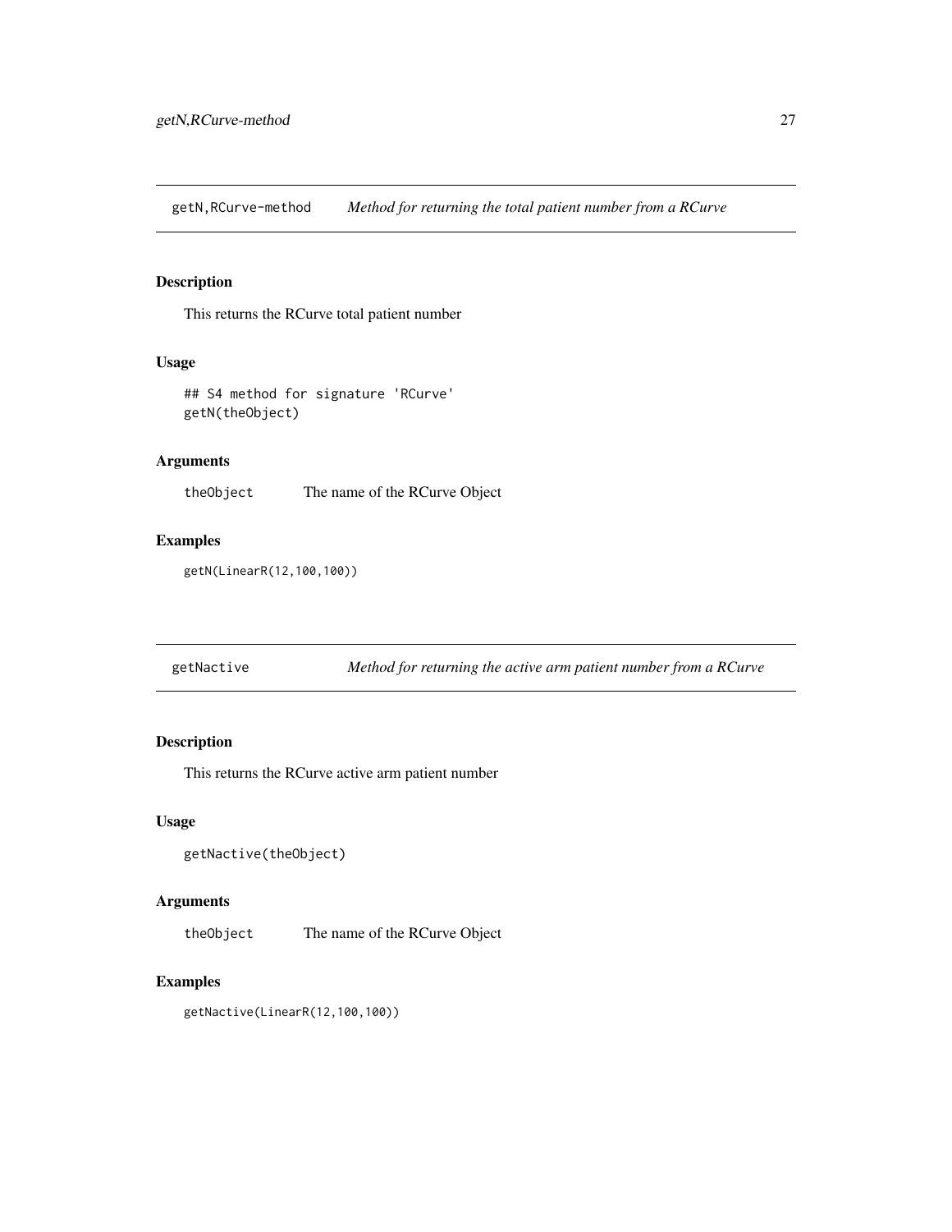## getN,RCurve-method *Method for returning the total patient number from a RCurve*

### Description

This returns the RCurve total patient number

### Usage

```
## S4 method for signature 'RCurve'
getN(theObject)
```

### Arguments

`theObject` The name of the RCurve Object

### Examples

```
getN(LinearR(12,100,100))
```

## getNactive *Method for returning the active arm patient number from a RCurve*

### Description

This returns the RCurve active arm patient number

### Usage

```
getNactive(theObject)
```

### Arguments

`theObject` The name of the RCurve Object

### Examples

```
getNactive(LinearR(12,100,100))
```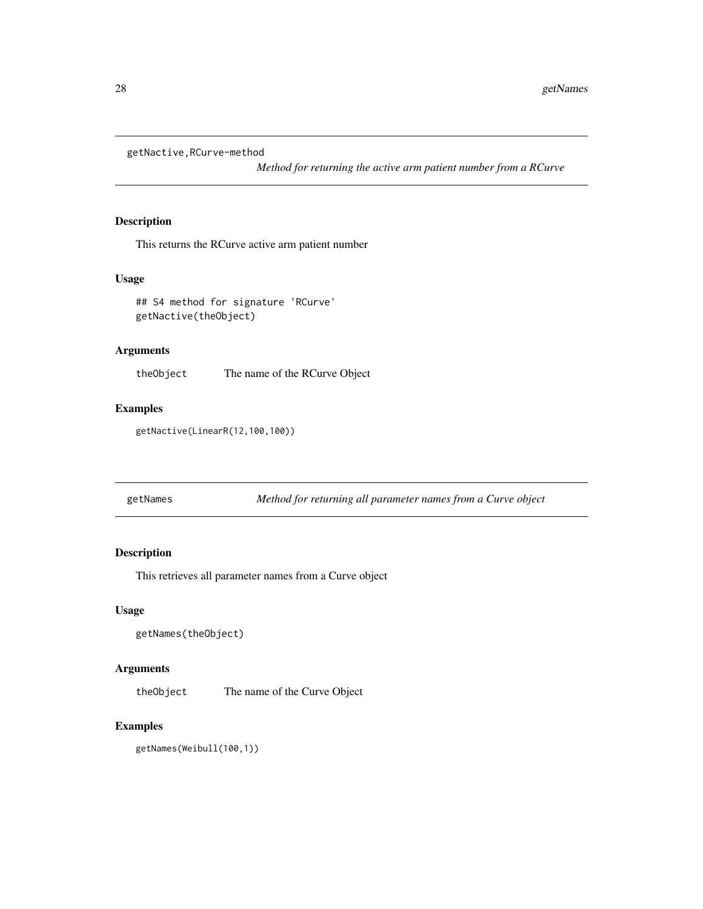## getNactive,RCurve-method

*Method for returning the active arm patient number from a RCurve*

### Description

This returns the RCurve active arm patient number

### Usage

```
## S4 method for signature 'RCurve'
getNactive(theObject)
```

### Arguments

| | |
|---|---|
| theObject | The name of the RCurve Object |

### Examples

```
getNactive(LinearR(12,100,100))
```

## getNames

*Method for returning all parameter names from a Curve object*

### Description

This retrieves all parameter names from a Curve object

### Usage

```
getNames(theObject)
```

### Arguments

| | |
|---|---|
| theObject | The name of the Curve Object |

### Examples

```
getNames(Weibull(100,1))
```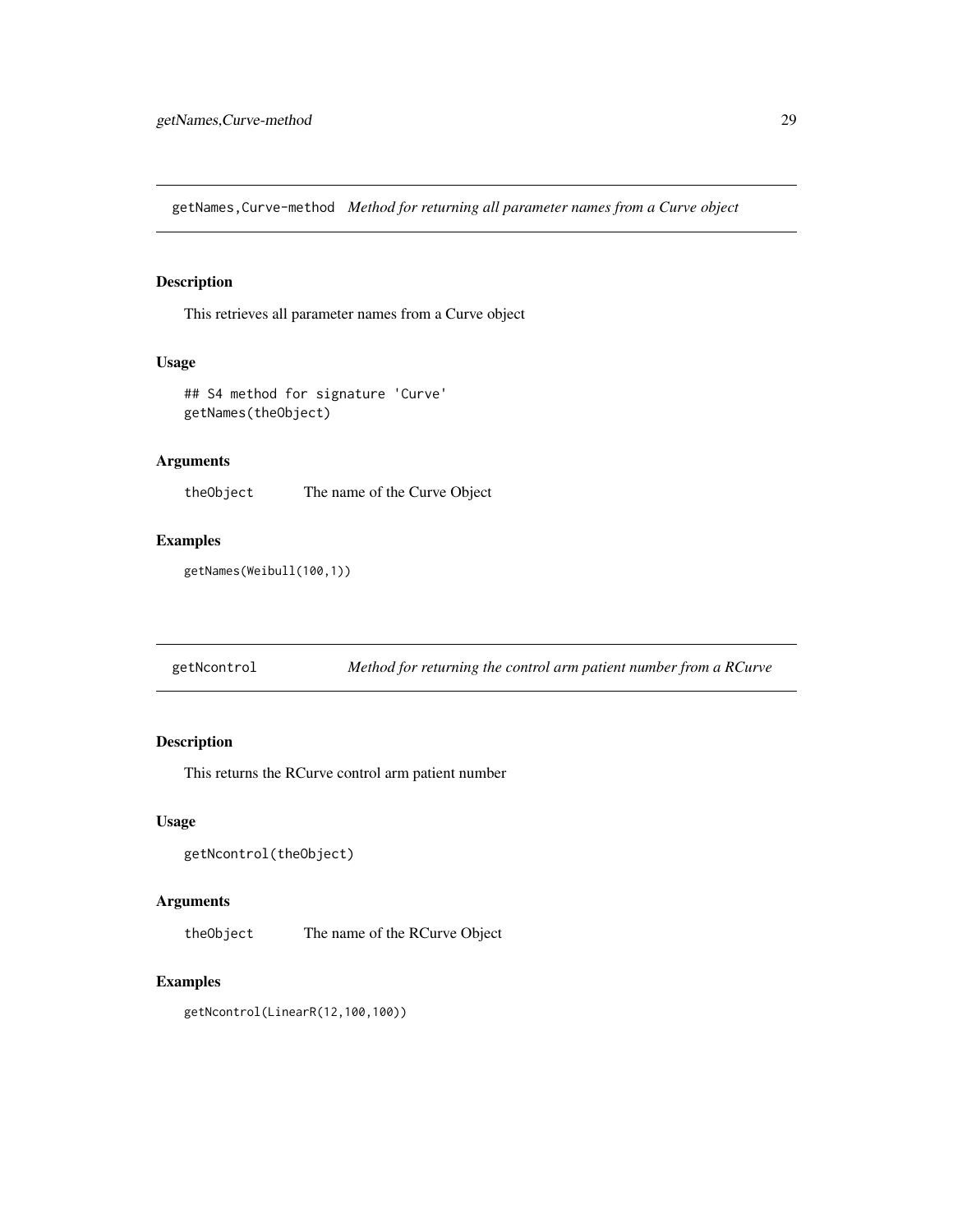## getNames,Curve-method *Method for returning all parameter names from a Curve object*

### Description

This retrieves all parameter names from a Curve object

### Usage

```
## S4 method for signature 'Curve'
getNames(theObject)
```

### Arguments

| | |
|---|---|
| theObject | The name of the Curve Object |

### Examples

```
getNames(Weibull(100,1))
```

## getNcontrol *Method for returning the control arm patient number from a RCurve*

### Description

This returns the RCurve control arm patient number

### Usage

```
getNcontrol(theObject)
```

### Arguments

| | |
|---|---|
| theObject | The name of the RCurve Object |

### Examples

```
getNcontrol(LinearR(12,100,100))
```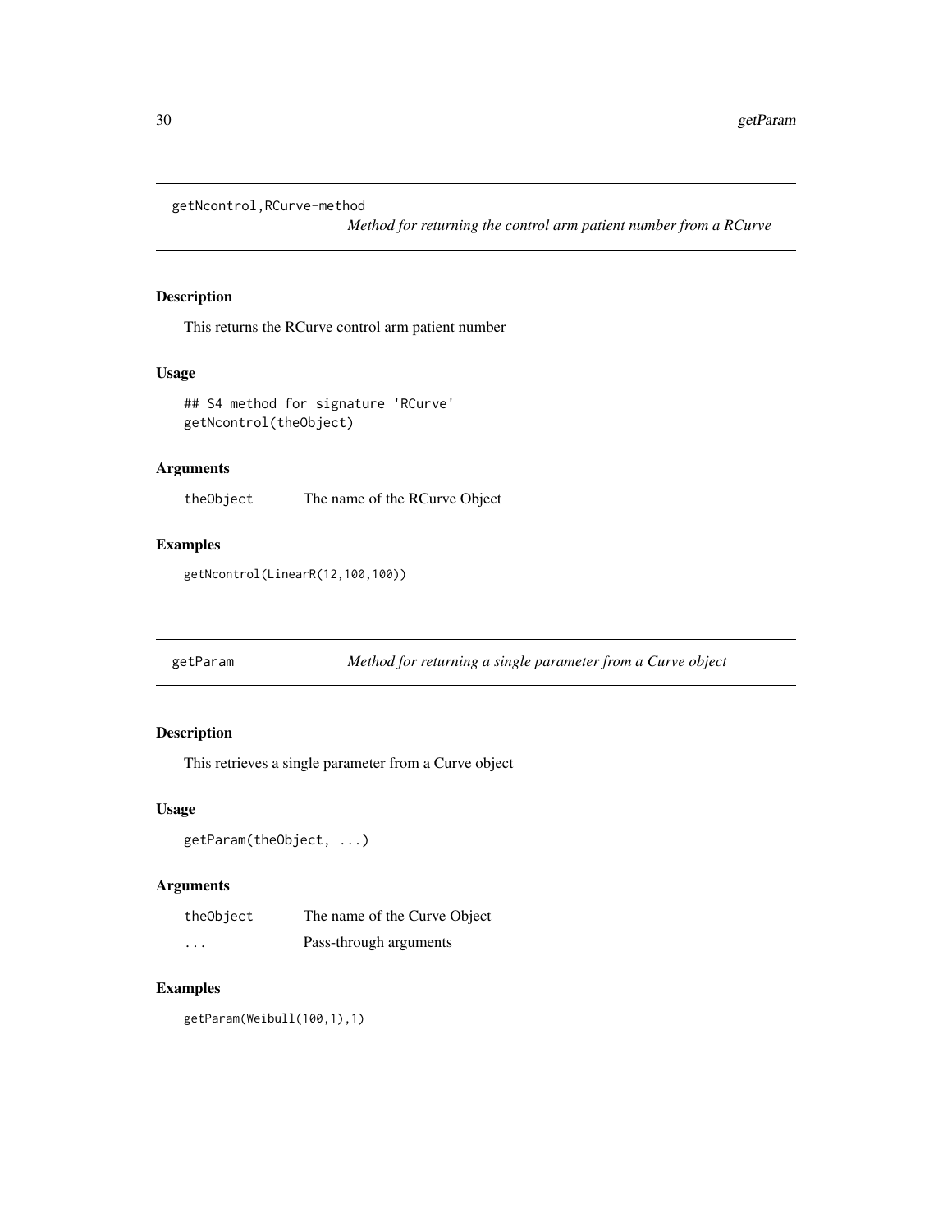## getNcontrol,RCurve-method

*Method for returning the control arm patient number from a RCurve*

### Description

This returns the RCurve control arm patient number

### Usage

```
## S4 method for signature 'RCurve'
getNcontrol(theObject)
```

### Arguments

| | |
|---|---|
| theObject | The name of the RCurve Object |

### Examples

```
getNcontrol(LinearR(12,100,100))
```

## getParam

*Method for returning a single parameter from a Curve object*

### Description

This retrieves a single parameter from a Curve object

### Usage

```
getParam(theObject, ...)
```

### Arguments

| | |
|---|---|
| theObject | The name of the Curve Object |
| ... | Pass-through arguments |

### Examples

```
getParam(Weibull(100,1),1)
```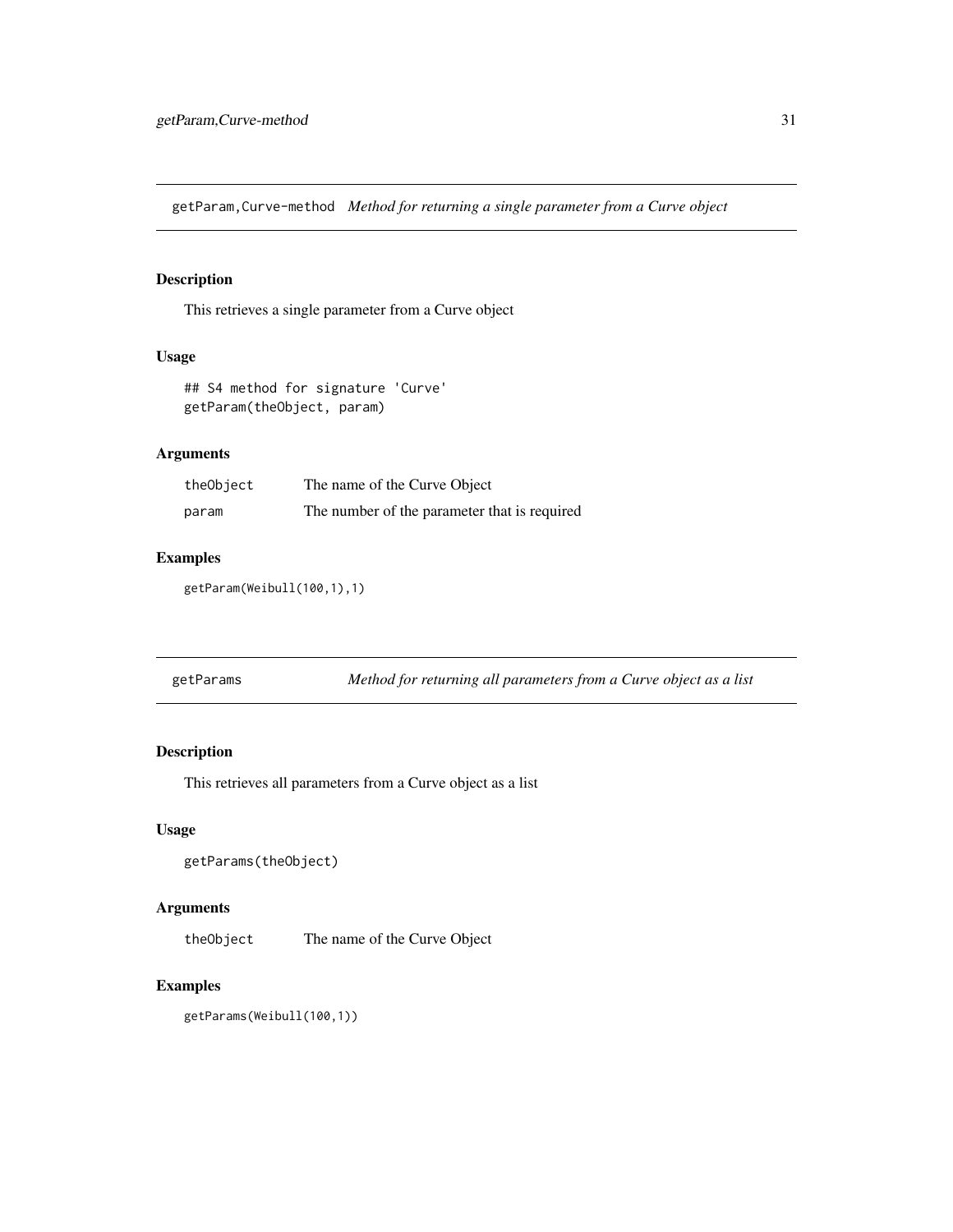## getParam,Curve-method *Method for returning a single parameter from a Curve object*

### Description

This retrieves a single parameter from a Curve object

### Usage

```
## S4 method for signature 'Curve'
getParam(theObject, param)
```

### Arguments

| | |
|---|---|
| `theObject` | The name of the Curve Object |
| `param` | The number of the parameter that is required |

### Examples

```
getParam(Weibull(100,1),1)
```

## getParams *Method for returning all parameters from a Curve object as a list*

### Description

This retrieves all parameters from a Curve object as a list

### Usage

```
getParams(theObject)
```

### Arguments

| | |
|---|---|
| `theObject` | The name of the Curve Object |

### Examples

```
getParams(Weibull(100,1))
```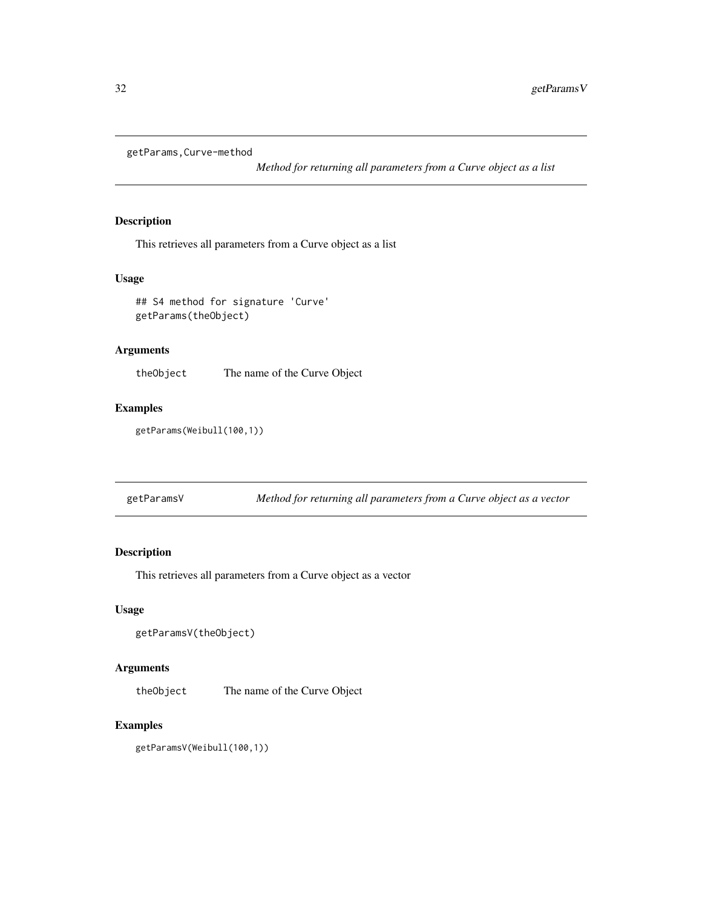## getParams,Curve-method

*Method for returning all parameters from a Curve object as a list*

### Description

This retrieves all parameters from a Curve object as a list

### Usage

```
## S4 method for signature 'Curve'
getParams(theObject)
```

### Arguments

| | |
|---|---|
| theObject | The name of the Curve Object |

### Examples

```
getParams(Weibull(100,1))
```

## getParamsV

*Method for returning all parameters from a Curve object as a vector*

### Description

This retrieves all parameters from a Curve object as a vector

### Usage

```
getParamsV(theObject)
```

### Arguments

| | |
|---|---|
| theObject | The name of the Curve Object |

### Examples

```
getParamsV(Weibull(100,1))
```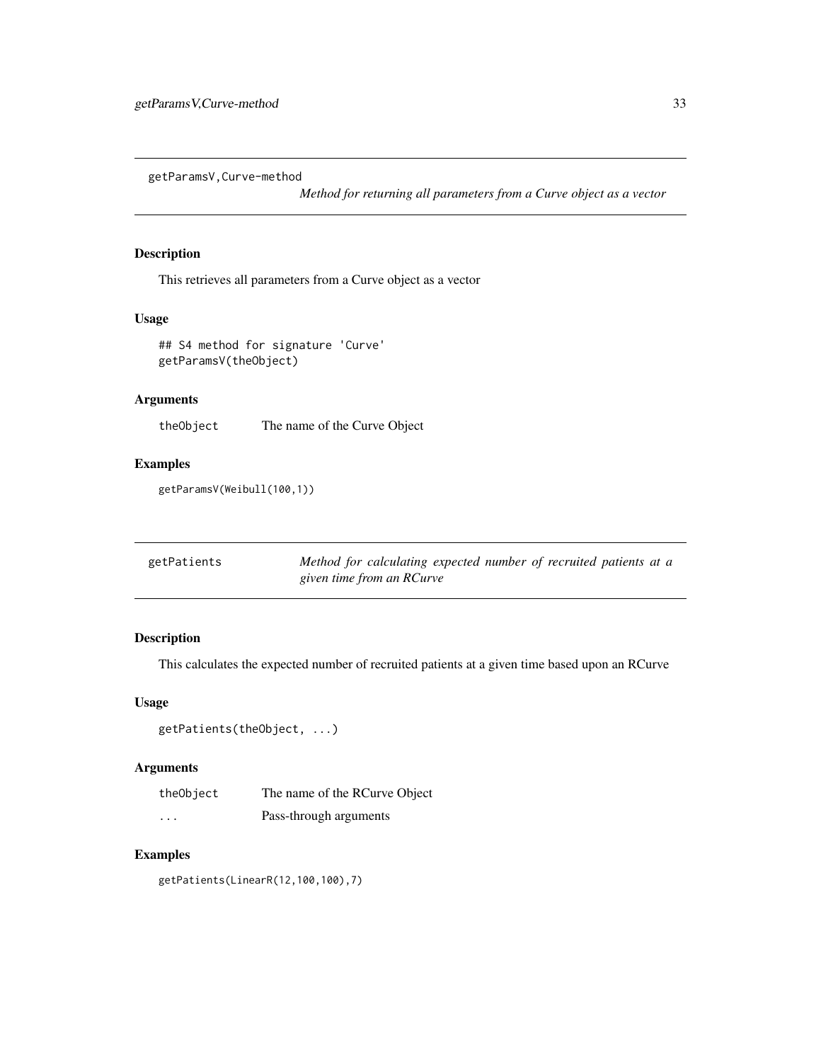## getParamsV,Curve-method

*Method for returning all parameters from a Curve object as a vector*

### Description

This retrieves all parameters from a Curve object as a vector

### Usage

```
## S4 method for signature 'Curve'
getParamsV(theObject)
```

### Arguments

| | |
|---|---|
| theObject | The name of the Curve Object |

### Examples

```
getParamsV(Weibull(100,1))
```

## getPatients

*Method for calculating expected number of recruited patients at a given time from an RCurve*

### Description

This calculates the expected number of recruited patients at a given time based upon an RCurve

### Usage

```
getPatients(theObject, ...)
```

### Arguments

| | |
|---|---|
| theObject | The name of the RCurve Object |
| ... | Pass-through arguments |

### Examples

```
getPatients(LinearR(12,100,100),7)
```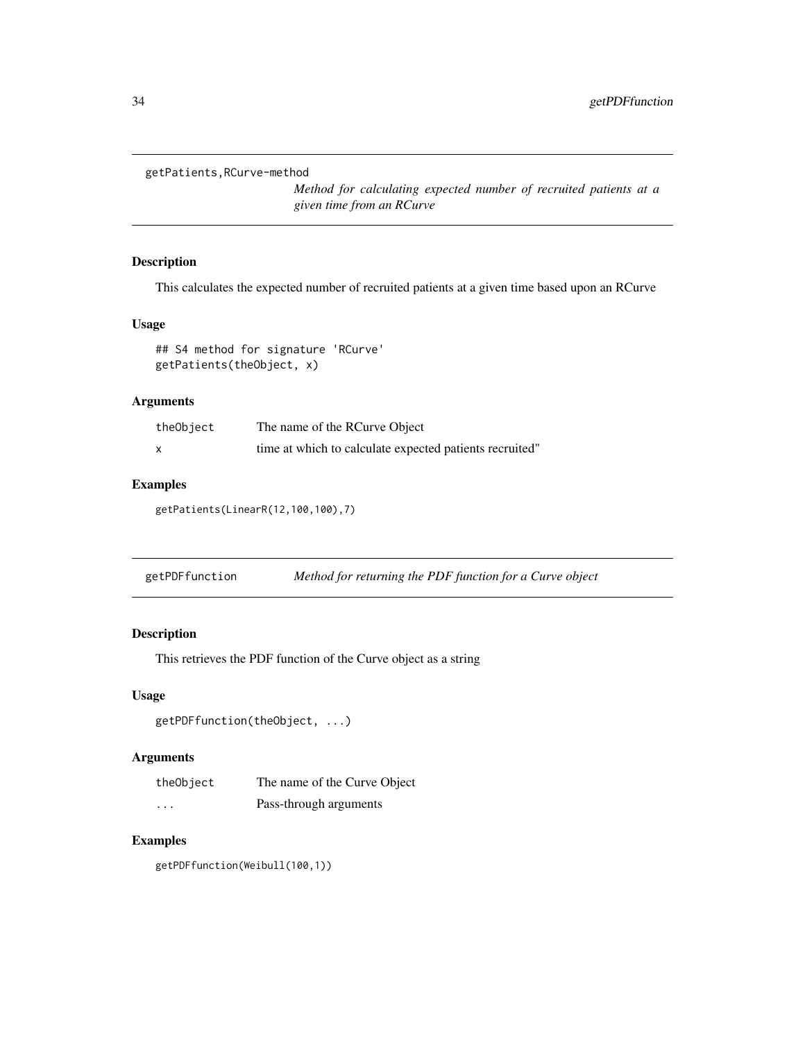## getPatients,RCurve-method

*Method for calculating expected number of recruited patients at a given time from an RCurve*

### Description

This calculates the expected number of recruited patients at a given time based upon an RCurve

### Usage

```
## S4 method for signature 'RCurve'
getPatients(theObject, x)
```

### Arguments

| | |
|---|---|
| theObject | The name of the RCurve Object |
| x | time at which to calculate expected patients recruited" |

### Examples

```
getPatients(LinearR(12,100,100),7)
```

## getPDFfunction

*Method for returning the PDF function for a Curve object*

### Description

This retrieves the PDF function of the Curve object as a string

### Usage

```
getPDFfunction(theObject, ...)
```

### Arguments

| | |
|---|---|
| theObject | The name of the Curve Object |
| ... | Pass-through arguments |

### Examples

```
getPDFfunction(Weibull(100,1))
```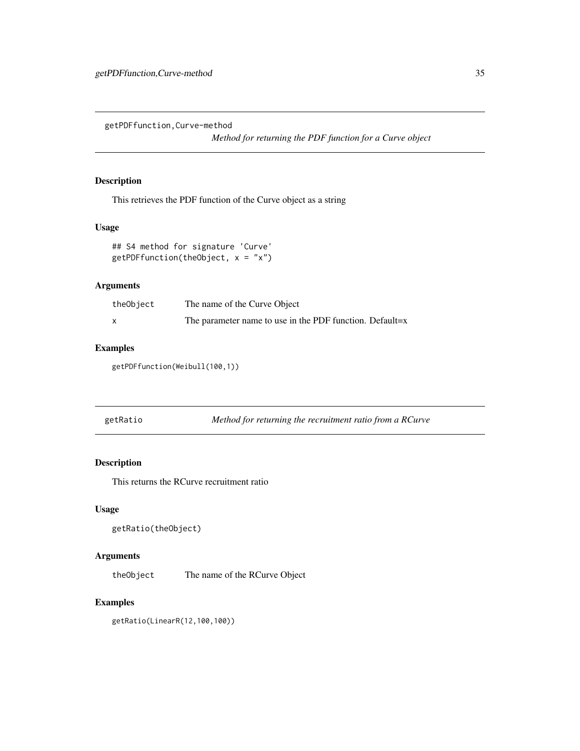## getPDFfunction,Curve-method

*Method for returning the PDF function for a Curve object*

### Description

This retrieves the PDF function of the Curve object as a string

### Usage

```
## S4 method for signature 'Curve'
getPDFfunction(theObject, x = "x")
```

### Arguments

| | |
|---|---|
| theObject | The name of the Curve Object |
| x | The parameter name to use in the PDF function. Default=x |

### Examples

```
getPDFfunction(Weibull(100,1))
```

## getRatio

*Method for returning the recruitment ratio from a RCurve*

### Description

This returns the RCurve recruitment ratio

### Usage

```
getRatio(theObject)
```

### Arguments

| | |
|---|---|
| theObject | The name of the RCurve Object |

### Examples

```
getRatio(LinearR(12,100,100))
```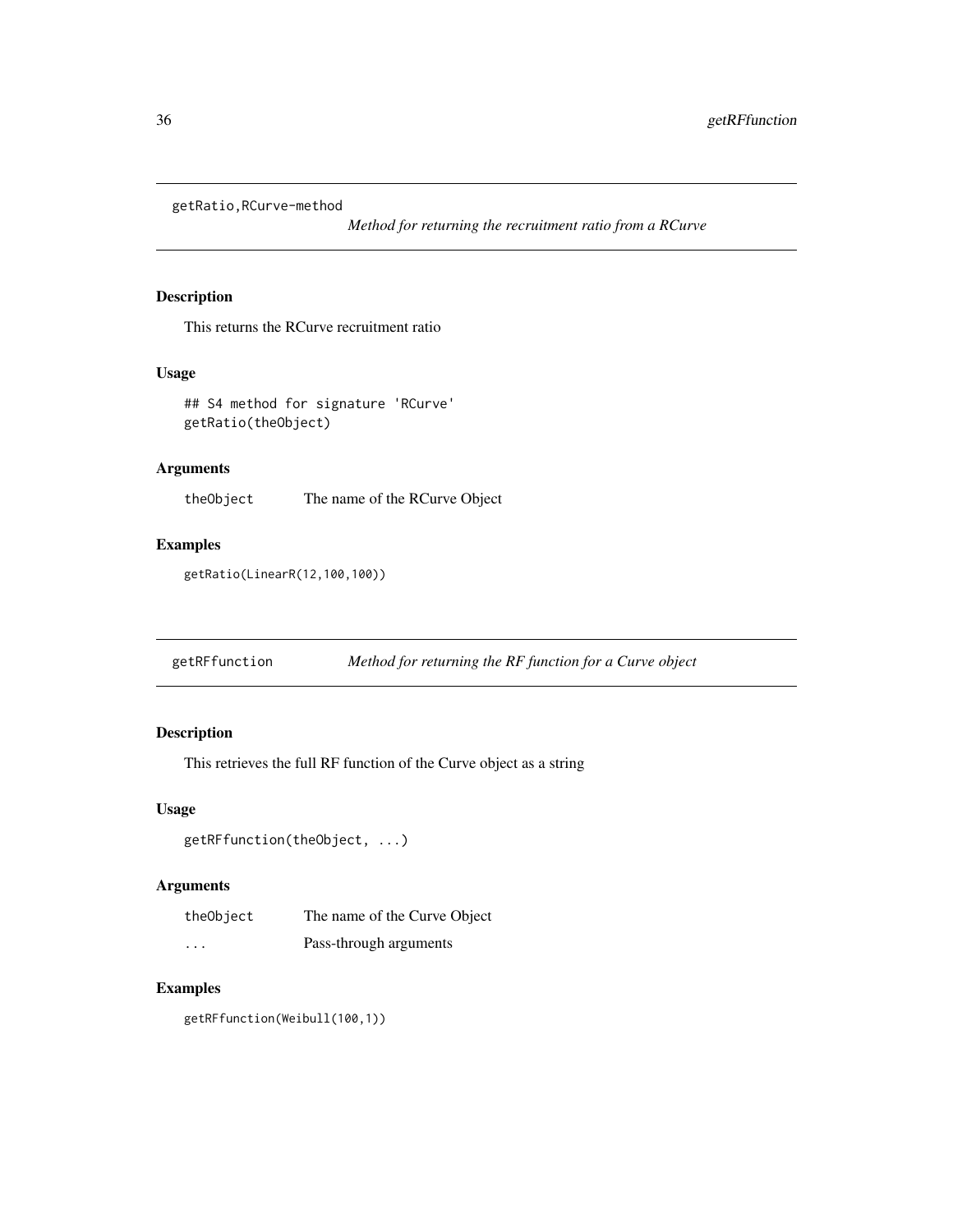## getRatio,RCurve-method

*Method for returning the recruitment ratio from a RCurve*

### Description

This returns the RCurve recruitment ratio

### Usage

```
## S4 method for signature 'RCurve'
getRatio(theObject)
```

### Arguments

| | |
|---|---|
| theObject | The name of the RCurve Object |

### Examples

```
getRatio(LinearR(12,100,100))
```

## getRFfunction

*Method for returning the RF function for a Curve object*

### Description

This retrieves the full RF function of the Curve object as a string

### Usage

```
getRFfunction(theObject, ...)
```

### Arguments

| | |
|---|---|
| theObject | The name of the Curve Object |
| ... | Pass-through arguments |

### Examples

```
getRFfunction(Weibull(100,1))
```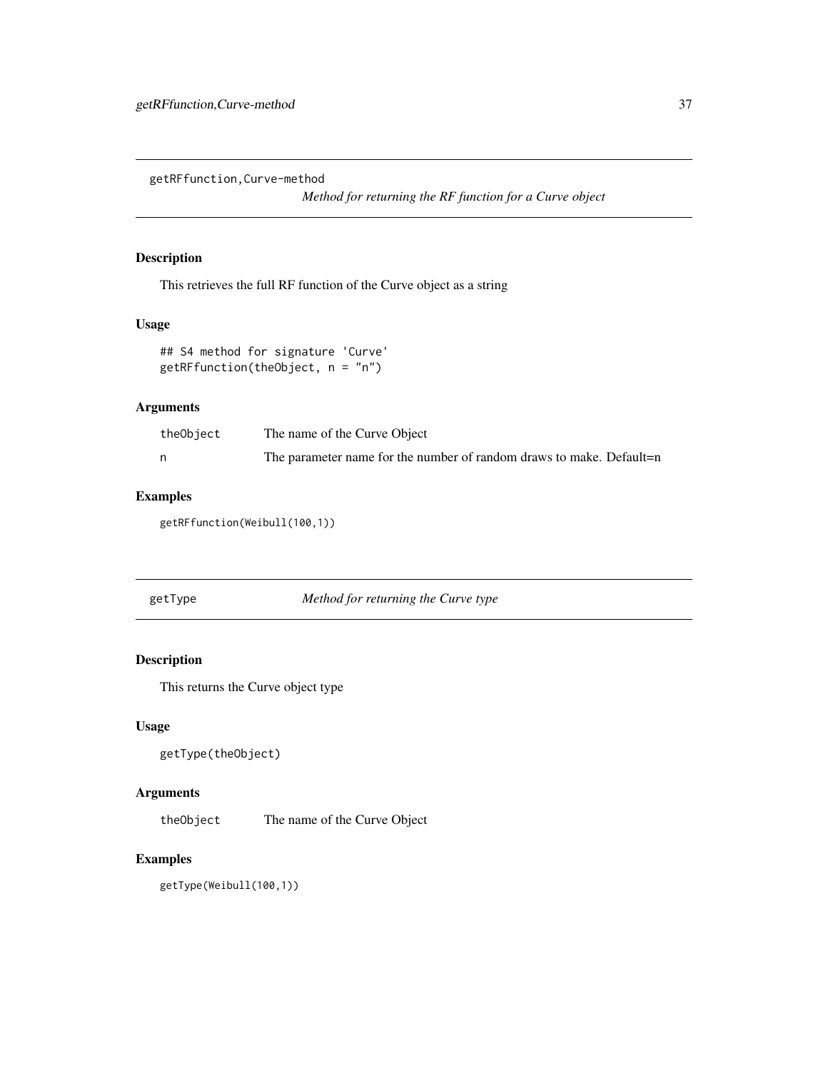## getRFfunction,Curve-method

*Method for returning the RF function for a Curve object*

### Description

This retrieves the full RF function of the Curve object as a string

### Usage

```
## S4 method for signature 'Curve'
getRFfunction(theObject, n = "n")
```

### Arguments

| | |
|---|---|
| theObject | The name of the Curve Object |
| n | The parameter name for the number of random draws to make. Default=n |

### Examples

```
getRFfunction(Weibull(100,1))
```

## getType

*Method for returning the Curve type*

### Description

This returns the Curve object type

### Usage

```
getType(theObject)
```

### Arguments

| | |
|---|---|
| theObject | The name of the Curve Object |

### Examples

```
getType(Weibull(100,1))
```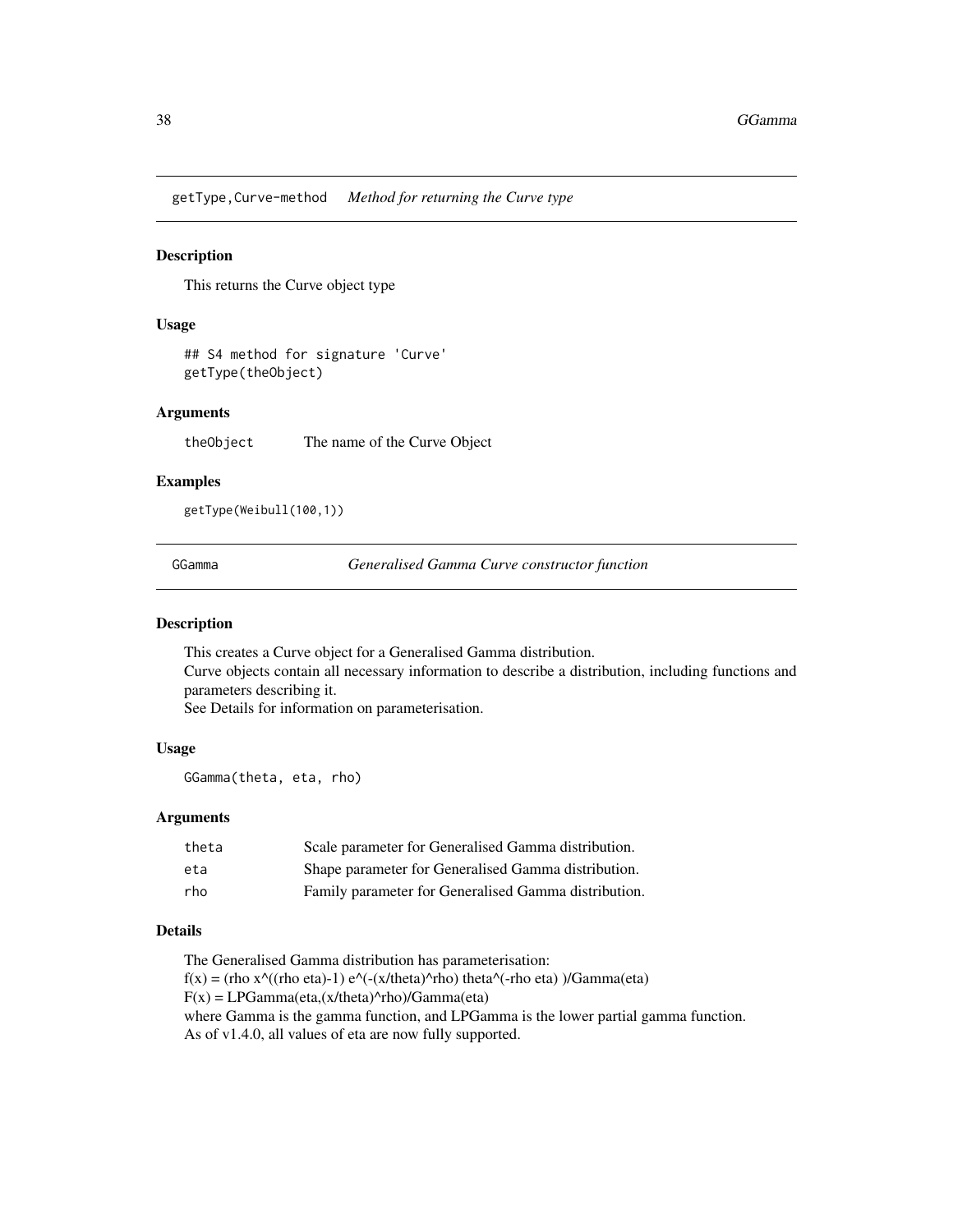## getType,Curve-method *Method for returning the Curve type*

### Description

This returns the Curve object type

### Usage

```
## S4 method for signature 'Curve'
getType(theObject)
```

### Arguments

| | |
|---|---|
| theObject | The name of the Curve Object |

### Examples

```
getType(Weibull(100,1))
```

## GGamma *Generalised Gamma Curve constructor function*

### Description

This creates a Curve object for a Generalised Gamma distribution.
Curve objects contain all necessary information to describe a distribution, including functions and parameters describing it.
See Details for information on parameterisation.

### Usage

```
GGamma(theta, eta, rho)
```

### Arguments

| | |
|---|---|
| theta | Scale parameter for Generalised Gamma distribution. |
| eta | Shape parameter for Generalised Gamma distribution. |
| rho | Family parameter for Generalised Gamma distribution. |

### Details

The Generalised Gamma distribution has parameterisation:
f(x) = (rho x^((rho eta)-1) e^(-(x/theta)^rho) theta^(-rho eta) )/Gamma(eta)
F(x) = LPGamma(eta,(x/theta)^rho)/Gamma(eta)
where Gamma is the gamma function, and LPGamma is the lower partial gamma function.
As of v1.4.0, all values of eta are now fully supported.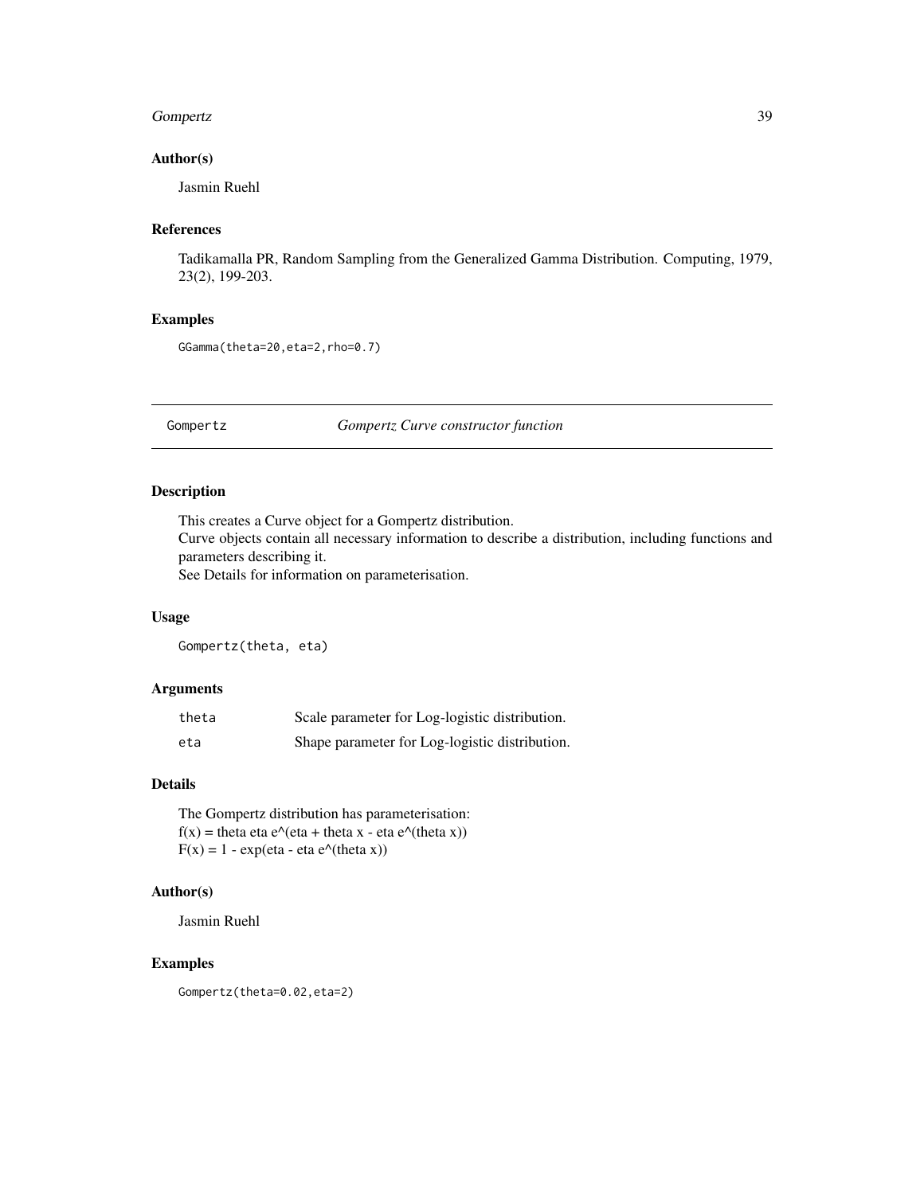### Author(s)

Jasmin Ruehl

### References

Tadikamalla PR, Random Sampling from the Generalized Gamma Distribution. Computing, 1979, 23(2), 199-203.

### Examples

```
GGamma(theta=20,eta=2,rho=0.7)
```

---

## Gompertz — *Gompertz Curve constructor function*

---

### Description

This creates a Curve object for a Gompertz distribution.
Curve objects contain all necessary information to describe a distribution, including functions and parameters describing it.
See Details for information on parameterisation.

### Usage

```
Gompertz(theta, eta)
```

### Arguments

| | |
|---|---|
| `theta` | Scale parameter for Log-logistic distribution. |
| `eta` | Shape parameter for Log-logistic distribution. |

### Details

The Gompertz distribution has parameterisation:
f(x) = theta eta e^(eta + theta x - eta e^(theta x))
F(x) = 1 - exp(eta - eta e^(theta x))

### Author(s)

Jasmin Ruehl

### Examples

```
Gompertz(theta=0.02,eta=2)
```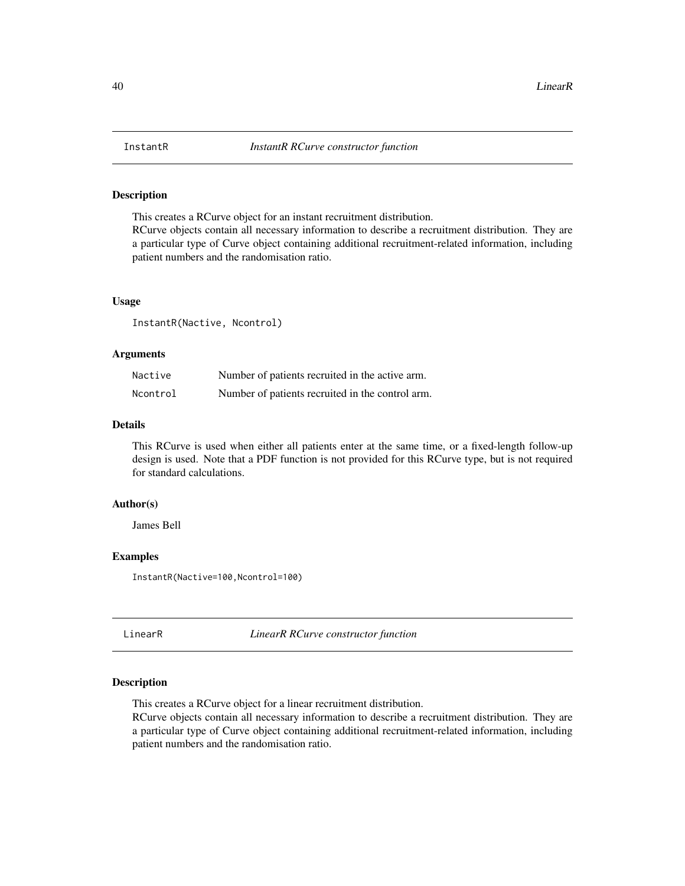## InstantR — *InstantR RCurve constructor function*

### Description

This creates a RCurve object for an instant recruitment distribution.
RCurve objects contain all necessary information to describe a recruitment distribution. They are a particular type of Curve object containing additional recruitment-related information, including patient numbers and the randomisation ratio.

### Usage

```
InstantR(Nactive, Ncontrol)
```

### Arguments

| | |
|---|---|
| Nactive | Number of patients recruited in the active arm. |
| Ncontrol | Number of patients recruited in the control arm. |

### Details

This RCurve is used when either all patients enter at the same time, or a fixed-length follow-up design is used. Note that a PDF function is not provided for this RCurve type, but is not required for standard calculations.

### Author(s)

James Bell

### Examples

```
InstantR(Nactive=100,Ncontrol=100)
```

## LinearR — *LinearR RCurve constructor function*

### Description

This creates a RCurve object for a linear recruitment distribution.
RCurve objects contain all necessary information to describe a recruitment distribution. They are a particular type of Curve object containing additional recruitment-related information, including patient numbers and the randomisation ratio.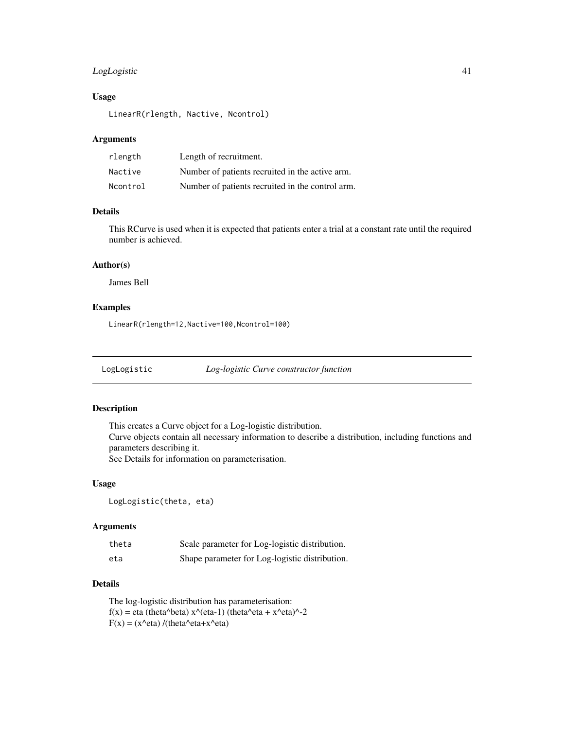### Usage

```
LinearR(rlength, Nactive, Ncontrol)
```

### Arguments

| | |
|---|---|
| rlength | Length of recruitment. |
| Nactive | Number of patients recruited in the active arm. |
| Ncontrol | Number of patients recruited in the control arm. |

### Details

This RCurve is used when it is expected that patients enter a trial at a constant rate until the required number is achieved.

### Author(s)

James Bell

### Examples

```
LinearR(rlength=12,Nactive=100,Ncontrol=100)
```

---

## LogLogistic — *Log-logistic Curve constructor function*

### Description

This creates a Curve object for a Log-logistic distribution.
Curve objects contain all necessary information to describe a distribution, including functions and parameters describing it.
See Details for information on parameterisation.

### Usage

```
LogLogistic(theta, eta)
```

### Arguments

| | |
|---|---|
| theta | Scale parameter for Log-logistic distribution. |
| eta | Shape parameter for Log-logistic distribution. |

### Details

The log-logistic distribution has parameterisation:
f(x) = eta (theta^beta) x^(eta-1) (theta^eta + x^eta)^-2
F(x) = (x^eta) /(theta^eta+x^eta)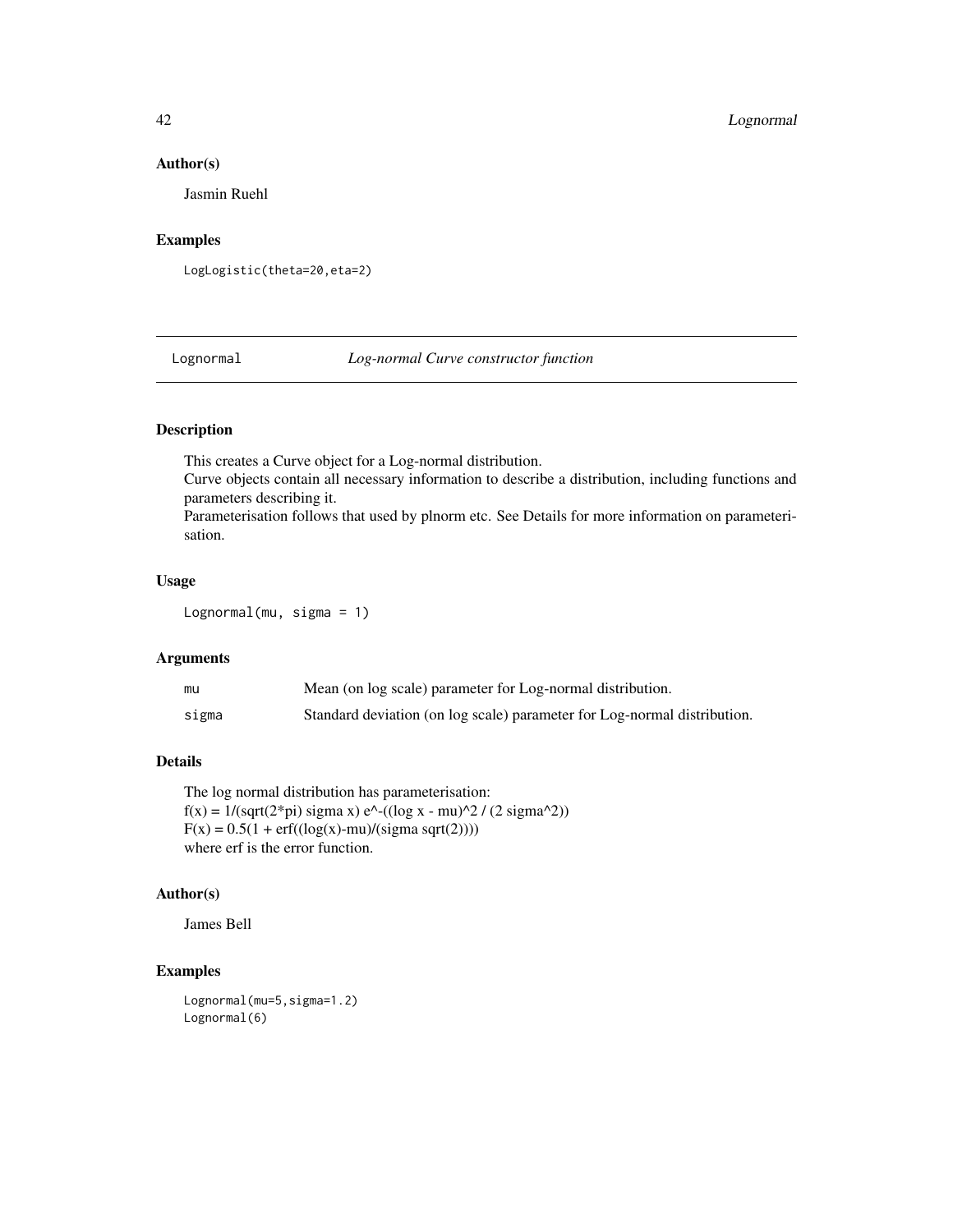## Author(s)

Jasmin Ruehl

## Examples

```
LogLogistic(theta=20,eta=2)
```

---

# Lognormal — *Log-normal Curve constructor function*

## Description

This creates a Curve object for a Log-normal distribution.
Curve objects contain all necessary information to describe a distribution, including functions and parameters describing it.
Parameterisation follows that used by plnorm etc. See Details for more information on parameterisation.

## Usage

```
Lognormal(mu, sigma = 1)
```

## Arguments

| | |
|---|---|
| mu | Mean (on log scale) parameter for Log-normal distribution. |
| sigma | Standard deviation (on log scale) parameter for Log-normal distribution. |

## Details

The log normal distribution has parameterisation:
f(x) = 1/(sqrt(2*pi) sigma x) e^-((log x - mu)^2 / (2 sigma^2))
F(x) = 0.5(1 + erf((log(x)-mu)/(sigma sqrt(2))))
where erf is the error function.

## Author(s)

James Bell

## Examples

```
Lognormal(mu=5,sigma=1.2)
Lognormal(6)
```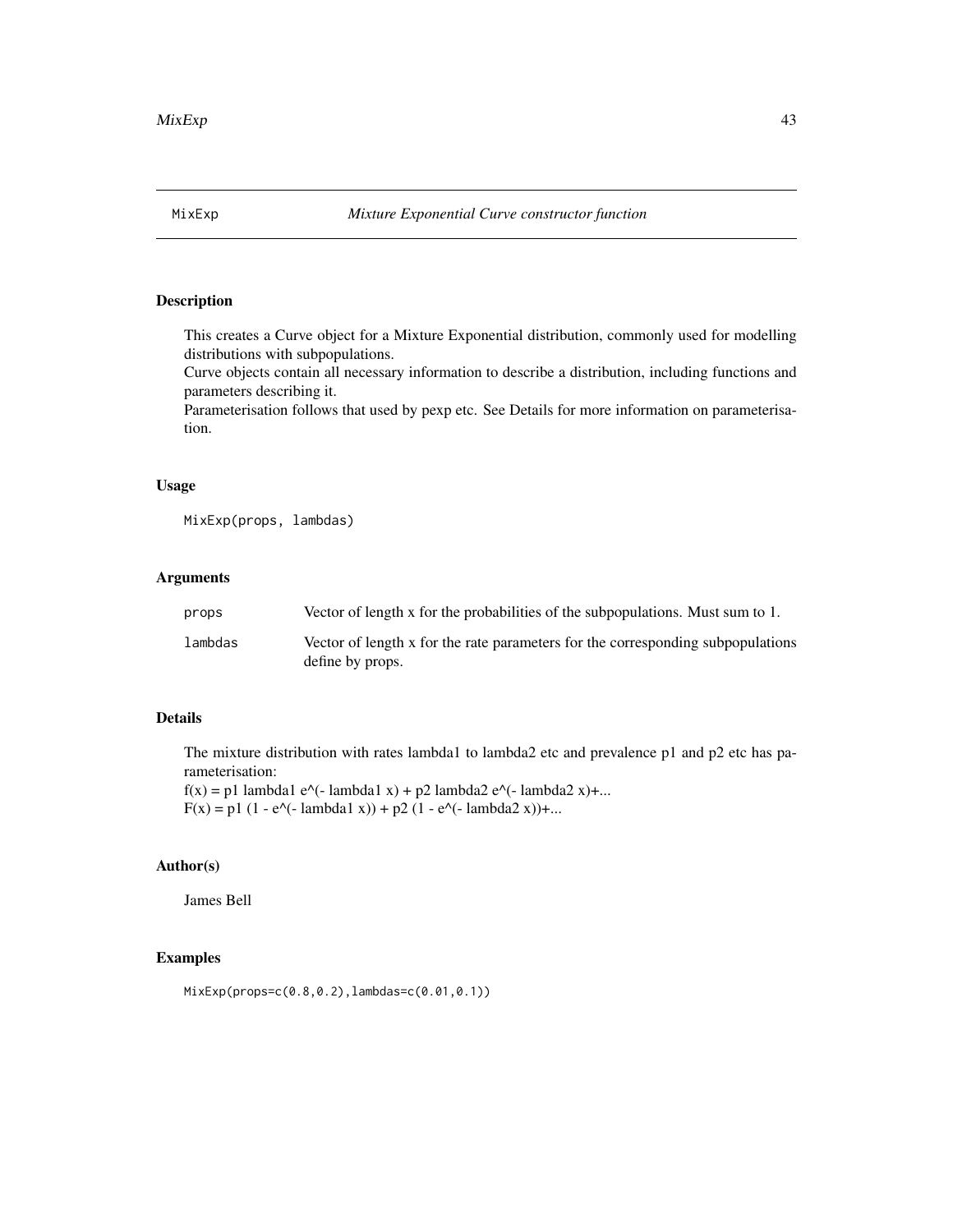# MixExp — *Mixture Exponential Curve constructor function*

## Description

This creates a Curve object for a Mixture Exponential distribution, commonly used for modelling distributions with subpopulations.
Curve objects contain all necessary information to describe a distribution, including functions and parameters describing it.
Parameterisation follows that used by pexp etc. See Details for more information on parameterisation.

## Usage

```
MixExp(props, lambdas)
```

## Arguments

| | |
|---|---|
| props | Vector of length x for the probabilities of the subpopulations. Must sum to 1. |
| lambdas | Vector of length x for the rate parameters for the corresponding subpopulations define by props. |

## Details

The mixture distribution with rates lambda1 to lambda2 etc and prevalence p1 and p2 etc has parameterisation:
f(x) = p1 lambda1 e^(- lambda1 x) + p2 lambda2 e^(- lambda2 x)+...
F(x) = p1 (1 - e^(- lambda1 x)) + p2 (1 - e^(- lambda2 x))+...

## Author(s)

James Bell

## Examples

```
MixExp(props=c(0.8,0.2),lambdas=c(0.01,0.1))
```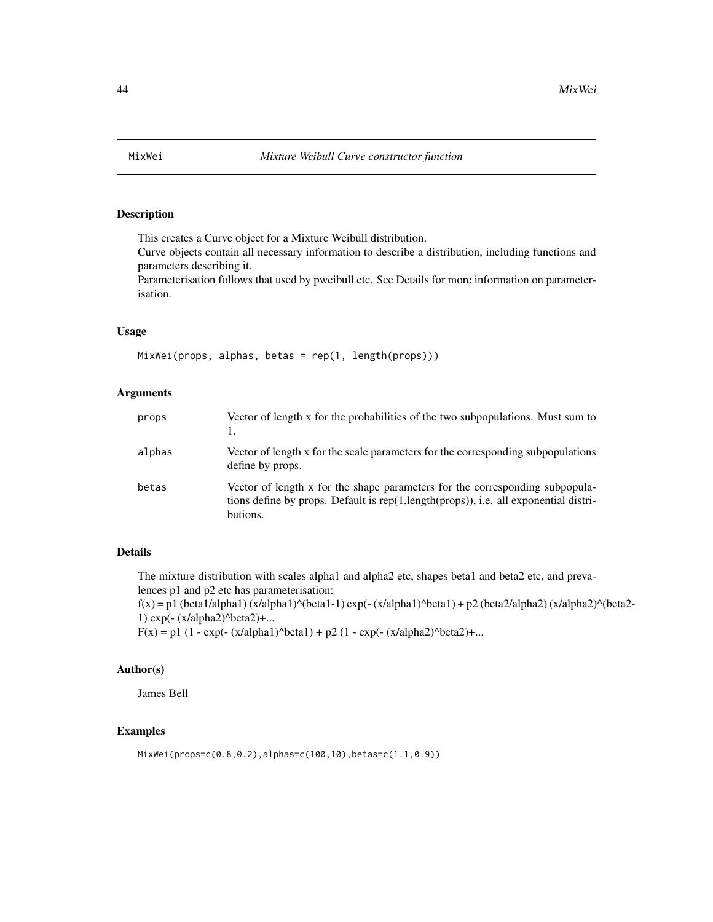MixWei *Mixture Weibull Curve constructor function*

## Description

This creates a Curve object for a Mixture Weibull distribution.
Curve objects contain all necessary information to describe a distribution, including functions and parameters describing it.
Parameterisation follows that used by pweibull etc. See Details for more information on parameterisation.

## Usage

```
MixWei(props, alphas, betas = rep(1, length(props)))
```

## Arguments

| | |
|---|---|
| props | Vector of length x for the probabilities of the two subpopulations. Must sum to 1. |
| alphas | Vector of length x for the scale parameters for the corresponding subpopulations define by props. |
| betas | Vector of length x for the shape parameters for the corresponding subpopulations define by props. Default is rep(1,length(props)), i.e. all exponential distributions. |

## Details

The mixture distribution with scales alpha1 and alpha2 etc, shapes beta1 and beta2 etc, and prevalences p1 and p2 etc has parameterisation:

f(x) = p1 (beta1/alpha1) (x/alpha1)^(beta1-1) exp(- (x/alpha1)^beta1) + p2 (beta2/alpha2) (x/alpha2)^(beta2-1) exp(- (x/alpha2)^beta2)+...

F(x) = p1 (1 - exp(- (x/alpha1)^beta1) + p2 (1 - exp(- (x/alpha2)^beta2)+...

## Author(s)

James Bell

## Examples

```
MixWei(props=c(0.8,0.2),alphas=c(100,10),betas=c(1.1,0.9))
```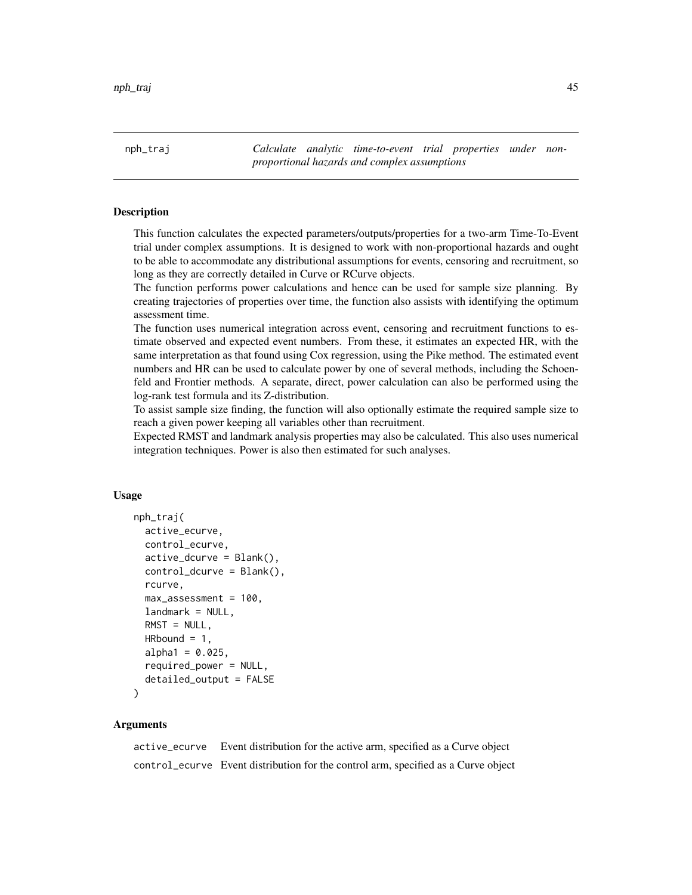# nph_traj

*Calculate analytic time-to-event trial properties under non-proportional hazards and complex assumptions*

## Description

This function calculates the expected parameters/outputs/properties for a two-arm Time-To-Event trial under complex assumptions. It is designed to work with non-proportional hazards and ought to be able to accommodate any distributional assumptions for events, censoring and recruitment, so long as they are correctly detailed in Curve or RCurve objects.

The function performs power calculations and hence can be used for sample size planning. By creating trajectories of properties over time, the function also assists with identifying the optimum assessment time.

The function uses numerical integration across event, censoring and recruitment functions to estimate observed and expected event numbers. From these, it estimates an expected HR, with the same interpretation as that found using Cox regression, using the Pike method. The estimated event numbers and HR can be used to calculate power by one of several methods, including the Schoenfeld and Frontier methods. A separate, direct, power calculation can also be performed using the log-rank test formula and its Z-distribution.

To assist sample size finding, the function will also optionally estimate the required sample size to reach a given power keeping all variables other than recruitment.

Expected RMST and landmark analysis properties may also be calculated. This also uses numerical integration techniques. Power is also then estimated for such analyses.

## Usage

```
nph_traj(
  active_ecurve,
  control_ecurve,
  active_dcurve = Blank(),
  control_dcurve = Blank(),
  rcurve,
  max_assessment = 100,
  landmark = NULL,
  RMST = NULL,
  HRbound = 1,
  alpha1 = 0.025,
  required_power = NULL,
  detailed_output = FALSE
)
```

## Arguments

| | |
|---|---|
| active_ecurve | Event distribution for the active arm, specified as a Curve object |
| control_ecurve | Event distribution for the control arm, specified as a Curve object |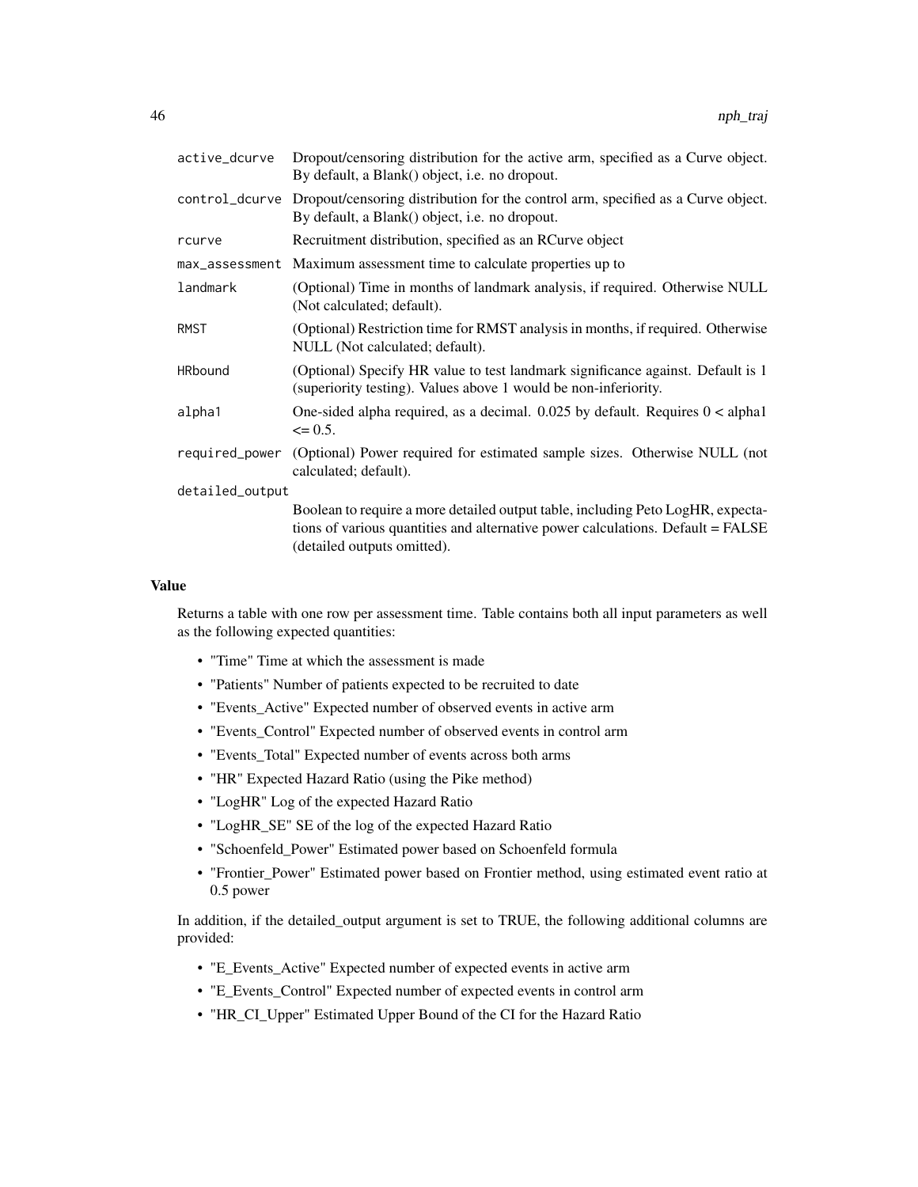| | |
|---|---|
| active_dcurve | Dropout/censoring distribution for the active arm, specified as a Curve object. By default, a Blank() object, i.e. no dropout. |
| control_dcurve | Dropout/censoring distribution for the control arm, specified as a Curve object. By default, a Blank() object, i.e. no dropout. |
| rcurve | Recruitment distribution, specified as an RCurve object |
| max_assessment | Maximum assessment time to calculate properties up to |
| landmark | (Optional) Time in months of landmark analysis, if required. Otherwise NULL (Not calculated; default). |
| RMST | (Optional) Restriction time for RMST analysis in months, if required. Otherwise NULL (Not calculated; default). |
| HRbound | (Optional) Specify HR value to test landmark significance against. Default is 1 (superiority testing). Values above 1 would be non-inferiority. |
| alpha1 | One-sided alpha required, as a decimal. 0.025 by default. Requires 0 < alpha1 <= 0.5. |
| required_power | (Optional) Power required for estimated sample sizes. Otherwise NULL (not calculated; default). |
| detailed_output | Boolean to require a more detailed output table, including Peto LogHR, expectations of various quantities and alternative power calculations. Default = FALSE (detailed outputs omitted). |

## Value

Returns a table with one row per assessment time. Table contains both all input parameters as well as the following expected quantities:

- "Time" Time at which the assessment is made
- "Patients" Number of patients expected to be recruited to date
- "Events_Active" Expected number of observed events in active arm
- "Events_Control" Expected number of observed events in control arm
- "Events_Total" Expected number of events across both arms
- "HR" Expected Hazard Ratio (using the Pike method)
- "LogHR" Log of the expected Hazard Ratio
- "LogHR_SE" SE of the log of the expected Hazard Ratio
- "Schoenfeld_Power" Estimated power based on Schoenfeld formula
- "Frontier_Power" Estimated power based on Frontier method, using estimated event ratio at 0.5 power

In addition, if the detailed_output argument is set to TRUE, the following additional columns are provided:

- "E_Events_Active" Expected number of expected events in active arm
- "E_Events_Control" Expected number of expected events in control arm
- "HR_CI_Upper" Estimated Upper Bound of the CI for the Hazard Ratio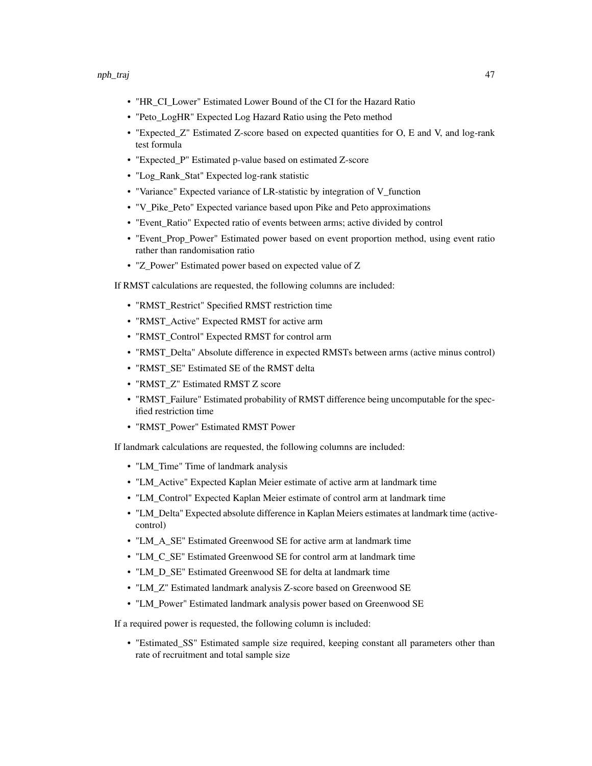- "HR_CI_Lower" Estimated Lower Bound of the CI for the Hazard Ratio
- "Peto_LogHR" Expected Log Hazard Ratio using the Peto method
- "Expected_Z" Estimated Z-score based on expected quantities for O, E and V, and log-rank test formula
- "Expected_P" Estimated p-value based on estimated Z-score
- "Log_Rank_Stat" Expected log-rank statistic
- "Variance" Expected variance of LR-statistic by integration of V_function
- "V_Pike_Peto" Expected variance based upon Pike and Peto approximations
- "Event_Ratio" Expected ratio of events between arms; active divided by control
- "Event_Prop_Power" Estimated power based on event proportion method, using event ratio rather than randomisation ratio
- "Z_Power" Estimated power based on expected value of Z

If RMST calculations are requested, the following columns are included:

- "RMST_Restrict" Specified RMST restriction time
- "RMST_Active" Expected RMST for active arm
- "RMST_Control" Expected RMST for control arm
- "RMST_Delta" Absolute difference in expected RMSTs between arms (active minus control)
- "RMST_SE" Estimated SE of the RMST delta
- "RMST_Z" Estimated RMST Z score
- "RMST_Failure" Estimated probability of RMST difference being uncomputable for the specified restriction time
- "RMST_Power" Estimated RMST Power

If landmark calculations are requested, the following columns are included:

- "LM_Time" Time of landmark analysis
- "LM_Active" Expected Kaplan Meier estimate of active arm at landmark time
- "LM_Control" Expected Kaplan Meier estimate of control arm at landmark time
- "LM_Delta" Expected absolute difference in Kaplan Meiers estimates at landmark time (active-control)
- "LM_A_SE" Estimated Greenwood SE for active arm at landmark time
- "LM_C_SE" Estimated Greenwood SE for control arm at landmark time
- "LM_D_SE" Estimated Greenwood SE for delta at landmark time
- "LM_Z" Estimated landmark analysis Z-score based on Greenwood SE
- "LM_Power" Estimated landmark analysis power based on Greenwood SE

If a required power is requested, the following column is included:

- "Estimated_SS" Estimated sample size required, keeping constant all parameters other than rate of recruitment and total sample size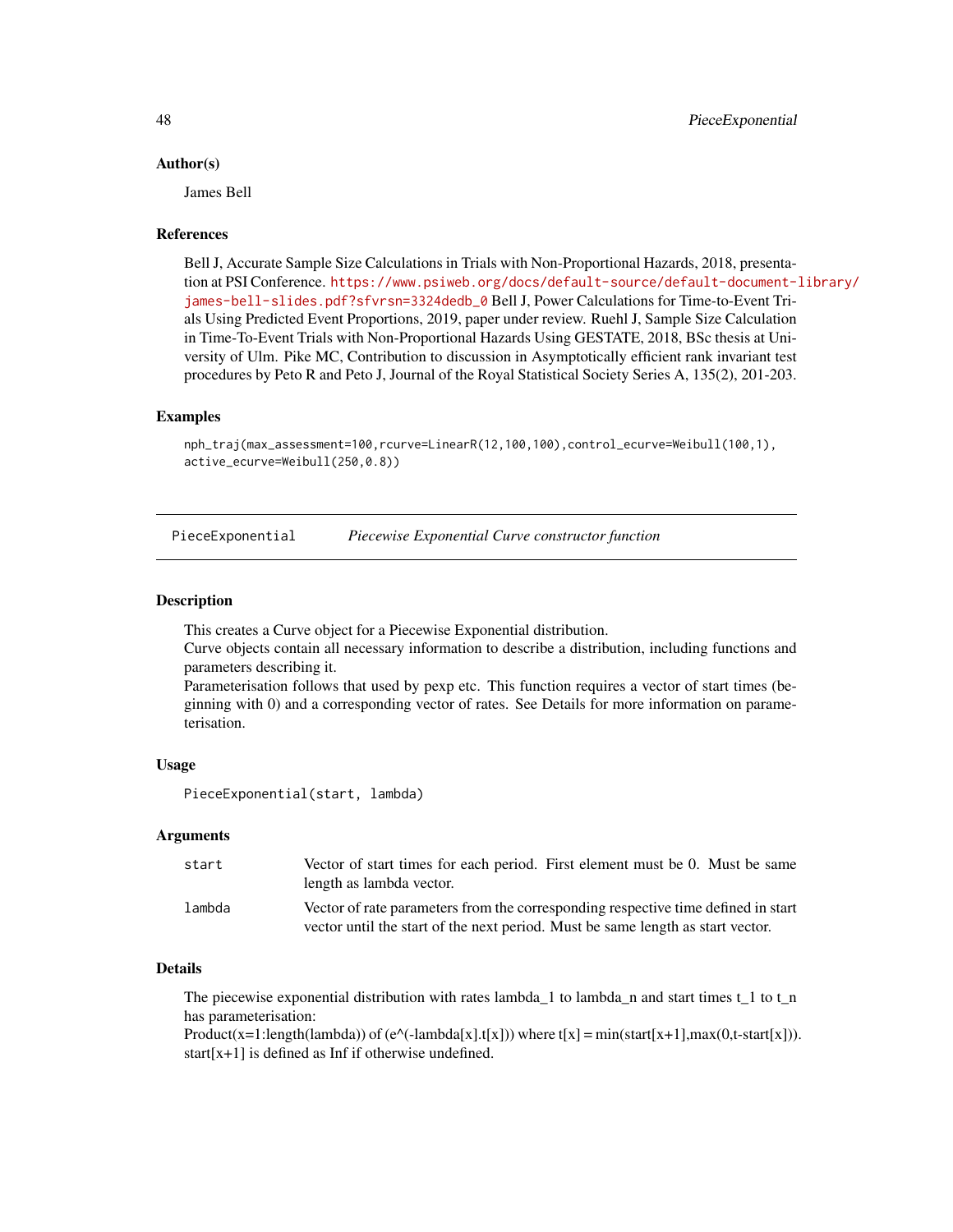### Author(s)

James Bell

### References

Bell J, Accurate Sample Size Calculations in Trials with Non-Proportional Hazards, 2018, presentation at PSI Conference. https://www.psiweb.org/docs/default-source/default-document-library/james-bell-slides.pdf?sfvrsn=3324dedb_0 Bell J, Power Calculations for Time-to-Event Trials Using Predicted Event Proportions, 2019, paper under review. Ruehl J, Sample Size Calculation in Time-To-Event Trials with Non-Proportional Hazards Using GESTATE, 2018, BSc thesis at University of Ulm. Pike MC, Contribution to discussion in Asymptotically efficient rank invariant test procedures by Peto R and Peto J, Journal of the Royal Statistical Society Series A, 135(2), 201-203.

### Examples

```
nph_traj(max_assessment=100,rcurve=LinearR(12,100,100),control_ecurve=Weibull(100,1),
active_ecurve=Weibull(250,0.8))
```

---

## PieceExponential — *Piecewise Exponential Curve constructor function*

### Description

This creates a Curve object for a Piecewise Exponential distribution.
Curve objects contain all necessary information to describe a distribution, including functions and parameters describing it.
Parameterisation follows that used by pexp etc. This function requires a vector of start times (beginning with 0) and a corresponding vector of rates. See Details for more information on parameterisation.

### Usage

```
PieceExponential(start, lambda)
```

### Arguments

| | |
|---|---|
| start | Vector of start times for each period. First element must be 0. Must be same length as lambda vector. |
| lambda | Vector of rate parameters from the corresponding respective time defined in start vector until the start of the next period. Must be same length as start vector. |

### Details

The piecewise exponential distribution with rates lambda_1 to lambda_n and start times t_1 to t_n has parameterisation:
Product(x=1:length(lambda)) of (e^(-lambda[x].t[x])) where t[x] = min(start[x+1],max(0,t-start[x])).
start[x+1] is defined as Inf if otherwise undefined.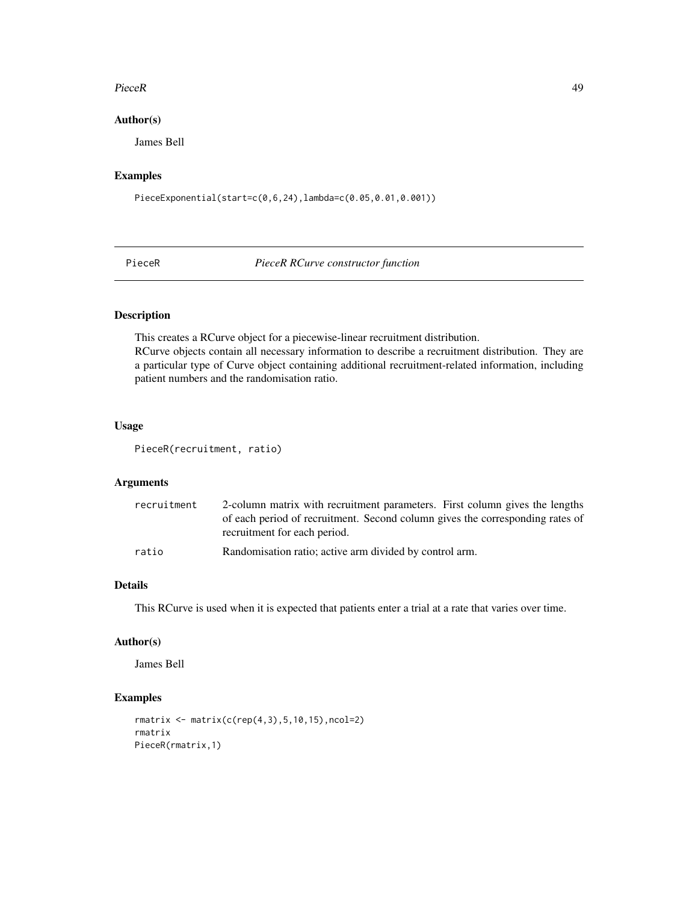### Author(s)

James Bell

### Examples

```
PieceExponential(start=c(0,6,24),lambda=c(0.05,0.01,0.001))
```

---

## PieceR — *PieceR RCurve constructor function*

### Description

This creates a RCurve object for a piecewise-linear recruitment distribution.
RCurve objects contain all necessary information to describe a recruitment distribution. They are a particular type of Curve object containing additional recruitment-related information, including patient numbers and the randomisation ratio.

### Usage

```
PieceR(recruitment, ratio)
```

### Arguments

| | |
|---|---|
| recruitment | 2-column matrix with recruitment parameters. First column gives the lengths of each period of recruitment. Second column gives the corresponding rates of recruitment for each period. |
| ratio | Randomisation ratio; active arm divided by control arm. |

### Details

This RCurve is used when it is expected that patients enter a trial at a rate that varies over time.

### Author(s)

James Bell

### Examples

```
rmatrix <- matrix(c(rep(4,3),5,10,15),ncol=2)
rmatrix
PieceR(rmatrix,1)
```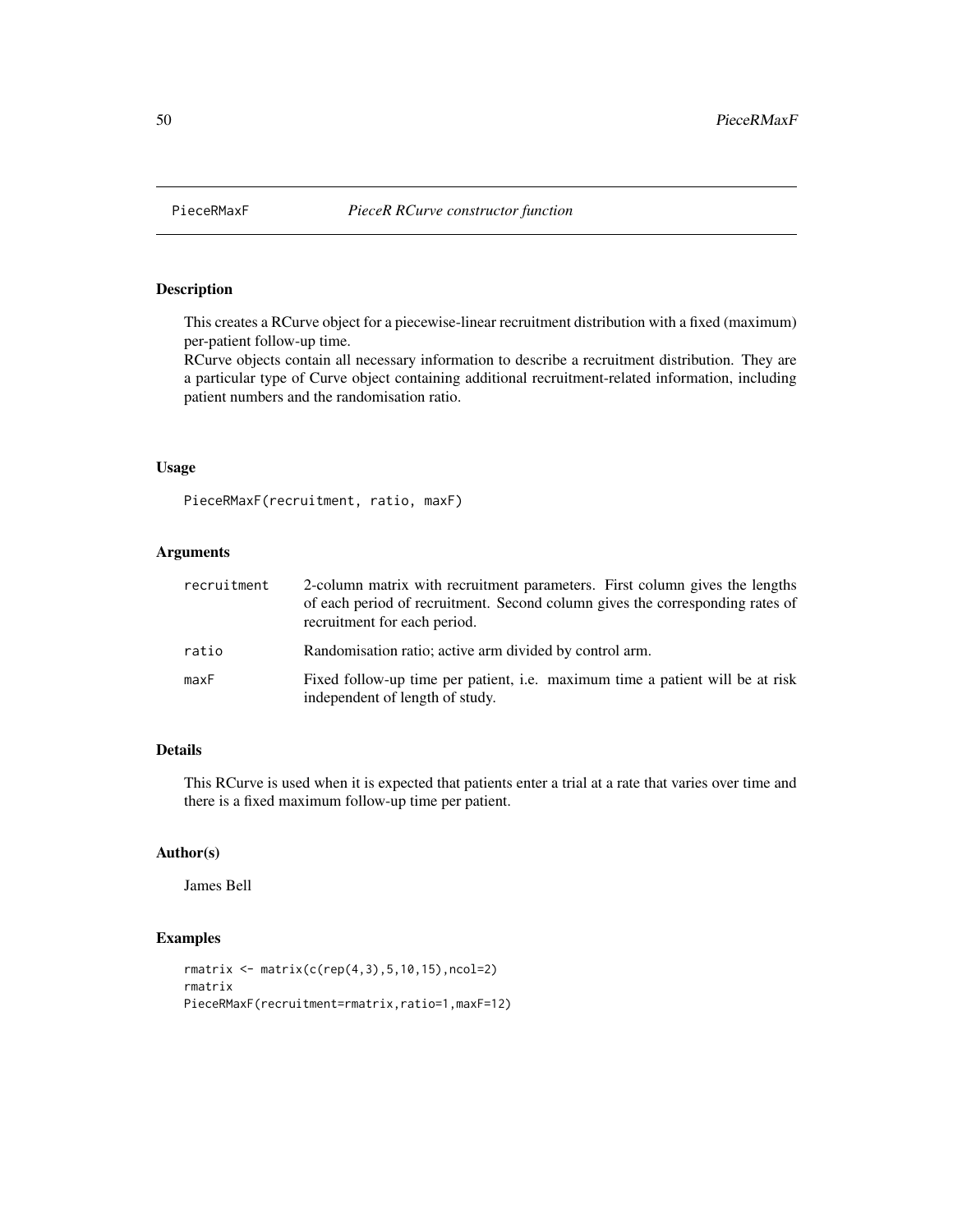PieceRMaxF *PieceR RCurve constructor function*

## Description

This creates a RCurve object for a piecewise-linear recruitment distribution with a fixed (maximum) per-patient follow-up time.
RCurve objects contain all necessary information to describe a recruitment distribution. They are a particular type of Curve object containing additional recruitment-related information, including patient numbers and the randomisation ratio.

## Usage

```
PieceRMaxF(recruitment, ratio, maxF)
```

## Arguments

| | |
|---|---|
| recruitment | 2-column matrix with recruitment parameters. First column gives the lengths of each period of recruitment. Second column gives the corresponding rates of recruitment for each period. |
| ratio | Randomisation ratio; active arm divided by control arm. |
| maxF | Fixed follow-up time per patient, i.e. maximum time a patient will be at risk independent of length of study. |

## Details

This RCurve is used when it is expected that patients enter a trial at a rate that varies over time and there is a fixed maximum follow-up time per patient.

## Author(s)

James Bell

## Examples

```
rmatrix <- matrix(c(rep(4,3),5,10,15),ncol=2)
rmatrix
PieceRMaxF(recruitment=rmatrix,ratio=1,maxF=12)
```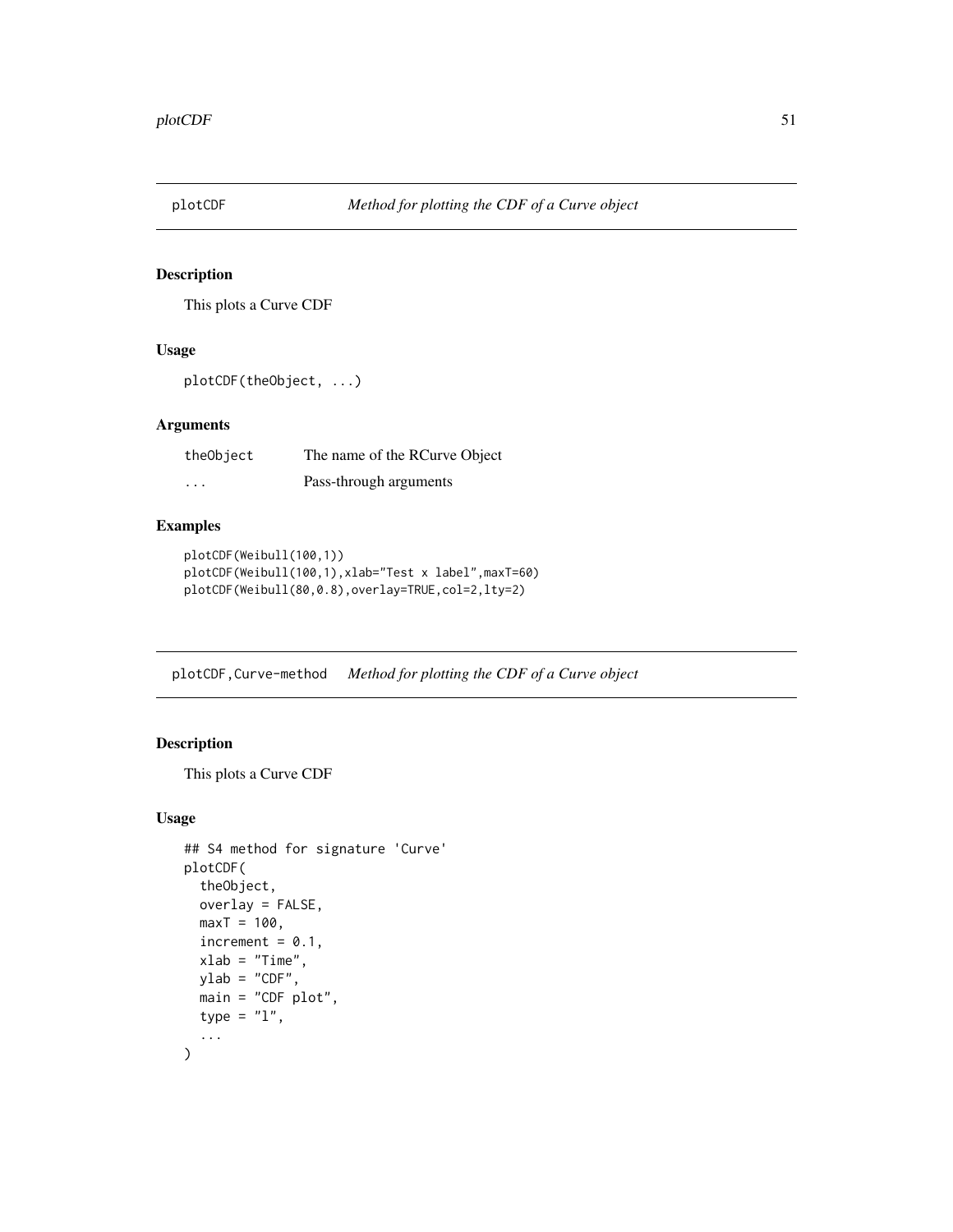## plotCDF — *Method for plotting the CDF of a Curve object*

### Description

This plots a Curve CDF

### Usage

```
plotCDF(theObject, ...)
```

### Arguments

| | |
|---|---|
| theObject | The name of the RCurve Object |
| ... | Pass-through arguments |

### Examples

```
plotCDF(Weibull(100,1))
plotCDF(Weibull(100,1),xlab="Test x label",maxT=60)
plotCDF(Weibull(80,0.8),overlay=TRUE,col=2,lty=2)
```

## plotCDF,Curve-method — *Method for plotting the CDF of a Curve object*

### Description

This plots a Curve CDF

### Usage

```
## S4 method for signature 'Curve'
plotCDF(
  theObject,
  overlay = FALSE,
  maxT = 100,
  increment = 0.1,
  xlab = "Time",
  ylab = "CDF",
  main = "CDF plot",
  type = "l",
  ...
)
```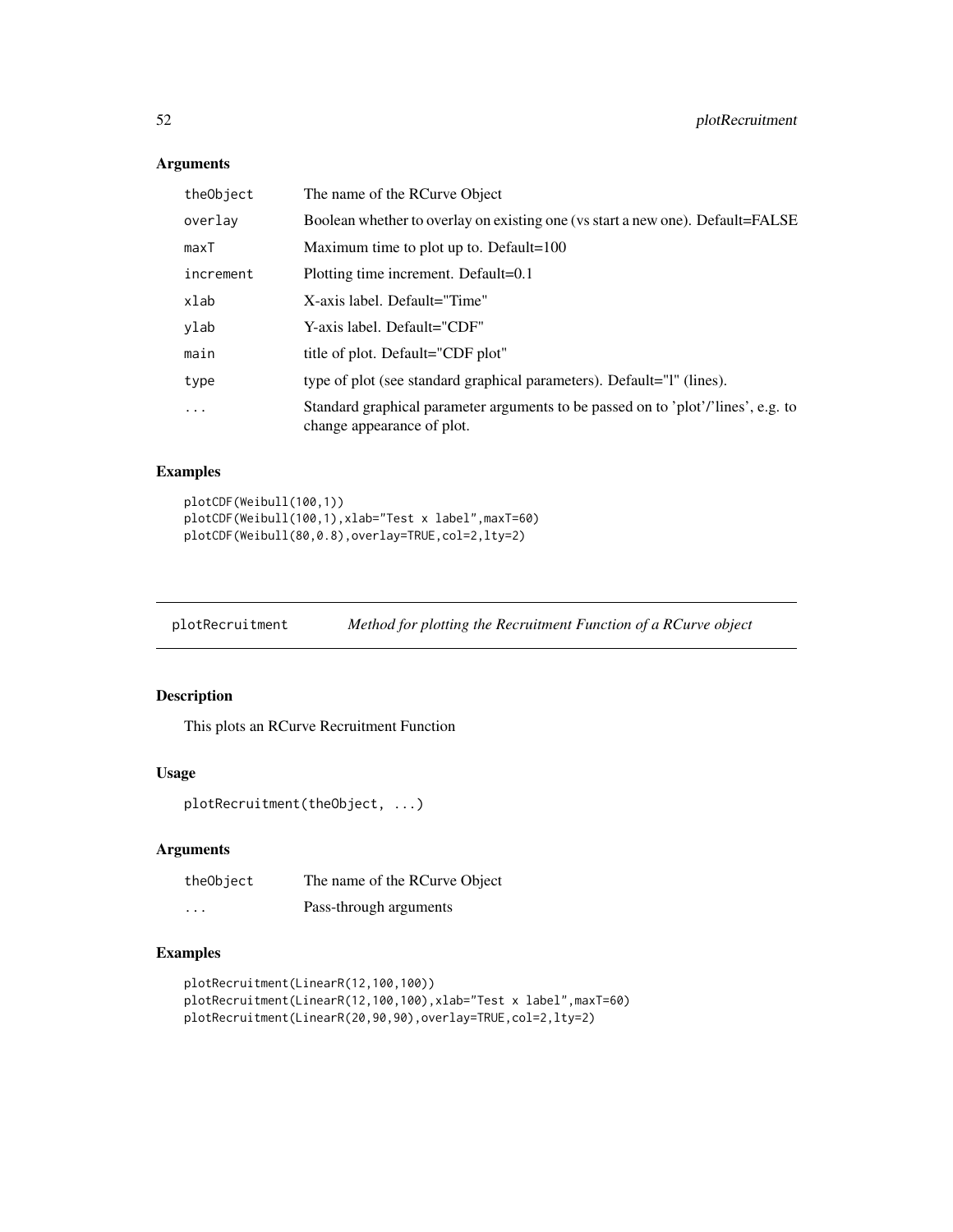## Arguments

| | |
|---|---|
| theObject | The name of the RCurve Object |
| overlay | Boolean whether to overlay on existing one (vs start a new one). Default=FALSE |
| maxT | Maximum time to plot up to. Default=100 |
| increment | Plotting time increment. Default=0.1 |
| xlab | X-axis label. Default="Time" |
| ylab | Y-axis label. Default="CDF" |
| main | title of plot. Default="CDF plot" |
| type | type of plot (see standard graphical parameters). Default="l" (lines). |
| ... | Standard graphical parameter arguments to be passed on to 'plot'/'lines', e.g. to change appearance of plot. |

## Examples

```
plotCDF(Weibull(100,1))
plotCDF(Weibull(100,1),xlab="Test x label",maxT=60)
plotCDF(Weibull(80,0.8),overlay=TRUE,col=2,lty=2)
```

---

# plotRecruitment — *Method for plotting the Recruitment Function of a RCurve object*

## Description

This plots an RCurve Recruitment Function

## Usage

```
plotRecruitment(theObject, ...)
```

## Arguments

| | |
|---|---|
| theObject | The name of the RCurve Object |
| ... | Pass-through arguments |

## Examples

```
plotRecruitment(LinearR(12,100,100))
plotRecruitment(LinearR(12,100,100),xlab="Test x label",maxT=60)
plotRecruitment(LinearR(20,90,90),overlay=TRUE,col=2,lty=2)
```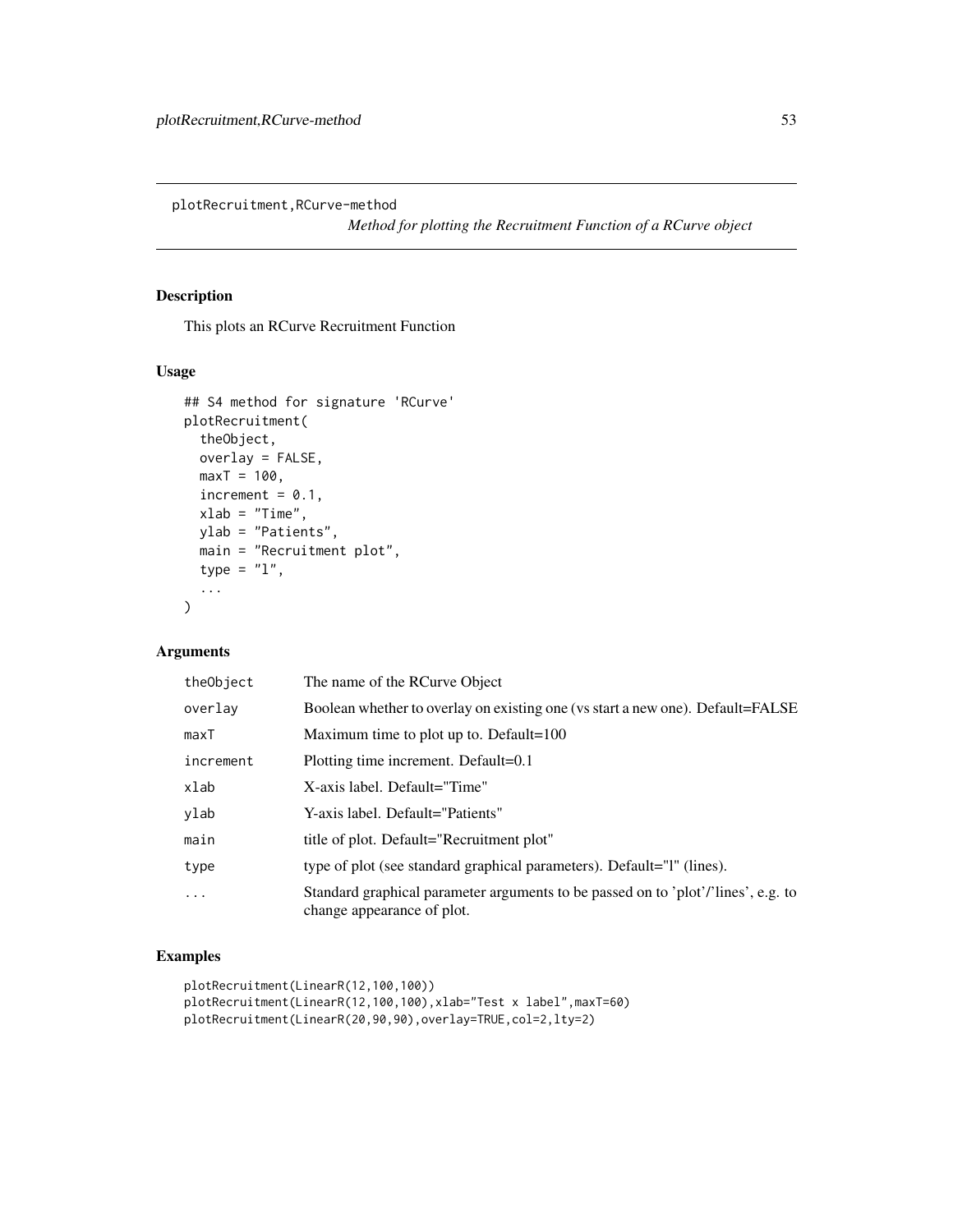# plotRecruitment,RCurve-method

*Method for plotting the Recruitment Function of a RCurve object*

## Description

This plots an RCurve Recruitment Function

## Usage

```
## S4 method for signature 'RCurve'
plotRecruitment(
  theObject,
  overlay = FALSE,
  maxT = 100,
  increment = 0.1,
  xlab = "Time",
  ylab = "Patients",
  main = "Recruitment plot",
  type = "l",
  ...
)
```

## Arguments

| | |
|---|---|
| theObject | The name of the RCurve Object |
| overlay | Boolean whether to overlay on existing one (vs start a new one). Default=FALSE |
| maxT | Maximum time to plot up to. Default=100 |
| increment | Plotting time increment. Default=0.1 |
| xlab | X-axis label. Default="Time" |
| ylab | Y-axis label. Default="Patients" |
| main | title of plot. Default="Recruitment plot" |
| type | type of plot (see standard graphical parameters). Default="l" (lines). |
| ... | Standard graphical parameter arguments to be passed on to 'plot'/'lines', e.g. to change appearance of plot. |

## Examples

```
plotRecruitment(LinearR(12,100,100))
plotRecruitment(LinearR(12,100,100),xlab="Test x label",maxT=60)
plotRecruitment(LinearR(20,90,90),overlay=TRUE,col=2,lty=2)
```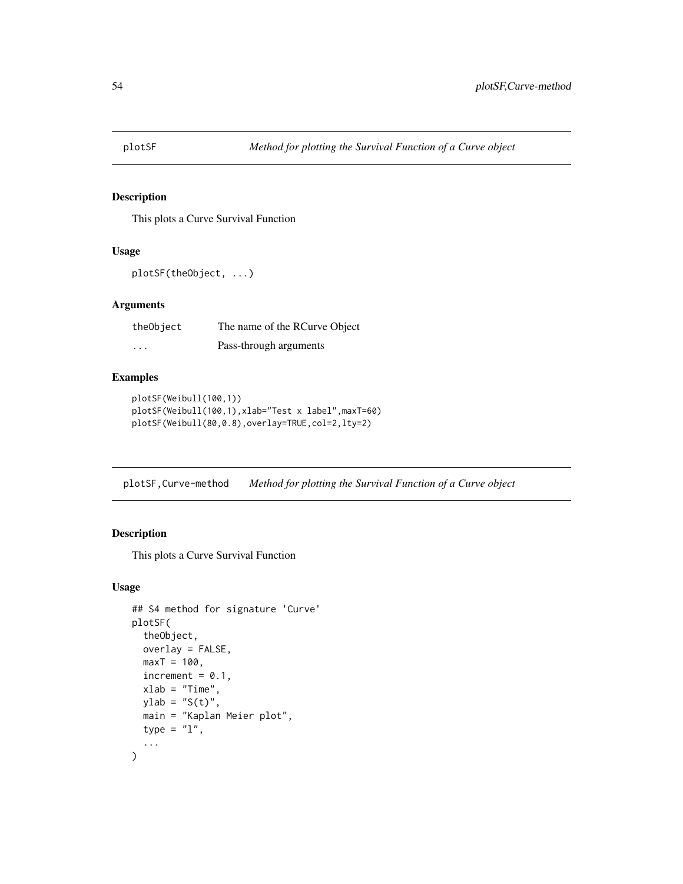## plotSF — *Method for plotting the Survival Function of a Curve object*

### Description

This plots a Curve Survival Function

### Usage

```
plotSF(theObject, ...)
```

### Arguments

| | |
|---|---|
| theObject | The name of the RCurve Object |
| ... | Pass-through arguments |

### Examples

```
plotSF(Weibull(100,1))
plotSF(Weibull(100,1),xlab="Test x label",maxT=60)
plotSF(Weibull(80,0.8),overlay=TRUE,col=2,lty=2)
```

## plotSF,Curve-method — *Method for plotting the Survival Function of a Curve object*

### Description

This plots a Curve Survival Function

### Usage

```
## S4 method for signature 'Curve'
plotSF(
  theObject,
  overlay = FALSE,
  maxT = 100,
  increment = 0.1,
  xlab = "Time",
  ylab = "S(t)",
  main = "Kaplan Meier plot",
  type = "l",
  ...
)
```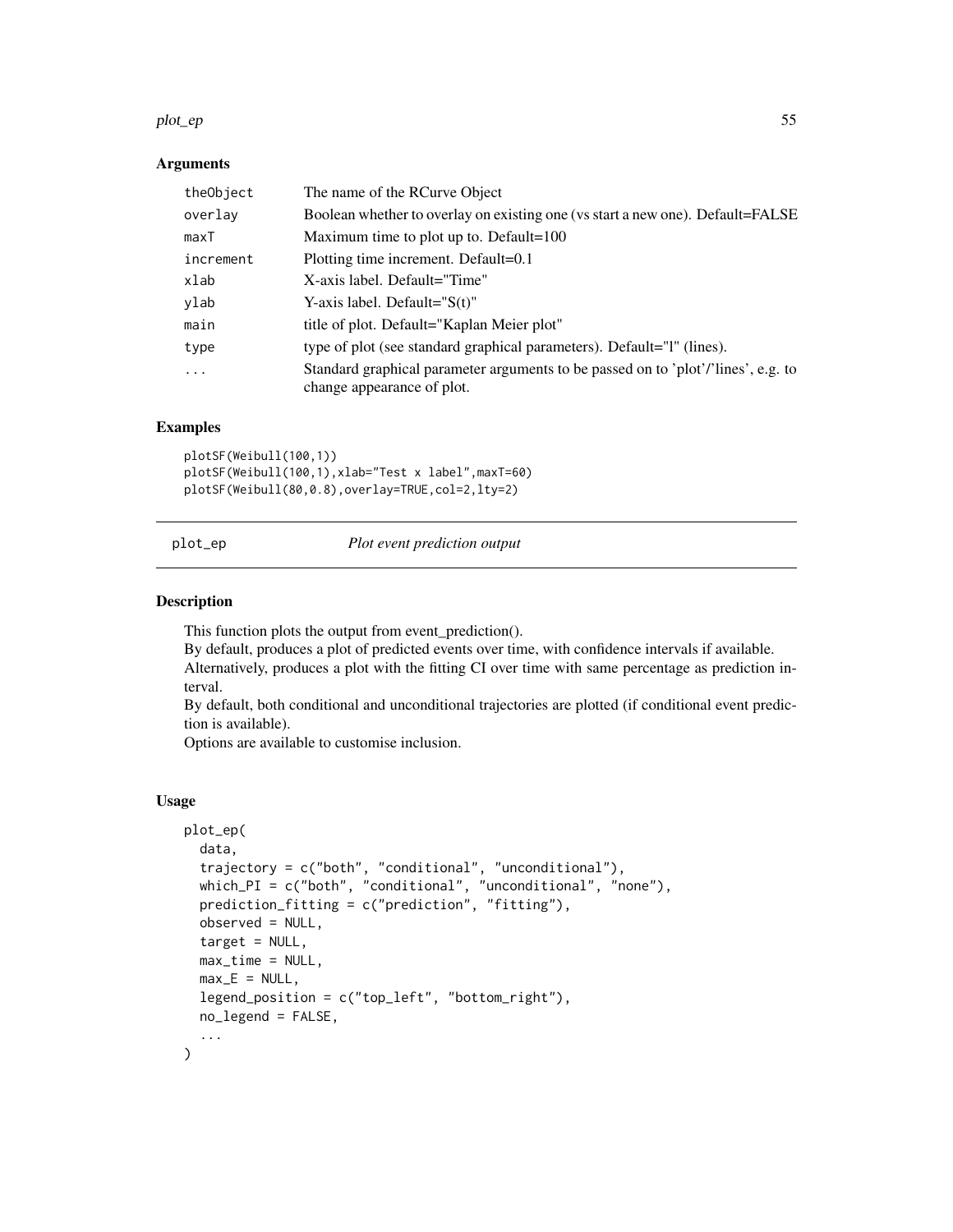### Arguments

| | |
|---|---|
| theObject | The name of the RCurve Object |
| overlay | Boolean whether to overlay on existing one (vs start a new one). Default=FALSE |
| maxT | Maximum time to plot up to. Default=100 |
| increment | Plotting time increment. Default=0.1 |
| xlab | X-axis label. Default="Time" |
| ylab | Y-axis label. Default="S(t)" |
| main | title of plot. Default="Kaplan Meier plot" |
| type | type of plot (see standard graphical parameters). Default="l" (lines). |
| ... | Standard graphical parameter arguments to be passed on to 'plot'/'lines', e.g. to change appearance of plot. |

### Examples

```
plotSF(Weibull(100,1))
plotSF(Weibull(100,1),xlab="Test x label",maxT=60)
plotSF(Weibull(80,0.8),overlay=TRUE,col=2,lty=2)
```

## plot_ep *Plot event prediction output*

### Description

This function plots the output from event_prediction().
By default, produces a plot of predicted events over time, with confidence intervals if available.
Alternatively, produces a plot with the fitting CI over time with same percentage as prediction interval.
By default, both conditional and unconditional trajectories are plotted (if conditional event prediction is available).
Options are available to customise inclusion.

### Usage

```
plot_ep(
  data,
  trajectory = c("both", "conditional", "unconditional"),
  which_PI = c("both", "conditional", "unconditional", "none"),
  prediction_fitting = c("prediction", "fitting"),
  observed = NULL,
  target = NULL,
  max_time = NULL,
  max_E = NULL,
  legend_position = c("top_left", "bottom_right"),
  no_legend = FALSE,
  ...
)
```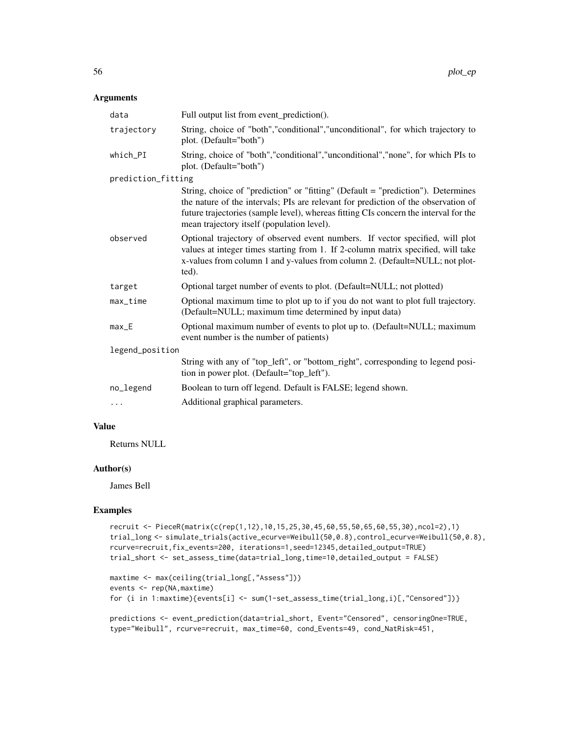### Arguments

| | |
|---|---|
| data | Full output list from event_prediction(). |
| trajectory | String, choice of "both","conditional","unconditional", for which trajectory to plot. (Default="both") |
| which_PI | String, choice of "both","conditional","unconditional","none", for which PIs to plot. (Default="both") |
| prediction_fitting | String, choice of "prediction" or "fitting" (Default = "prediction"). Determines the nature of the intervals; PIs are relevant for prediction of the observation of future trajectories (sample level), whereas fitting CIs concern the interval for the mean trajectory itself (population level). |
| observed | Optional trajectory of observed event numbers. If vector specified, will plot values at integer times starting from 1. If 2-column matrix specified, will take x-values from column 1 and y-values from column 2. (Default=NULL; not plotted). |
| target | Optional target number of events to plot. (Default=NULL; not plotted) |
| max_time | Optional maximum time to plot up to if you do not want to plot full trajectory. (Default=NULL; maximum time determined by input data) |
| max_E | Optional maximum number of events to plot up to. (Default=NULL; maximum event number is the number of patients) |
| legend_position | String with any of "top_left", or "bottom_right", corresponding to legend position in power plot. (Default="top_left"). |
| no_legend | Boolean to turn off legend. Default is FALSE; legend shown. |
| ... | Additional graphical parameters. |

### Value

Returns NULL

### Author(s)

James Bell

### Examples

```
recruit <- PieceR(matrix(c(rep(1,12),10,15,25,30,45,60,55,50,65,60,55,30),ncol=2),1)
trial_long <- simulate_trials(active_ecurve=Weibull(50,0.8),control_ecurve=Weibull(50,0.8),
rcurve=recruit,fix_events=200, iterations=1,seed=12345,detailed_output=TRUE)
trial_short <- set_assess_time(data=trial_long,time=10,detailed_output = FALSE)

maxtime <- max(ceiling(trial_long[,"Assess"]))
events <- rep(NA,maxtime)
for (i in 1:maxtime){events[i] <- sum(1-set_assess_time(trial_long,i)[,"Censored"])}

predictions <- event_prediction(data=trial_short, Event="Censored", censoringOne=TRUE,
type="Weibull", rcurve=recruit, max_time=60, cond_Events=49, cond_NatRisk=451,
```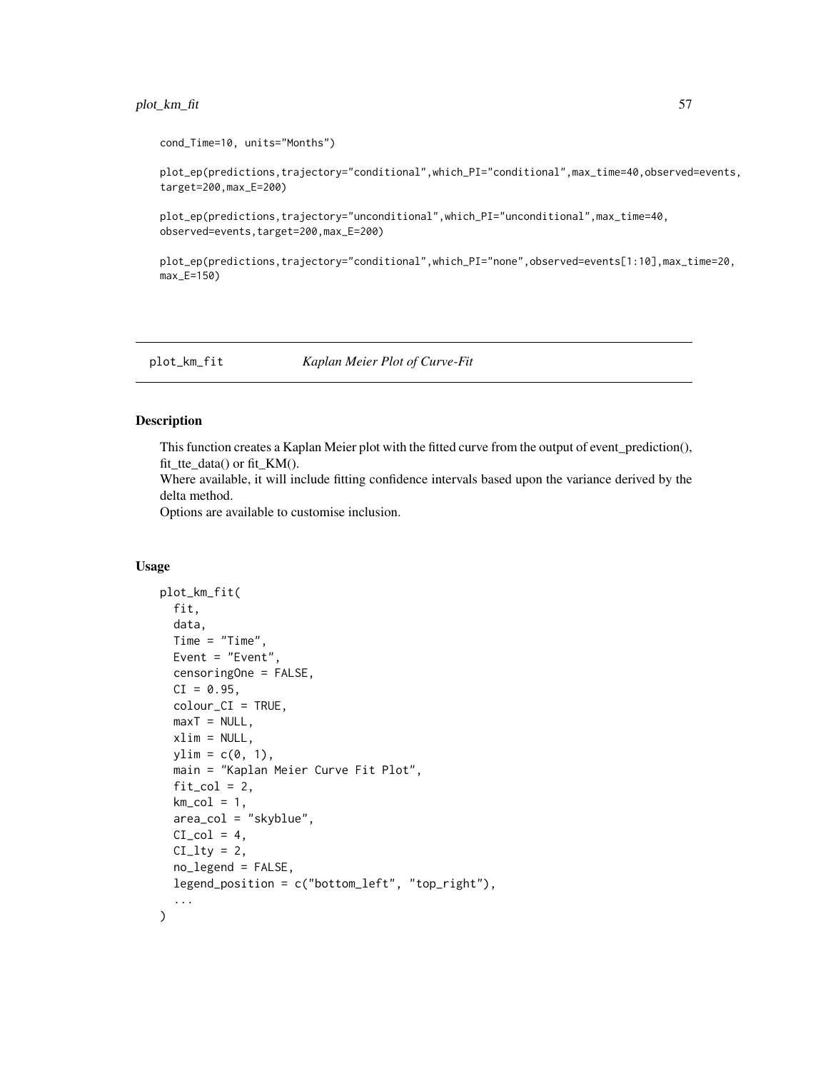```
cond_Time=10, units="Months")

plot_ep(predictions,trajectory="conditional",which_PI="conditional",max_time=40,observed=events,
target=200,max_E=200)

plot_ep(predictions,trajectory="unconditional",which_PI="unconditional",max_time=40,
observed=events,target=200,max_E=200)

plot_ep(predictions,trajectory="conditional",which_PI="none",observed=events[1:10],max_time=20,
max_E=150)
```

## plot_km_fit — *Kaplan Meier Plot of Curve-Fit*

### Description

This function creates a Kaplan Meier plot with the fitted curve from the output of event_prediction(), fit_tte_data() or fit_KM().
Where available, it will include fitting confidence intervals based upon the variance derived by the delta method.
Options are available to customise inclusion.

### Usage

```
plot_km_fit(
  fit,
  data,
  Time = "Time",
  Event = "Event",
  censoringOne = FALSE,
  CI = 0.95,
  colour_CI = TRUE,
  maxT = NULL,
  xlim = NULL,
  ylim = c(0, 1),
  main = "Kaplan Meier Curve Fit Plot",
  fit_col = 2,
  km_col = 1,
  area_col = "skyblue",
  CI_col = 4,
  CI_lty = 2,
  no_legend = FALSE,
  legend_position = c("bottom_left", "top_right"),
  ...
)
```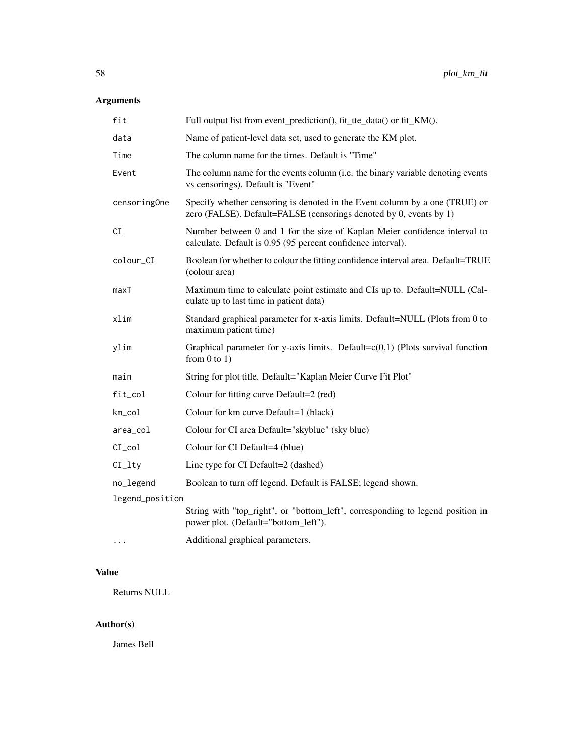## Arguments

| | |
|---|---|
| fit | Full output list from event_prediction(), fit_tte_data() or fit_KM(). |
| data | Name of patient-level data set, used to generate the KM plot. |
| Time | The column name for the times. Default is "Time" |
| Event | The column name for the events column (i.e. the binary variable denoting events vs censorings). Default is "Event" |
| censoringOne | Specify whether censoring is denoted in the Event column by a one (TRUE) or zero (FALSE). Default=FALSE (censorings denoted by 0, events by 1) |
| CI | Number between 0 and 1 for the size of Kaplan Meier confidence interval to calculate. Default is 0.95 (95 percent confidence interval). |
| colour_CI | Boolean for whether to colour the fitting confidence interval area. Default=TRUE (colour area) |
| maxT | Maximum time to calculate point estimate and CIs up to. Default=NULL (Calculate up to last time in patient data) |
| xlim | Standard graphical parameter for x-axis limits. Default=NULL (Plots from 0 to maximum patient time) |
| ylim | Graphical parameter for y-axis limits. Default=c(0,1) (Plots survival function from 0 to 1) |
| main | String for plot title. Default="Kaplan Meier Curve Fit Plot" |
| fit_col | Colour for fitting curve Default=2 (red) |
| km_col | Colour for km curve Default=1 (black) |
| area_col | Colour for CI area Default="skyblue" (sky blue) |
| CI_col | Colour for CI Default=4 (blue) |
| CI_lty | Line type for CI Default=2 (dashed) |
| no_legend | Boolean to turn off legend. Default is FALSE; legend shown. |
| legend_position | String with "top_right", or "bottom_left", corresponding to legend position in power plot. (Default="bottom_left"). |
| ... | Additional graphical parameters. |

## Value

Returns NULL

## Author(s)

James Bell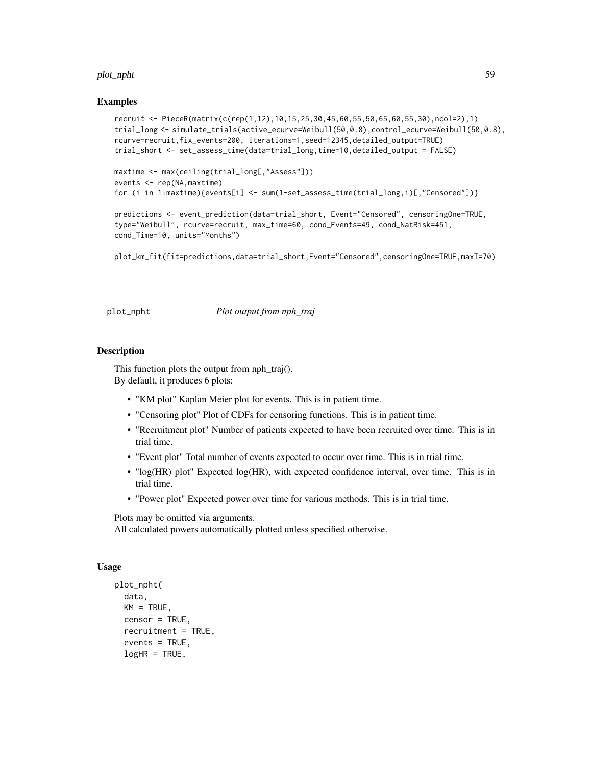## Examples

```
recruit <- PieceR(matrix(c(rep(1,12),10,15,25,30,45,60,55,50,65,60,55,30),ncol=2),1)
trial_long <- simulate_trials(active_ecurve=Weibull(50,0.8),control_ecurve=Weibull(50,0.8),
rcurve=recruit,fix_events=200, iterations=1,seed=12345,detailed_output=TRUE)
trial_short <- set_assess_time(data=trial_long,time=10,detailed_output = FALSE)

maxtime <- max(ceiling(trial_long[,"Assess"]))
events <- rep(NA,maxtime)
for (i in 1:maxtime){events[i] <- sum(1-set_assess_time(trial_long,i)[,"Censored"])}

predictions <- event_prediction(data=trial_short, Event="Censored", censoringOne=TRUE,
type="Weibull", rcurve=recruit, max_time=60, cond_Events=49, cond_NatRisk=451,
cond_Time=10, units="Months")

plot_km_fit(fit=predictions,data=trial_short,Event="Censored",censoringOne=TRUE,maxT=70)
```

---

# plot_npht *Plot output from nph_traj*

## Description

This function plots the output from nph_traj().
By default, it produces 6 plots:

- "KM plot" Kaplan Meier plot for events. This is in patient time.
- "Censoring plot" Plot of CDFs for censoring functions. This is in patient time.
- "Recruitment plot" Number of patients expected to have been recruited over time. This is in trial time.
- "Event plot" Total number of events expected to occur over time. This is in trial time.
- "log(HR) plot" Expected log(HR), with expected confidence interval, over time. This is in trial time.
- "Power plot" Expected power over time for various methods. This is in trial time.

Plots may be omitted via arguments.
All calculated powers automatically plotted unless specified otherwise.

## Usage

```
plot_npht(
  data,
  KM = TRUE,
  censor = TRUE,
  recruitment = TRUE,
  events = TRUE,
  logHR = TRUE,
```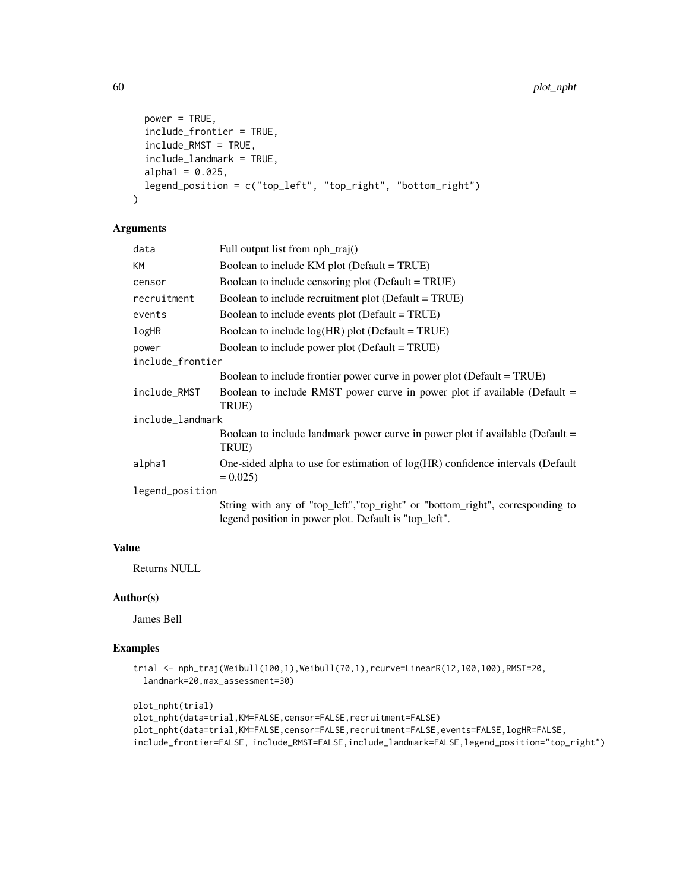```
  power = TRUE,
  include_frontier = TRUE,
  include_RMST = TRUE,
  include_landmark = TRUE,
  alpha1 = 0.025,
  legend_position = c("top_left", "top_right", "bottom_right")
)
```

## Arguments

| | |
|---|---|
| data | Full output list from nph_traj() |
| KM | Boolean to include KM plot (Default = TRUE) |
| censor | Boolean to include censoring plot (Default = TRUE) |
| recruitment | Boolean to include recruitment plot (Default = TRUE) |
| events | Boolean to include events plot (Default = TRUE) |
| logHR | Boolean to include log(HR) plot (Default = TRUE) |
| power | Boolean to include power plot (Default = TRUE) |
| include_frontier | Boolean to include frontier power curve in power plot (Default = TRUE) |
| include_RMST | Boolean to include RMST power curve in power plot if available (Default = TRUE) |
| include_landmark | Boolean to include landmark power curve in power plot if available (Default = TRUE) |
| alpha1 | One-sided alpha to use for estimation of log(HR) confidence intervals (Default = 0.025) |
| legend_position | String with any of "top_left","top_right" or "bottom_right", corresponding to legend position in power plot. Default is "top_left". |

## Value

Returns NULL

## Author(s)

James Bell

## Examples

```
trial <- nph_traj(Weibull(100,1),Weibull(70,1),rcurve=LinearR(12,100,100),RMST=20,
  landmark=20,max_assessment=30)

plot_npht(trial)
plot_npht(data=trial,KM=FALSE,censor=FALSE,recruitment=FALSE)
plot_npht(data=trial,KM=FALSE,censor=FALSE,recruitment=FALSE,events=FALSE,logHR=FALSE,
include_frontier=FALSE, include_RMST=FALSE,include_landmark=FALSE,legend_position="top_right")
```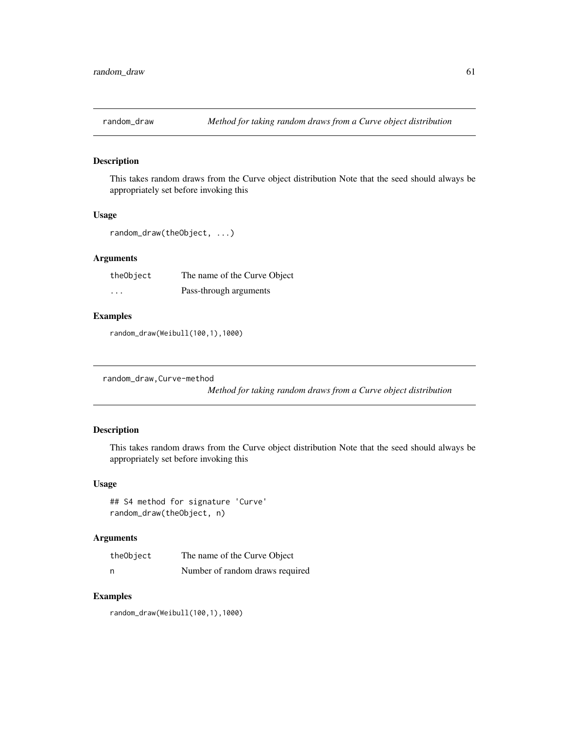## random_draw — *Method for taking random draws from a Curve object distribution*

### Description

This takes random draws from the Curve object distribution Note that the seed should always be appropriately set before invoking this

### Usage

```
random_draw(theObject, ...)
```

### Arguments

| | |
|---|---|
| theObject | The name of the Curve Object |
| ... | Pass-through arguments |

### Examples

```
random_draw(Weibull(100,1),1000)
```

## random_draw,Curve-method — *Method for taking random draws from a Curve object distribution*

### Description

This takes random draws from the Curve object distribution Note that the seed should always be appropriately set before invoking this

### Usage

```
## S4 method for signature 'Curve'
random_draw(theObject, n)
```

### Arguments

| | |
|---|---|
| theObject | The name of the Curve Object |
| n | Number of random draws required |

### Examples

```
random_draw(Weibull(100,1),1000)
```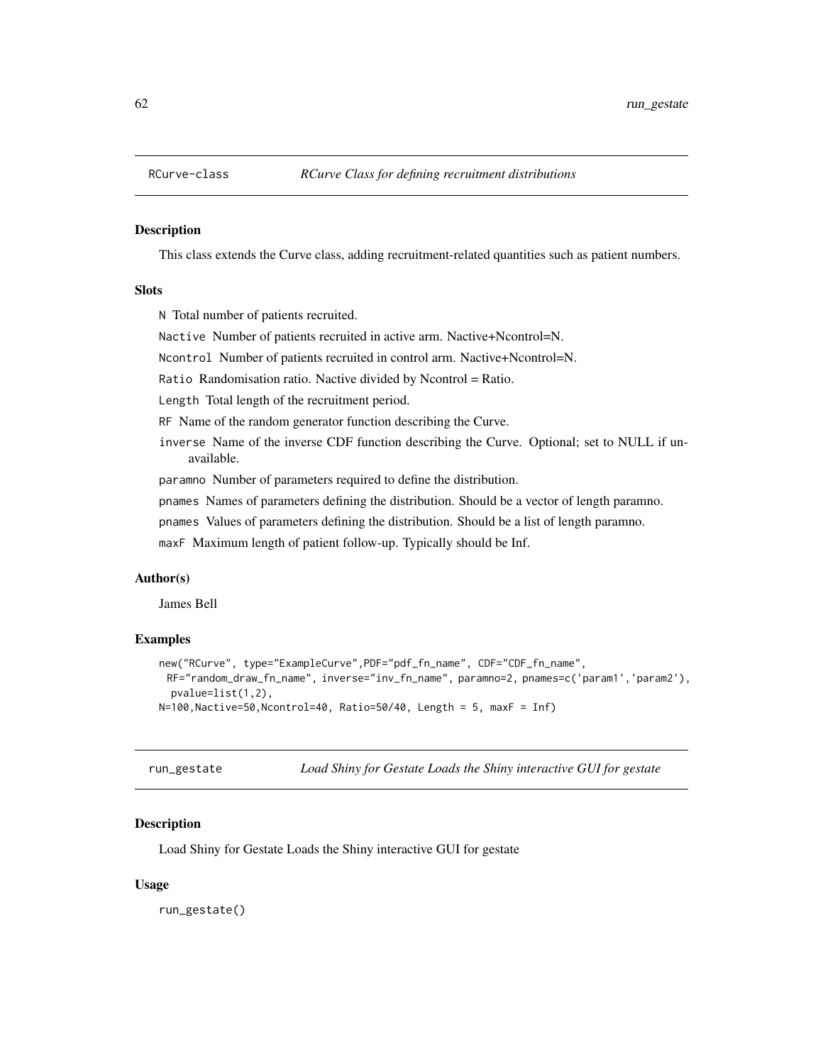## RCurve-class    *RCurve Class for defining recruitment distributions*

### Description

This class extends the Curve class, adding recruitment-related quantities such as patient numbers.

### Slots

- `N` Total number of patients recruited.
- `Nactive` Number of patients recruited in active arm. Nactive+Ncontrol=N.
- `Ncontrol` Number of patients recruited in control arm. Nactive+Ncontrol=N.
- `Ratio` Randomisation ratio. Nactive divided by Ncontrol = Ratio.
- `Length` Total length of the recruitment period.
- `RF` Name of the random generator function describing the Curve.
- `inverse` Name of the inverse CDF function describing the Curve. Optional; set to NULL if unavailable.
- `paramno` Number of parameters required to define the distribution.
- `pnames` Names of parameters defining the distribution. Should be a vector of length paramno.
- `pnames` Values of parameters defining the distribution. Should be a list of length paramno.
- `maxF` Maximum length of patient follow-up. Typically should be Inf.

### Author(s)

James Bell

### Examples

```
new("RCurve", type="ExampleCurve",PDF="pdf_fn_name", CDF="CDF_fn_name",
 RF="random_draw_fn_name", inverse="inv_fn_name", paramno=2, pnames=c('param1','param2'),
  pvalue=list(1,2),
N=100,Nactive=50,Ncontrol=40, Ratio=50/40, Length = 5, maxF = Inf)
```

## run_gestate    *Load Shiny for Gestate Loads the Shiny interactive GUI for gestate*

### Description

Load Shiny for Gestate Loads the Shiny interactive GUI for gestate

### Usage

```
run_gestate()
```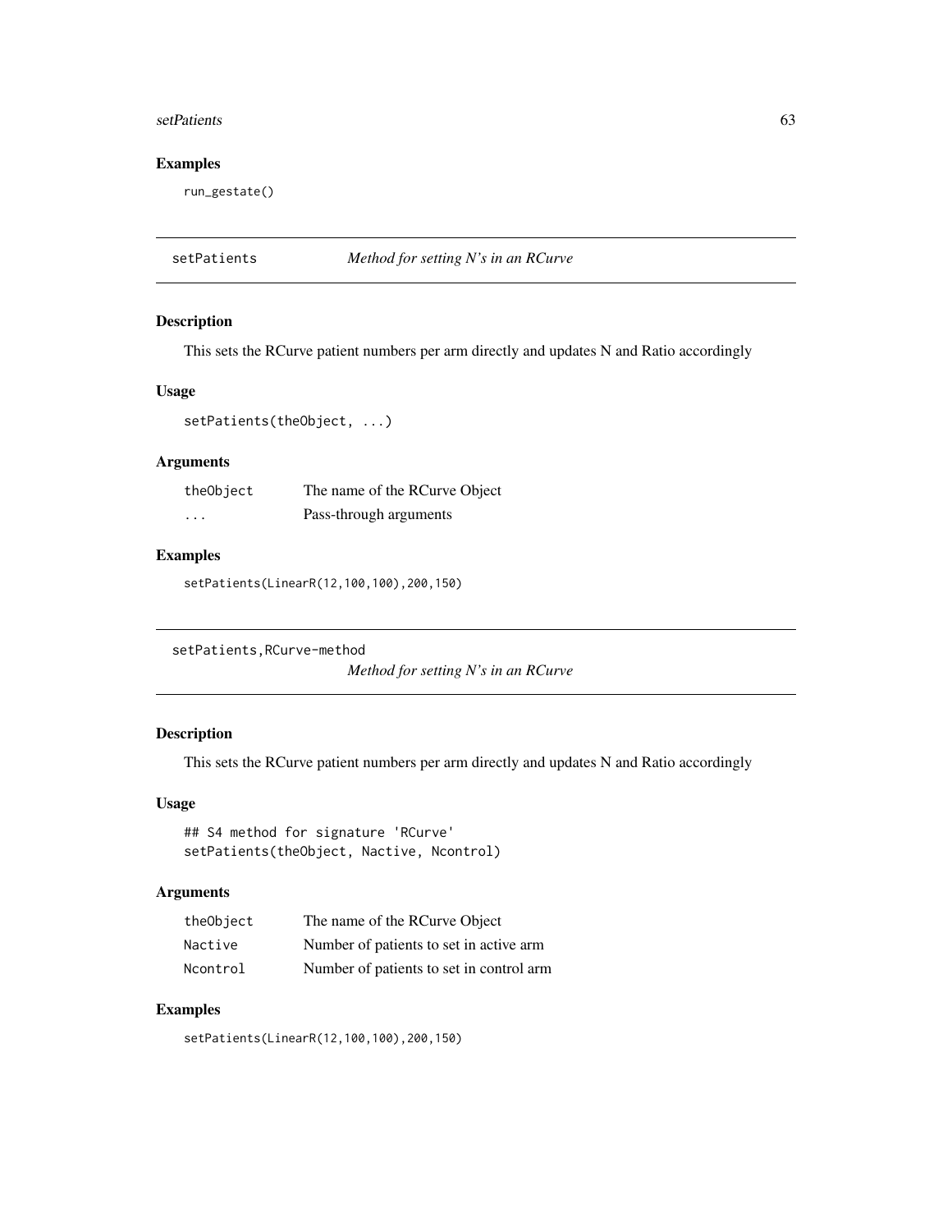### Examples

```
run_gestate()
```

## setPatients — *Method for setting N's in an RCurve*

### Description

This sets the RCurve patient numbers per arm directly and updates N and Ratio accordingly

### Usage

```
setPatients(theObject, ...)
```

### Arguments

| | |
|---|---|
| theObject | The name of the RCurve Object |
| ... | Pass-through arguments |

### Examples

```
setPatients(LinearR(12,100,100),200,150)
```

## setPatients,RCurve-method — *Method for setting N's in an RCurve*

### Description

This sets the RCurve patient numbers per arm directly and updates N and Ratio accordingly

### Usage

```
## S4 method for signature 'RCurve'
setPatients(theObject, Nactive, Ncontrol)
```

### Arguments

| | |
|---|---|
| theObject | The name of the RCurve Object |
| Nactive | Number of patients to set in active arm |
| Ncontrol | Number of patients to set in control arm |

### Examples

```
setPatients(LinearR(12,100,100),200,150)
```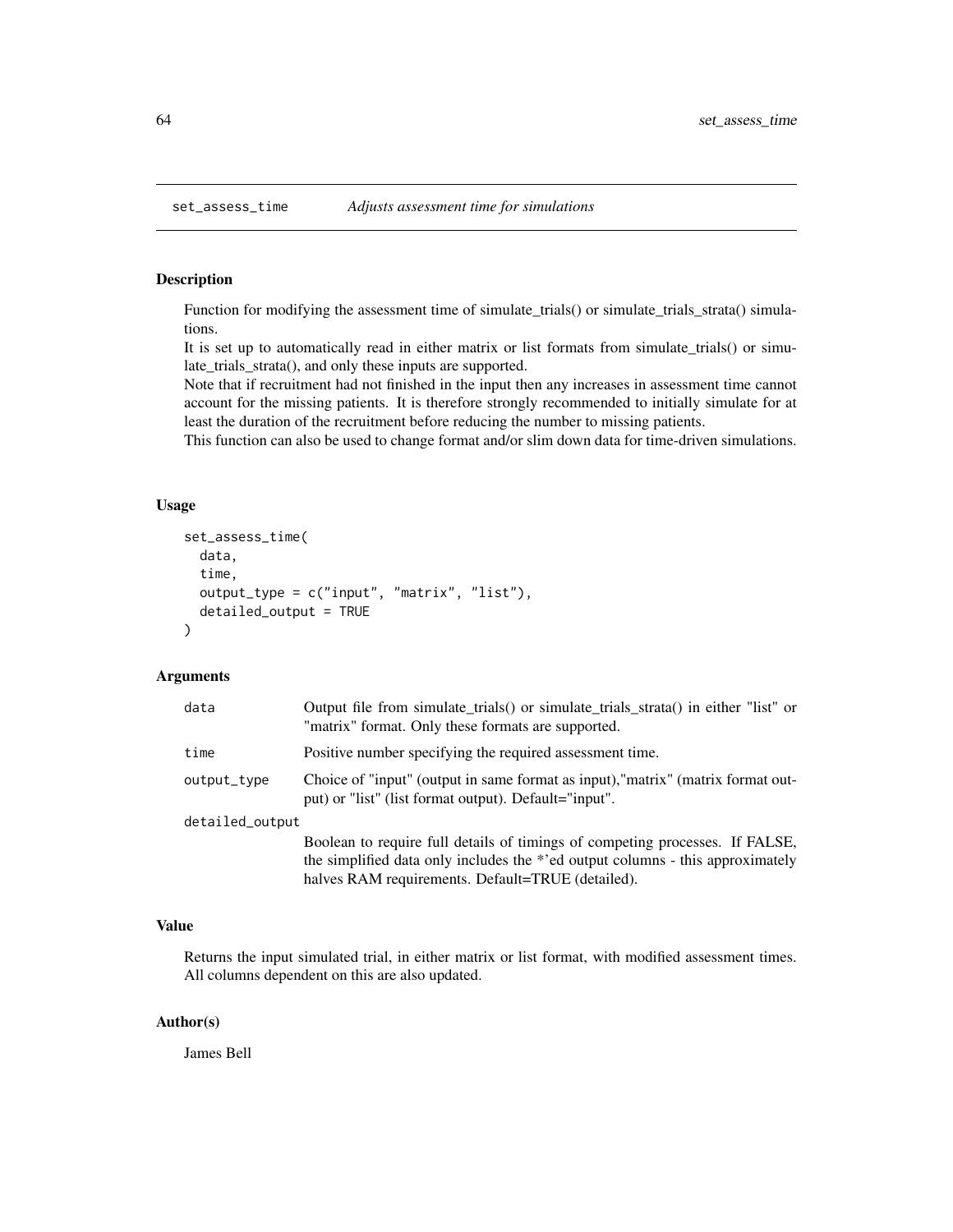# set_assess_time — *Adjusts assessment time for simulations*

## Description

Function for modifying the assessment time of simulate_trials() or simulate_trials_strata() simulations.
It is set up to automatically read in either matrix or list formats from simulate_trials() or simulate_trials_strata(), and only these inputs are supported.
Note that if recruitment had not finished in the input then any increases in assessment time cannot account for the missing patients. It is therefore strongly recommended to initially simulate for at least the duration of the recruitment before reducing the number to missing patients.
This function can also be used to change format and/or slim down data for time-driven simulations.

## Usage

```
set_assess_time(
  data,
  time,
  output_type = c("input", "matrix", "list"),
  detailed_output = TRUE
)
```

## Arguments

| | |
|---|---|
| data | Output file from simulate_trials() or simulate_trials_strata() in either "list" or "matrix" format. Only these formats are supported. |
| time | Positive number specifying the required assessment time. |
| output_type | Choice of "input" (output in same format as input),"matrix" (matrix format output) or "list" (list format output). Default="input". |
| detailed_output | Boolean to require full details of timings of competing processes. If FALSE, the simplified data only includes the *'ed output columns - this approximately halves RAM requirements. Default=TRUE (detailed). |

## Value

Returns the input simulated trial, in either matrix or list format, with modified assessment times. All columns dependent on this are also updated.

## Author(s)

James Bell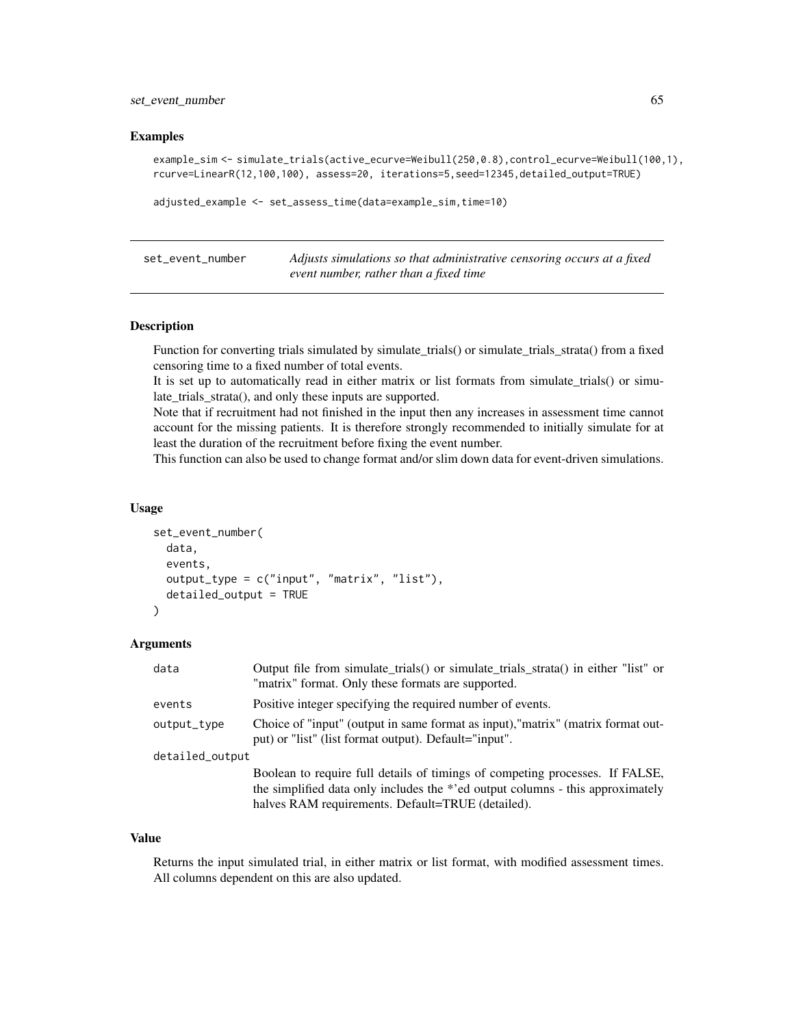### Examples

```
example_sim <- simulate_trials(active_ecurve=Weibull(250,0.8),control_ecurve=Weibull(100,1),
rcurve=LinearR(12,100,100), assess=20, iterations=5,seed=12345,detailed_output=TRUE)

adjusted_example <- set_assess_time(data=example_sim,time=10)
```

---

## set_event_number — *Adjusts simulations so that administrative censoring occurs at a fixed event number, rather than a fixed time*

### Description

Function for converting trials simulated by simulate_trials() or simulate_trials_strata() from a fixed censoring time to a fixed number of total events.
It is set up to automatically read in either matrix or list formats from simulate_trials() or simulate_trials_strata(), and only these inputs are supported.
Note that if recruitment had not finished in the input then any increases in assessment time cannot account for the missing patients. It is therefore strongly recommended to initially simulate for at least the duration of the recruitment before fixing the event number.
This function can also be used to change format and/or slim down data for event-driven simulations.

### Usage

```
set_event_number(
  data,
  events,
  output_type = c("input", "matrix", "list"),
  detailed_output = TRUE
)
```

### Arguments

| | |
|---|---|
| data | Output file from simulate_trials() or simulate_trials_strata() in either "list" or "matrix" format. Only these formats are supported. |
| events | Positive integer specifying the required number of events. |
| output_type | Choice of "input" (output in same format as input),"matrix" (matrix format output) or "list" (list format output). Default="input". |
| detailed_output | Boolean to require full details of timings of competing processes. If FALSE, the simplified data only includes the *'ed output columns - this approximately halves RAM requirements. Default=TRUE (detailed). |

### Value

Returns the input simulated trial, in either matrix or list format, with modified assessment times. All columns dependent on this are also updated.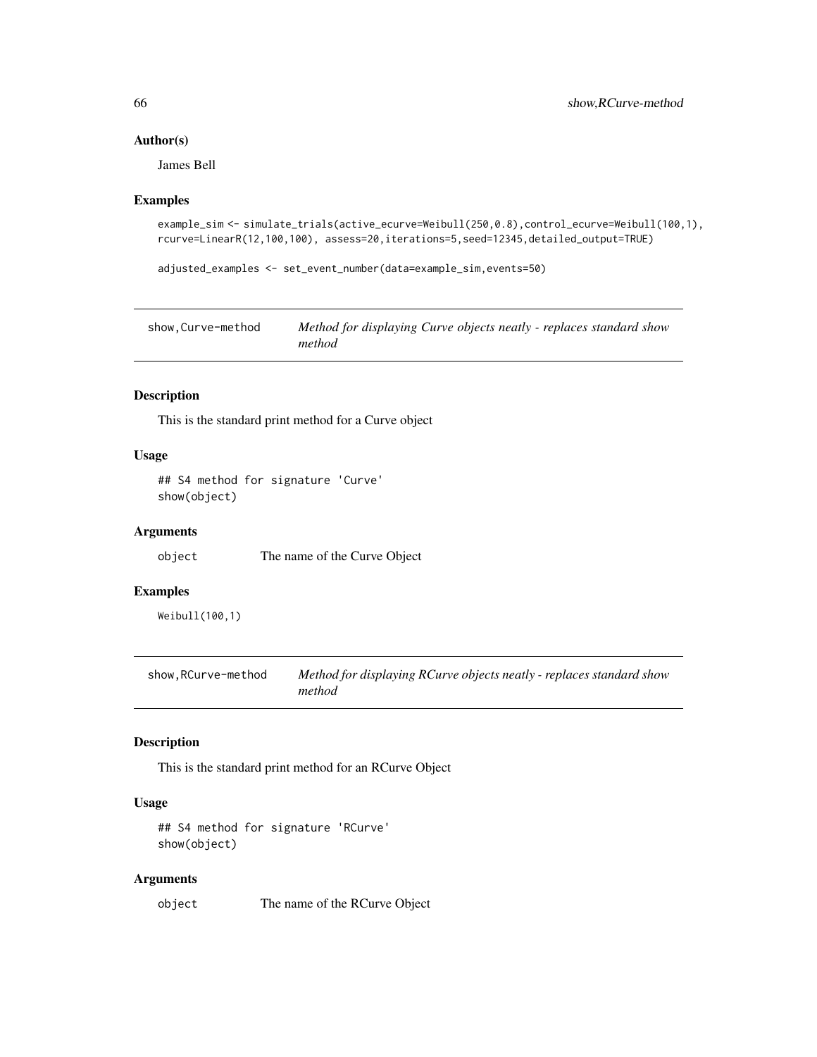### Author(s)

James Bell

### Examples

```
example_sim <- simulate_trials(active_ecurve=Weibull(250,0.8),control_ecurve=Weibull(100,1),
rcurve=LinearR(12,100,100), assess=20,iterations=5,seed=12345,detailed_output=TRUE)

adjusted_examples <- set_event_number(data=example_sim,events=50)
```

## show,Curve-method — *Method for displaying Curve objects neatly - replaces standard show method*

### Description

This is the standard print method for a Curve object

### Usage

```
## S4 method for signature 'Curve'
show(object)
```

### Arguments

| | |
|---|---|
| object | The name of the Curve Object |

### Examples

```
Weibull(100,1)
```

## show,RCurve-method — *Method for displaying RCurve objects neatly - replaces standard show method*

### Description

This is the standard print method for an RCurve Object

### Usage

```
## S4 method for signature 'RCurve'
show(object)
```

### Arguments

| | |
|---|---|
| object | The name of the RCurve Object |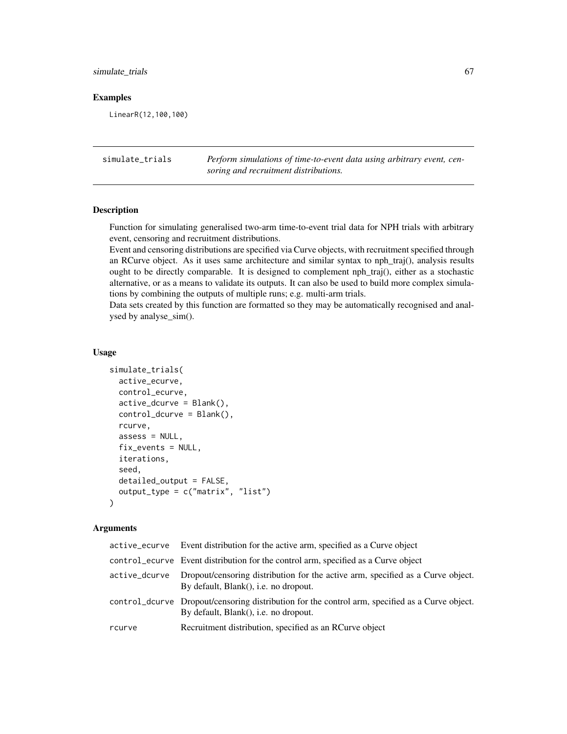## Examples

```
LinearR(12,100,100)
```

---

## simulate_trials

*Perform simulations of time-to-event data using arbitrary event, censoring and recruitment distributions.*

### Description

Function for simulating generalised two-arm time-to-event trial data for NPH trials with arbitrary event, censoring and recruitment distributions.
Event and censoring distributions are specified via Curve objects, with recruitment specified through an RCurve object. As it uses same architecture and similar syntax to nph_traj(), analysis results ought to be directly comparable. It is designed to complement nph_traj(), either as a stochastic alternative, or as a means to validate its outputs. It can also be used to build more complex simulations by combining the outputs of multiple runs; e.g. multi-arm trials.
Data sets created by this function are formatted so they may be automatically recognised and analysed by analyse_sim().

### Usage

```
simulate_trials(
  active_ecurve,
  control_ecurve,
  active_dcurve = Blank(),
  control_dcurve = Blank(),
  rcurve,
  assess = NULL,
  fix_events = NULL,
  iterations,
  seed,
  detailed_output = FALSE,
  output_type = c("matrix", "list")
)
```

### Arguments

| | |
|---|---|
| `active_ecurve` | Event distribution for the active arm, specified as a Curve object |
| `control_ecurve` | Event distribution for the control arm, specified as a Curve object |
| `active_dcurve` | Dropout/censoring distribution for the active arm, specified as a Curve object. By default, Blank(), i.e. no dropout. |
| `control_dcurve` | Dropout/censoring distribution for the control arm, specified as a Curve object. By default, Blank(), i.e. no dropout. |
| `rcurve` | Recruitment distribution, specified as an RCurve object |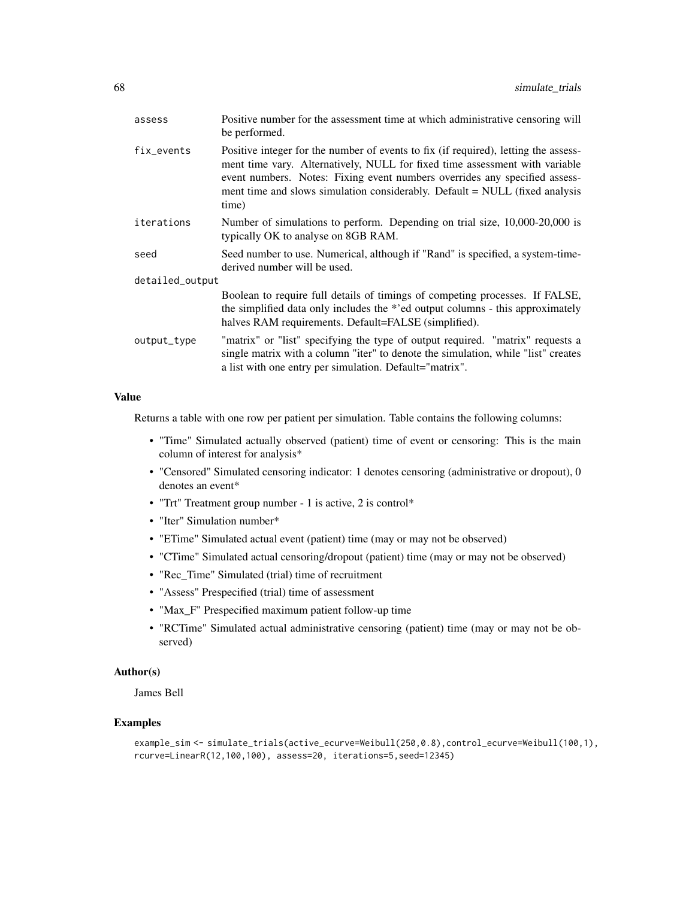| | |
|---|---|
| `assess` | Positive number for the assessment time at which administrative censoring will be performed. |
| `fix_events` | Positive integer for the number of events to fix (if required), letting the assessment time vary. Alternatively, NULL for fixed time assessment with variable event numbers. Notes: Fixing event numbers overrides any specified assessment time and slows simulation considerably. Default = NULL (fixed analysis time) |
| `iterations` | Number of simulations to perform. Depending on trial size, 10,000-20,000 is typically OK to analyse on 8GB RAM. |
| `seed` | Seed number to use. Numerical, although if "Rand" is specified, a system-time-derived number will be used. |
| `detailed_output` | Boolean to require full details of timings of competing processes. If FALSE, the simplified data only includes the *'ed output columns - this approximately halves RAM requirements. Default=FALSE (simplified). |
| `output_type` | "matrix" or "list" specifying the type of output required. "matrix" requests a single matrix with a column "iter" to denote the simulation, while "list" creates a list with one entry per simulation. Default="matrix". |

### Value

Returns a table with one row per patient per simulation. Table contains the following columns:

- "Time" Simulated actually observed (patient) time of event or censoring: This is the main column of interest for analysis*
- "Censored" Simulated censoring indicator: 1 denotes censoring (administrative or dropout), 0 denotes an event*
- "Trt" Treatment group number - 1 is active, 2 is control*
- "Iter" Simulation number*
- "ETime" Simulated actual event (patient) time (may or may not be observed)
- "CTime" Simulated actual censoring/dropout (patient) time (may or may not be observed)
- "Rec_Time" Simulated (trial) time of recruitment
- "Assess" Prespecified (trial) time of assessment
- "Max_F" Prespecified maximum patient follow-up time
- "RCTime" Simulated actual administrative censoring (patient) time (may or may not be observed)

### Author(s)

James Bell

### Examples

```
example_sim <- simulate_trials(active_ecurve=Weibull(250,0.8),control_ecurve=Weibull(100,1),
rcurve=LinearR(12,100,100), assess=20, iterations=5,seed=12345)
```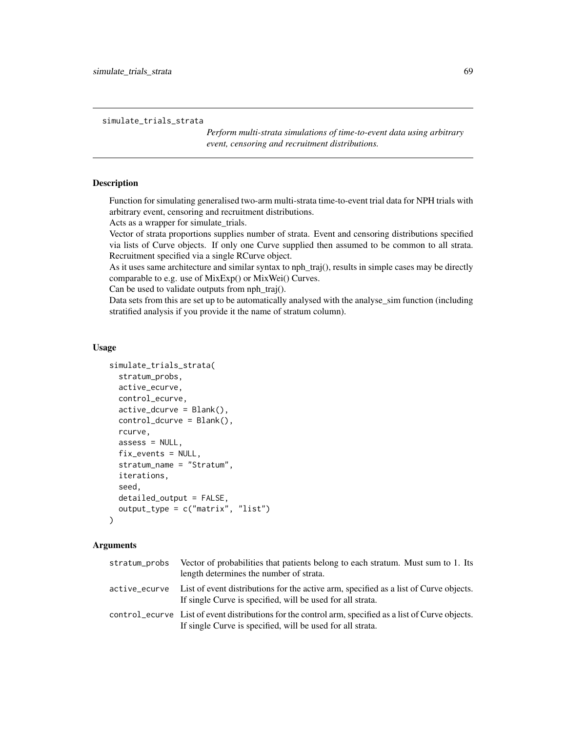`simulate_trials_strata`

*Perform multi-strata simulations of time-to-event data using arbitrary event, censoring and recruitment distributions.*

## Description

Function for simulating generalised two-arm multi-strata time-to-event trial data for NPH trials with arbitrary event, censoring and recruitment distributions.
Acts as a wrapper for simulate_trials.
Vector of strata proportions supplies number of strata. Event and censoring distributions specified via lists of Curve objects. If only one Curve supplied then assumed to be common to all strata. Recruitment specified via a single RCurve object.
As it uses same architecture and similar syntax to nph_traj(), results in simple cases may be directly comparable to e.g. use of MixExp() or MixWei() Curves.
Can be used to validate outputs from nph_traj().
Data sets from this are set up to be automatically analysed with the analyse_sim function (including stratified analysis if you provide it the name of stratum column).

## Usage

```
simulate_trials_strata(
  stratum_probs,
  active_ecurve,
  control_ecurve,
  active_dcurve = Blank(),
  control_dcurve = Blank(),
  rcurve,
  assess = NULL,
  fix_events = NULL,
  stratum_name = "Stratum",
  iterations,
  seed,
  detailed_output = FALSE,
  output_type = c("matrix", "list")
)
```

## Arguments

| | |
|---|---|
| `stratum_probs` | Vector of probabilities that patients belong to each stratum. Must sum to 1. Its length determines the number of strata. |
| `active_ecurve` | List of event distributions for the active arm, specified as a list of Curve objects. If single Curve is specified, will be used for all strata. |
| `control_ecurve` | List of event distributions for the control arm, specified as a list of Curve objects. If single Curve is specified, will be used for all strata. |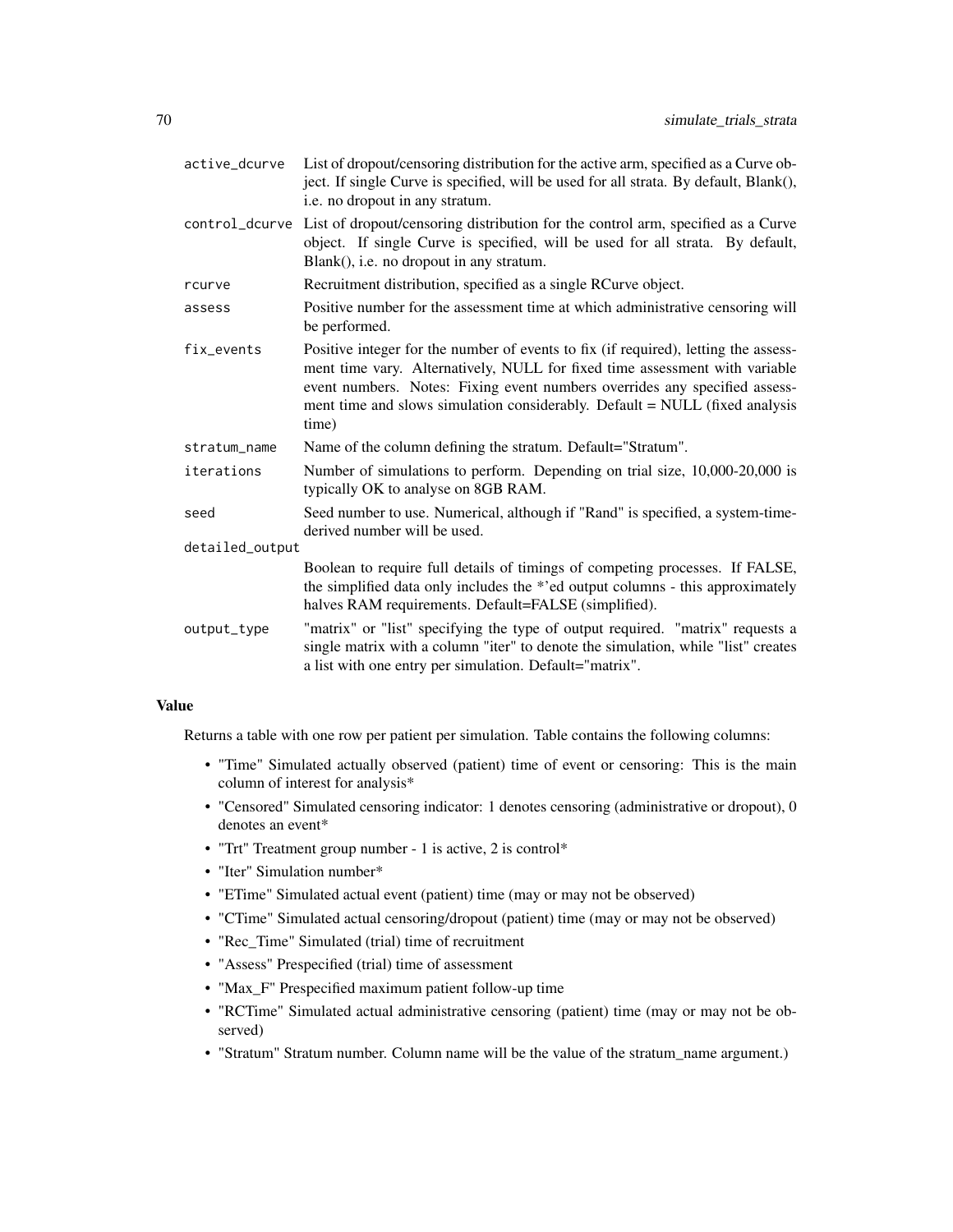| | |
|---|---|
| active_dcurve | List of dropout/censoring distribution for the active arm, specified as a Curve object. If single Curve is specified, will be used for all strata. By default, Blank(), i.e. no dropout in any stratum. |
| control_dcurve | List of dropout/censoring distribution for the control arm, specified as a Curve object. If single Curve is specified, will be used for all strata. By default, Blank(), i.e. no dropout in any stratum. |
| rcurve | Recruitment distribution, specified as a single RCurve object. |
| assess | Positive number for the assessment time at which administrative censoring will be performed. |
| fix_events | Positive integer for the number of events to fix (if required), letting the assessment time vary. Alternatively, NULL for fixed time assessment with variable event numbers. Notes: Fixing event numbers overrides any specified assessment time and slows simulation considerably. Default = NULL (fixed analysis time) |
| stratum_name | Name of the column defining the stratum. Default="Stratum". |
| iterations | Number of simulations to perform. Depending on trial size, 10,000-20,000 is typically OK to analyse on 8GB RAM. |
| seed | Seed number to use. Numerical, although if "Rand" is specified, a system-time-derived number will be used. |
| detailed_output | Boolean to require full details of timings of competing processes. If FALSE, the simplified data only includes the *'ed output columns - this approximately halves RAM requirements. Default=FALSE (simplified). |
| output_type | "matrix" or "list" specifying the type of output required. "matrix" requests a single matrix with a column "iter" to denote the simulation, while "list" creates a list with one entry per simulation. Default="matrix". |

## Value

Returns a table with one row per patient per simulation. Table contains the following columns:

- "Time" Simulated actually observed (patient) time of event or censoring: This is the main column of interest for analysis*
- "Censored" Simulated censoring indicator: 1 denotes censoring (administrative or dropout), 0 denotes an event*
- "Trt" Treatment group number - 1 is active, 2 is control*
- "Iter" Simulation number*
- "ETime" Simulated actual event (patient) time (may or may not be observed)
- "CTime" Simulated actual censoring/dropout (patient) time (may or may not be observed)
- "Rec_Time" Simulated (trial) time of recruitment
- "Assess" Prespecified (trial) time of assessment
- "Max_F" Prespecified maximum patient follow-up time
- "RCTime" Simulated actual administrative censoring (patient) time (may or may not be observed)
- "Stratum" Stratum number. Column name will be the value of the stratum_name argument.)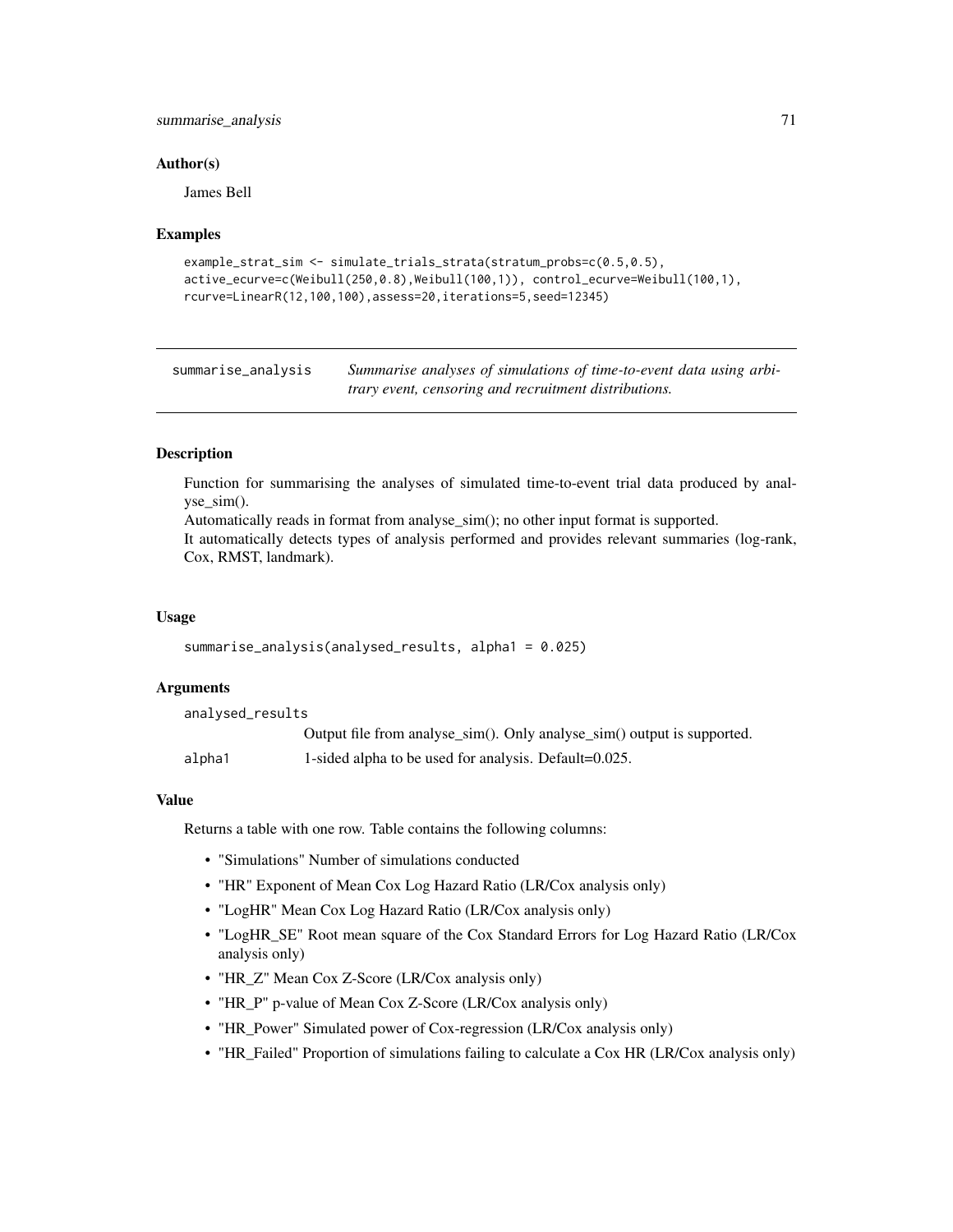### Author(s)

James Bell

### Examples

```
example_strat_sim <- simulate_trials_strata(stratum_probs=c(0.5,0.5),
active_ecurve=c(Weibull(250,0.8),Weibull(100,1)), control_ecurve=Weibull(100,1),
rcurve=LinearR(12,100,100),assess=20,iterations=5,seed=12345)
```

---

## summarise_analysis

*Summarise analyses of simulations of time-to-event data using arbitrary event, censoring and recruitment distributions.*

---

### Description

Function for summarising the analyses of simulated time-to-event trial data produced by analyse_sim().
Automatically reads in format from analyse_sim(); no other input format is supported.
It automatically detects types of analysis performed and provides relevant summaries (log-rank, Cox, RMST, landmark).

### Usage

```
summarise_analysis(analysed_results, alpha1 = 0.025)
```

### Arguments

| | |
|---|---|
| analysed_results | Output file from analyse_sim(). Only analyse_sim() output is supported. |
| alpha1 | 1-sided alpha to be used for analysis. Default=0.025. |

### Value

Returns a table with one row. Table contains the following columns:

- "Simulations" Number of simulations conducted
- "HR" Exponent of Mean Cox Log Hazard Ratio (LR/Cox analysis only)
- "LogHR" Mean Cox Log Hazard Ratio (LR/Cox analysis only)
- "LogHR_SE" Root mean square of the Cox Standard Errors for Log Hazard Ratio (LR/Cox analysis only)
- "HR_Z" Mean Cox Z-Score (LR/Cox analysis only)
- "HR_P" p-value of Mean Cox Z-Score (LR/Cox analysis only)
- "HR_Power" Simulated power of Cox-regression (LR/Cox analysis only)
- "HR_Failed" Proportion of simulations failing to calculate a Cox HR (LR/Cox analysis only)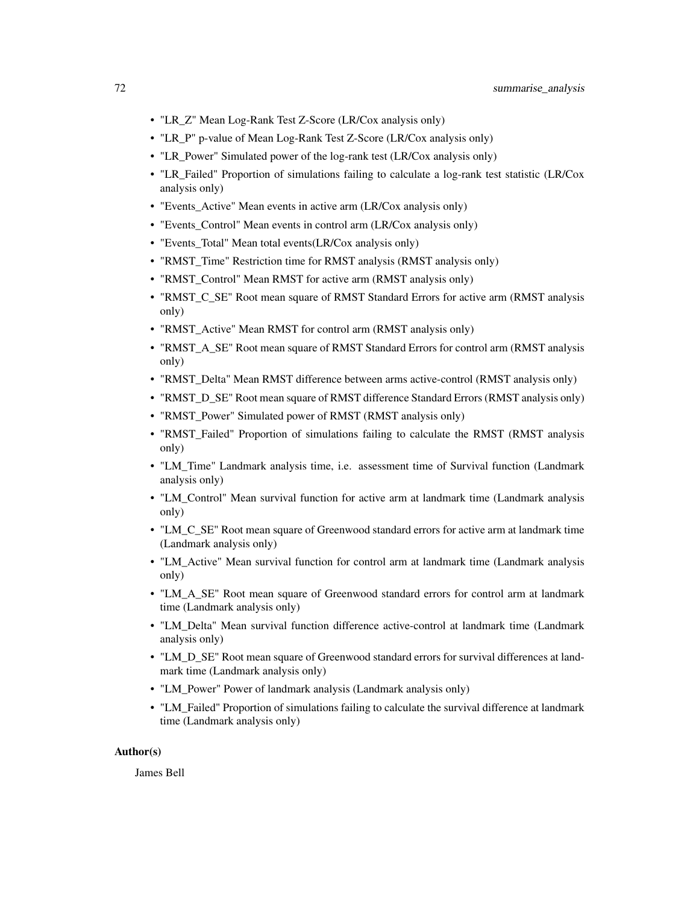- "LR_Z" Mean Log-Rank Test Z-Score (LR/Cox analysis only)
- "LR_P" p-value of Mean Log-Rank Test Z-Score (LR/Cox analysis only)
- "LR_Power" Simulated power of the log-rank test (LR/Cox analysis only)
- "LR_Failed" Proportion of simulations failing to calculate a log-rank test statistic (LR/Cox analysis only)
- "Events_Active" Mean events in active arm (LR/Cox analysis only)
- "Events_Control" Mean events in control arm (LR/Cox analysis only)
- "Events_Total" Mean total events(LR/Cox analysis only)
- "RMST_Time" Restriction time for RMST analysis (RMST analysis only)
- "RMST_Control" Mean RMST for active arm (RMST analysis only)
- "RMST_C_SE" Root mean square of RMST Standard Errors for active arm (RMST analysis only)
- "RMST_Active" Mean RMST for control arm (RMST analysis only)
- "RMST_A_SE" Root mean square of RMST Standard Errors for control arm (RMST analysis only)
- "RMST_Delta" Mean RMST difference between arms active-control (RMST analysis only)
- "RMST_D_SE" Root mean square of RMST difference Standard Errors (RMST analysis only)
- "RMST_Power" Simulated power of RMST (RMST analysis only)
- "RMST_Failed" Proportion of simulations failing to calculate the RMST (RMST analysis only)
- "LM_Time" Landmark analysis time, i.e. assessment time of Survival function (Landmark analysis only)
- "LM_Control" Mean survival function for active arm at landmark time (Landmark analysis only)
- "LM_C_SE" Root mean square of Greenwood standard errors for active arm at landmark time (Landmark analysis only)
- "LM_Active" Mean survival function for control arm at landmark time (Landmark analysis only)
- "LM_A_SE" Root mean square of Greenwood standard errors for control arm at landmark time (Landmark analysis only)
- "LM_Delta" Mean survival function difference active-control at landmark time (Landmark analysis only)
- "LM_D_SE" Root mean square of Greenwood standard errors for survival differences at landmark time (Landmark analysis only)
- "LM_Power" Power of landmark analysis (Landmark analysis only)
- "LM_Failed" Proportion of simulations failing to calculate the survival difference at landmark time (Landmark analysis only)

### Author(s)

James Bell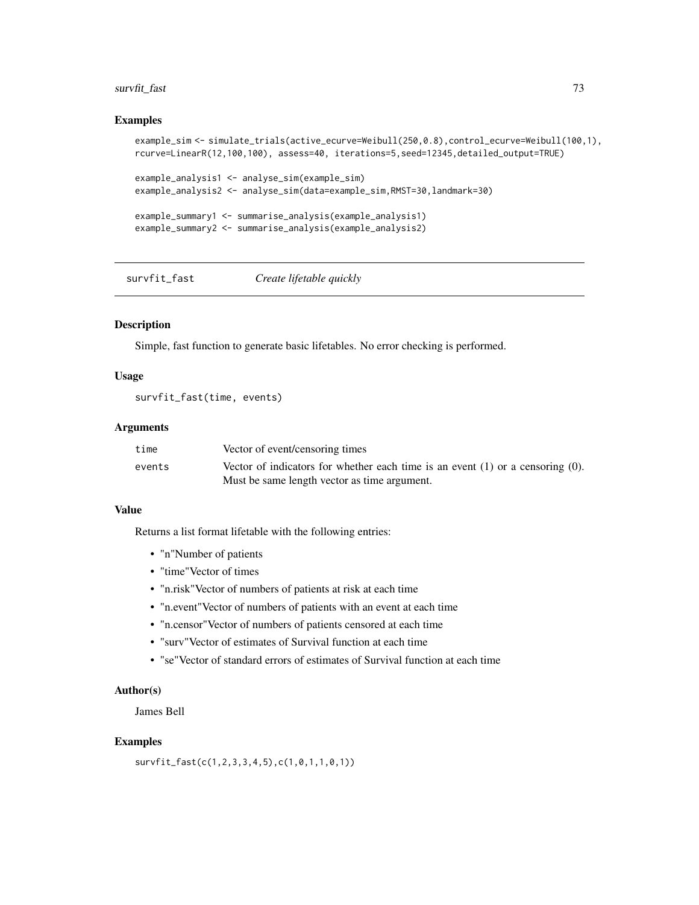### Examples

```
example_sim <- simulate_trials(active_ecurve=Weibull(250,0.8),control_ecurve=Weibull(100,1),
rcurve=LinearR(12,100,100), assess=40, iterations=5,seed=12345,detailed_output=TRUE)

example_analysis1 <- analyse_sim(example_sim)
example_analysis2 <- analyse_sim(data=example_sim,RMST=30,landmark=30)

example_summary1 <- summarise_analysis(example_analysis1)
example_summary2 <- summarise_analysis(example_analysis2)
```

---

## survfit_fast *Create lifetable quickly*

---

### Description

Simple, fast function to generate basic lifetables. No error checking is performed.

### Usage

```
survfit_fast(time, events)
```

### Arguments

| | |
|---|---|
| time | Vector of event/censoring times |
| events | Vector of indicators for whether each time is an event (1) or a censoring (0). Must be same length vector as time argument. |

### Value

Returns a list format lifetable with the following entries:

- "n"Number of patients
- "time"Vector of times
- "n.risk"Vector of numbers of patients at risk at each time
- "n.event"Vector of numbers of patients with an event at each time
- "n.censor"Vector of numbers of patients censored at each time
- "surv"Vector of estimates of Survival function at each time
- "se"Vector of standard errors of estimates of Survival function at each time

### Author(s)

James Bell

### Examples

```
survfit_fast(c(1,2,3,3,4,5),c(1,0,1,1,0,1))
```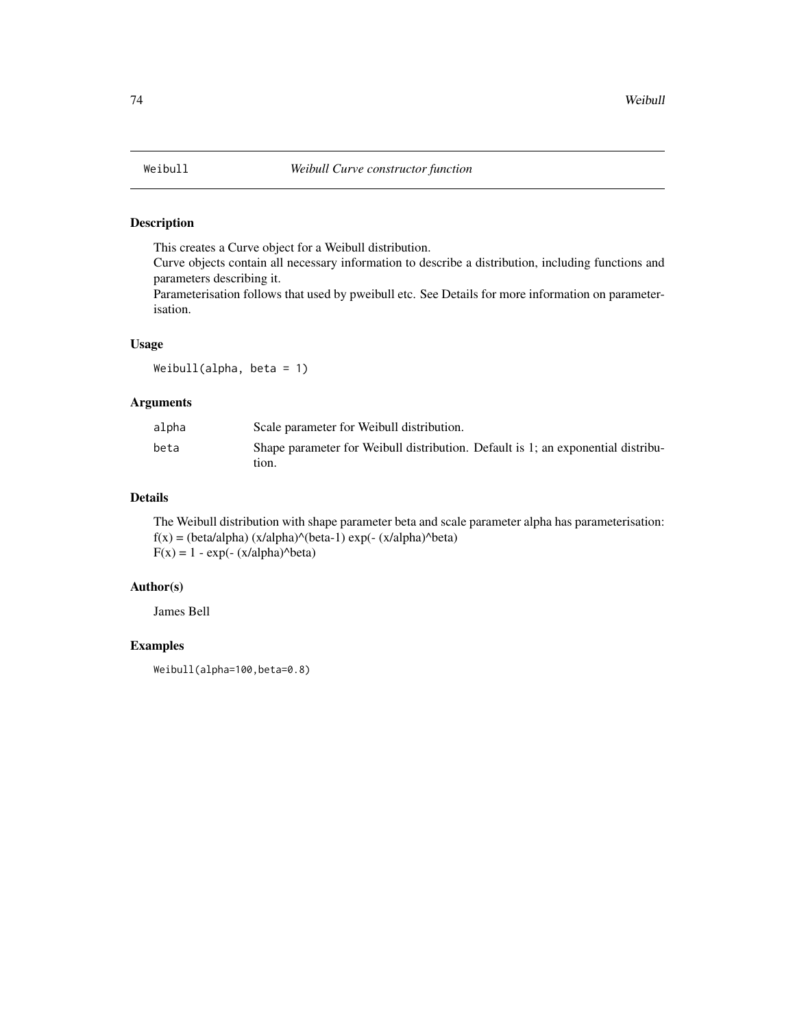# Weibull — *Weibull Curve constructor function*

## Description

This creates a Curve object for a Weibull distribution.
Curve objects contain all necessary information to describe a distribution, including functions and parameters describing it.
Parameterisation follows that used by pweibull etc. See Details for more information on parameterisation.

## Usage

```
Weibull(alpha, beta = 1)
```

## Arguments

| | |
|---|---|
| alpha | Scale parameter for Weibull distribution. |
| beta | Shape parameter for Weibull distribution. Default is 1; an exponential distribution. |

## Details

The Weibull distribution with shape parameter beta and scale parameter alpha has parameterisation:
f(x) = (beta/alpha) (x/alpha)^(beta-1) exp(- (x/alpha)^beta)
F(x) = 1 - exp(- (x/alpha)^beta)

## Author(s)

James Bell

## Examples

```
Weibull(alpha=100,beta=0.8)
```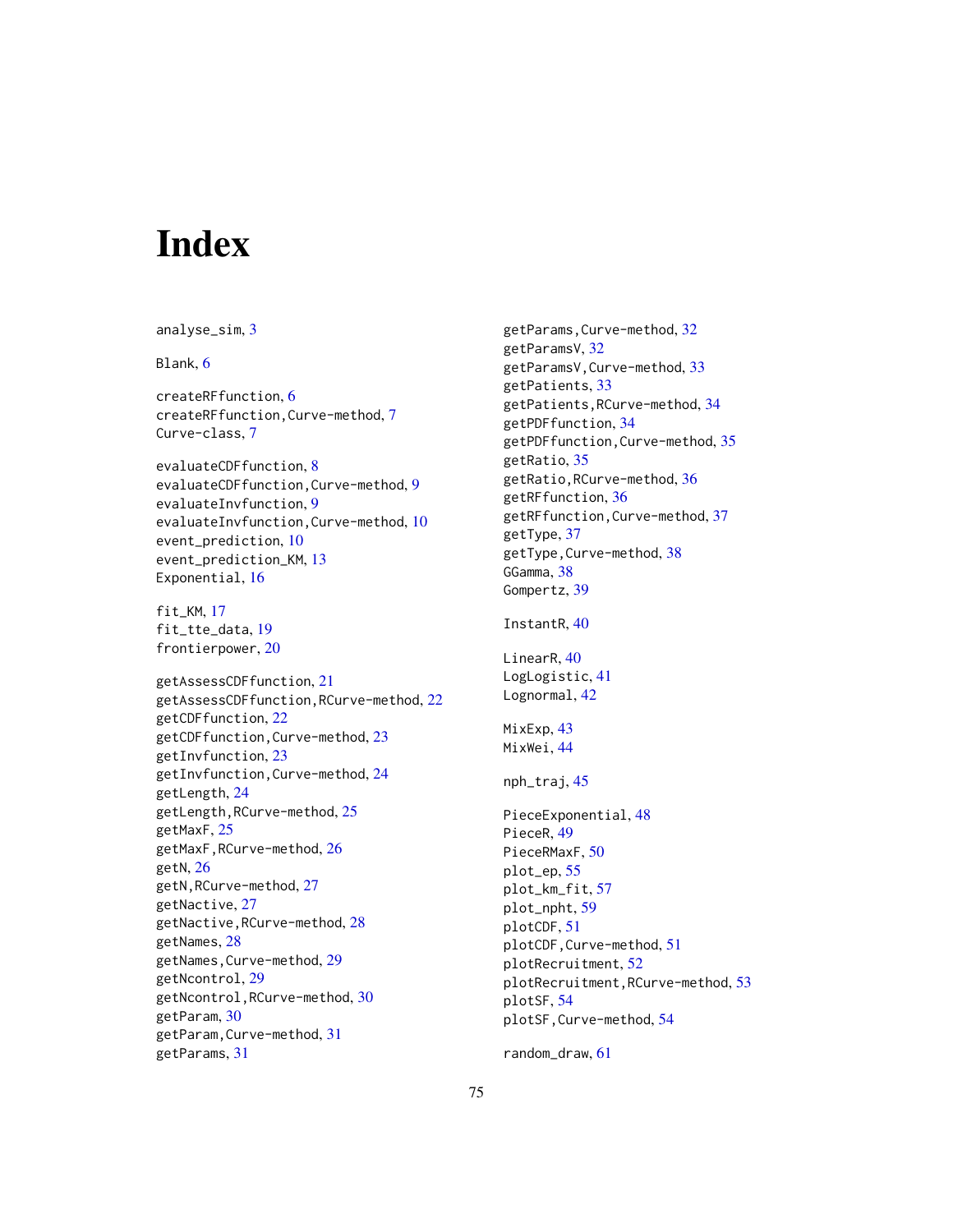# Index

analyse_sim, 3

Blank, 6

createRFfunction, 6
createRFfunction,Curve-method, 7
Curve-class, 7

evaluateCDFfunction, 8
evaluateCDFfunction,Curve-method, 9
evaluateInvfunction, 9
evaluateInvfunction,Curve-method, 10
event_prediction, 10
event_prediction_KM, 13
Exponential, 16

fit_KM, 17
fit_tte_data, 19
frontierpower, 20

getAssessCDFfunction, 21
getAssessCDFfunction,RCurve-method, 22
getCDFfunction, 22
getCDFfunction,Curve-method, 23
getInvfunction, 23
getInvfunction,Curve-method, 24
getLength, 24
getLength,RCurve-method, 25
getMaxF, 25
getMaxF,RCurve-method, 26
getN, 26
getN,RCurve-method, 27
getNactive, 27
getNactive,RCurve-method, 28
getNames, 28
getNames,Curve-method, 29
getNcontrol, 29
getNcontrol,RCurve-method, 30
getParam, 30
getParam,Curve-method, 31
getParams, 31
getParams,Curve-method, 32
getParamsV, 32
getParamsV,Curve-method, 33
getPatients, 33
getPatients,RCurve-method, 34
getPDFfunction, 34
getPDFfunction,Curve-method, 35
getRatio, 35
getRatio,RCurve-method, 36
getRFfunction, 36
getRFfunction,Curve-method, 37
getType, 37
getType,Curve-method, 38
GGamma, 38
Gompertz, 39

InstantR, 40

LinearR, 40
LogLogistic, 41
Lognormal, 42

MixExp, 43
MixWei, 44

nph_traj, 45

PieceExponential, 48
PieceR, 49
PieceRMaxF, 50
plot_ep, 55
plot_km_fit, 57
plot_nph, 59
plotCDF, 51
plotCDF,Curve-method, 51
plotRecruitment, 52
plotRecruitment,RCurve-method, 53
plotSF, 54
plotSF,Curve-method, 54

random_draw, 61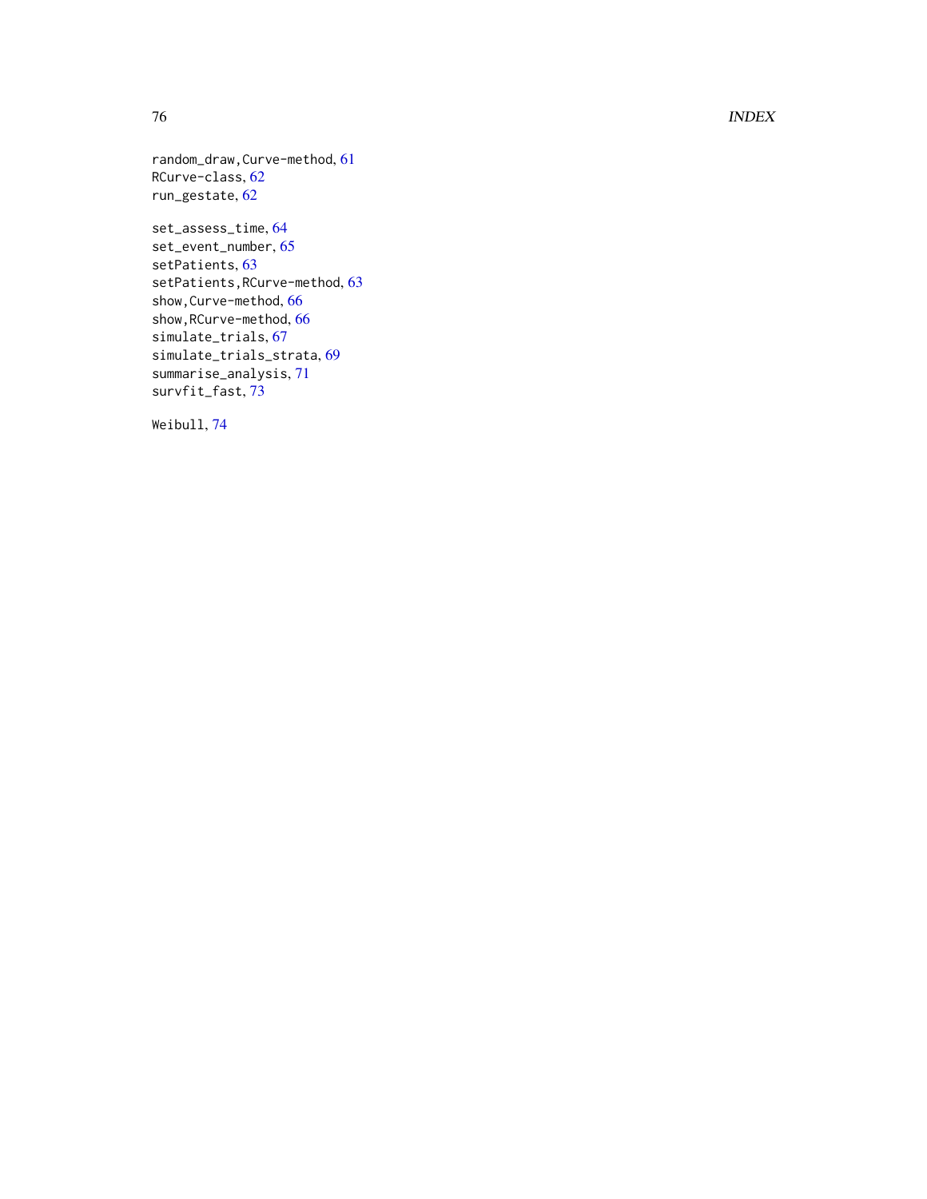random_draw,Curve-method, 61
RCurve-class, 62
run_gestate, 62

set_assess_time, 64
set_event_number, 65
setPatients, 63
setPatients,RCurve-method, 63
show,Curve-method, 66
show,RCurve-method, 66
simulate_trials, 67
simulate_trials_strata, 69
summarise_analysis, 71
survfit_fast, 73

Weibull, 74